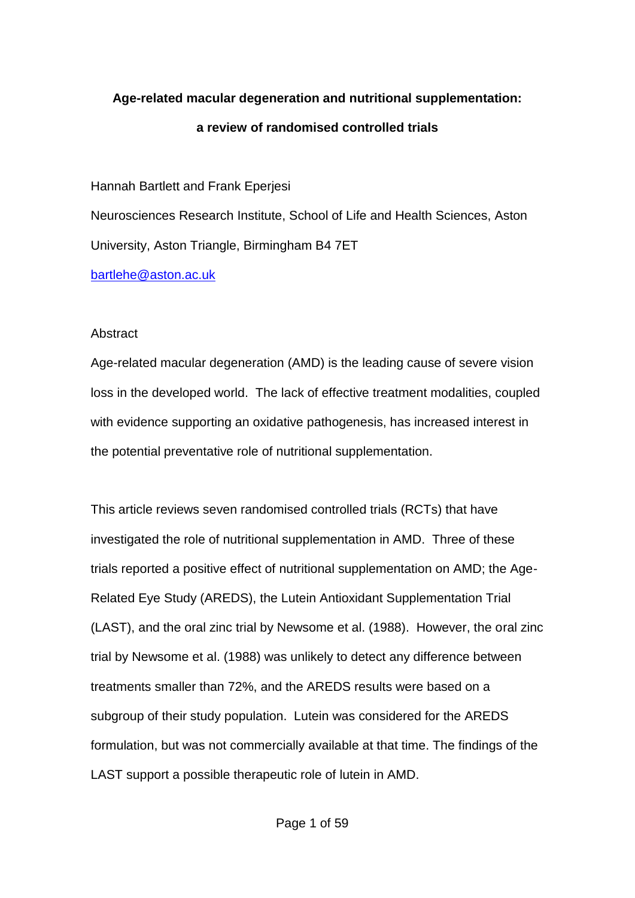# Age-related macular degeneration and nutritional supplementation: a review of randomised controlled trials

Hannah Bartlett and Frank Eperjesi

Neurosciences Research Institute, School of Life and Health Sciences, Aston University, Aston Triangle, Birmingham B4 7ET

bartlehe@aston.ac.uk

## Abstract

Age-related macular degeneration (AMD) is the leading cause of severe vision loss in the developed world. The lack of effective treatment modalities, coupled with evidence supporting an oxidative pathogenesis, has increased interest in the potential preventative role of nutritional supplementation.

This article reviews seven randomised controlled trials (RCTs) that have investigated the role of nutritional supplementation in AMD. Three of these trials reported a positive effect of nutritional supplementation on AMD; the Age-Related Eye Study (AREDS), the Lutein Antioxidant Supplementation Trial (LAST), and the oral zinc trial by Newsome et al. (1988). However, the oral zinc trial by Newsome et al. (1988) was unlikely to detect any difference between treatments smaller than 72%, and the AREDS results were based on a subgroup of their study population. Lutein was considered for the AREDS formulation, but was not commercially available at that time. The findings of the LAST support a possible therapeutic role of lutein in AMD.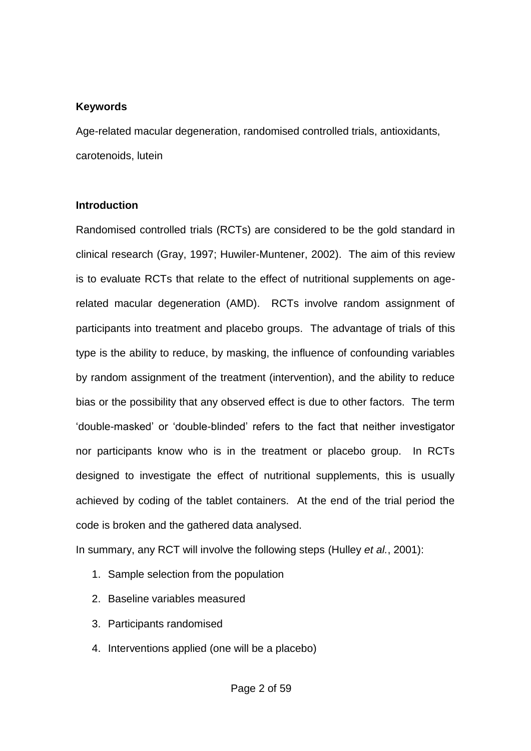## Keywords

Age-related macular degeneration, randomised controlled trials, antioxidants, carotenoids, lutein

## Introduction

Randomised controlled trials (RCTs) are considered to be the gold standard in clinical research (Gray, 1997; Huwiler-Muntener, 2002). The aim of this review is to evaluate RCTs that relate to the effect of nutritional supplements on age-related macular degeneration (AMD). RCTs involve random assignment of participants into treatment and placebo groups. The advantage of trials of this type is the ability to reduce, by masking, the influence of confounding variables by random assignment of the treatment (intervention), and the ability to reduce bias or the possibility that any observed effect is due to other factors. The term 'double-masked' or 'double-blinded' refers to the fact that neither investigator nor participants know who is in the treatment or placebo group. In RCTs designed to investigate the effect of nutritional supplements, this is usually achieved by coding of the tablet containers. At the end of the trial period the code is broken and the gathered data analysed.

In summary, any RCT will involve the following steps (Hulley *et al.*, 2001):

1. Sample selection from the population
2. Baseline variables measured
3. Participants randomised
4. Interventions applied (one will be a placebo)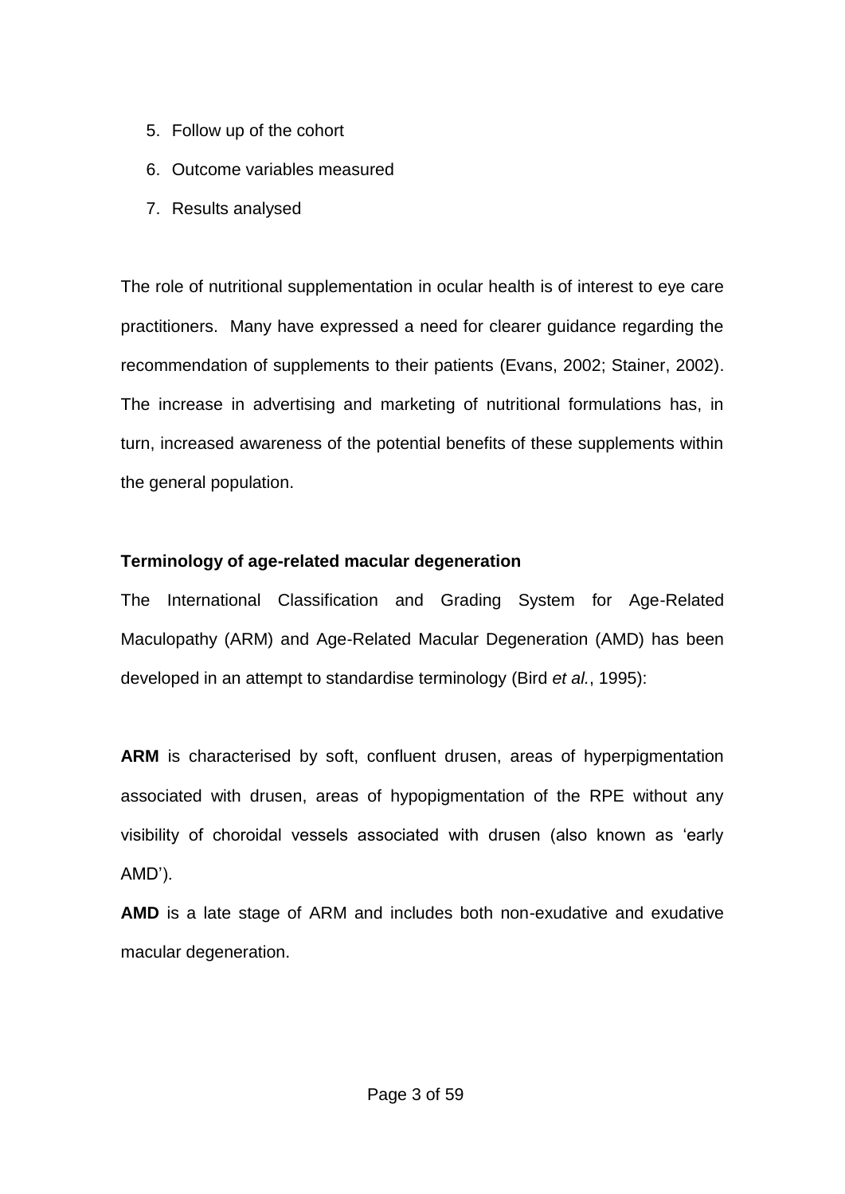5. Follow up of the cohort
6. Outcome variables measured
7. Results analysed

The role of nutritional supplementation in ocular health is of interest to eye care practitioners. Many have expressed a need for clearer guidance regarding the recommendation of supplements to their patients (Evans, 2002; Stainer, 2002). The increase in advertising and marketing of nutritional formulations has, in turn, increased awareness of the potential benefits of these supplements within the general population.

### Terminology of age-related macular degeneration

The International Classification and Grading System for Age-Related Maculopathy (ARM) and Age-Related Macular Degeneration (AMD) has been developed in an attempt to standardise terminology (Bird *et al.*, 1995):

**ARM** is characterised by soft, confluent drusen, areas of hyperpigmentation associated with drusen, areas of hypopigmentation of the RPE without any visibility of choroidal vessels associated with drusen (also known as 'early AMD').

**AMD** is a late stage of ARM and includes both non-exudative and exudative macular degeneration.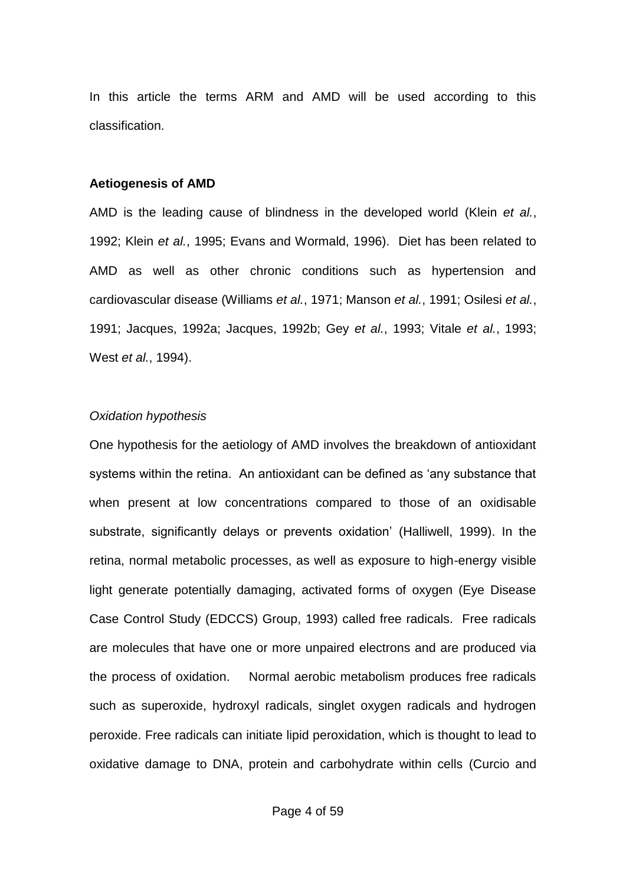In this article the terms ARM and AMD will be used according to this classification.

**Aetiogenesis of AMD**

AMD is the leading cause of blindness in the developed world (Klein *et al.*, 1992; Klein *et al.*, 1995; Evans and Wormald, 1996). Diet has been related to AMD as well as other chronic conditions such as hypertension and cardiovascular disease (Williams *et al.*, 1971; Manson *et al.*, 1991; Osilesi *et al.*, 1991; Jacques, 1992a; Jacques, 1992b; Gey *et al.*, 1993; Vitale *et al.*, 1993; West *et al.*, 1994).

*Oxidation hypothesis*

One hypothesis for the aetiology of AMD involves the breakdown of antioxidant systems within the retina. An antioxidant can be defined as 'any substance that when present at low concentrations compared to those of an oxidisable substrate, significantly delays or prevents oxidation' (Halliwell, 1999). In the retina, normal metabolic processes, as well as exposure to high-energy visible light generate potentially damaging, activated forms of oxygen (Eye Disease Case Control Study (EDCCS) Group, 1993) called free radicals. Free radicals are molecules that have one or more unpaired electrons and are produced via the process of oxidation. Normal aerobic metabolism produces free radicals such as superoxide, hydroxyl radicals, singlet oxygen radicals and hydrogen peroxide. Free radicals can initiate lipid peroxidation, which is thought to lead to oxidative damage to DNA, protein and carbohydrate within cells (Curcio and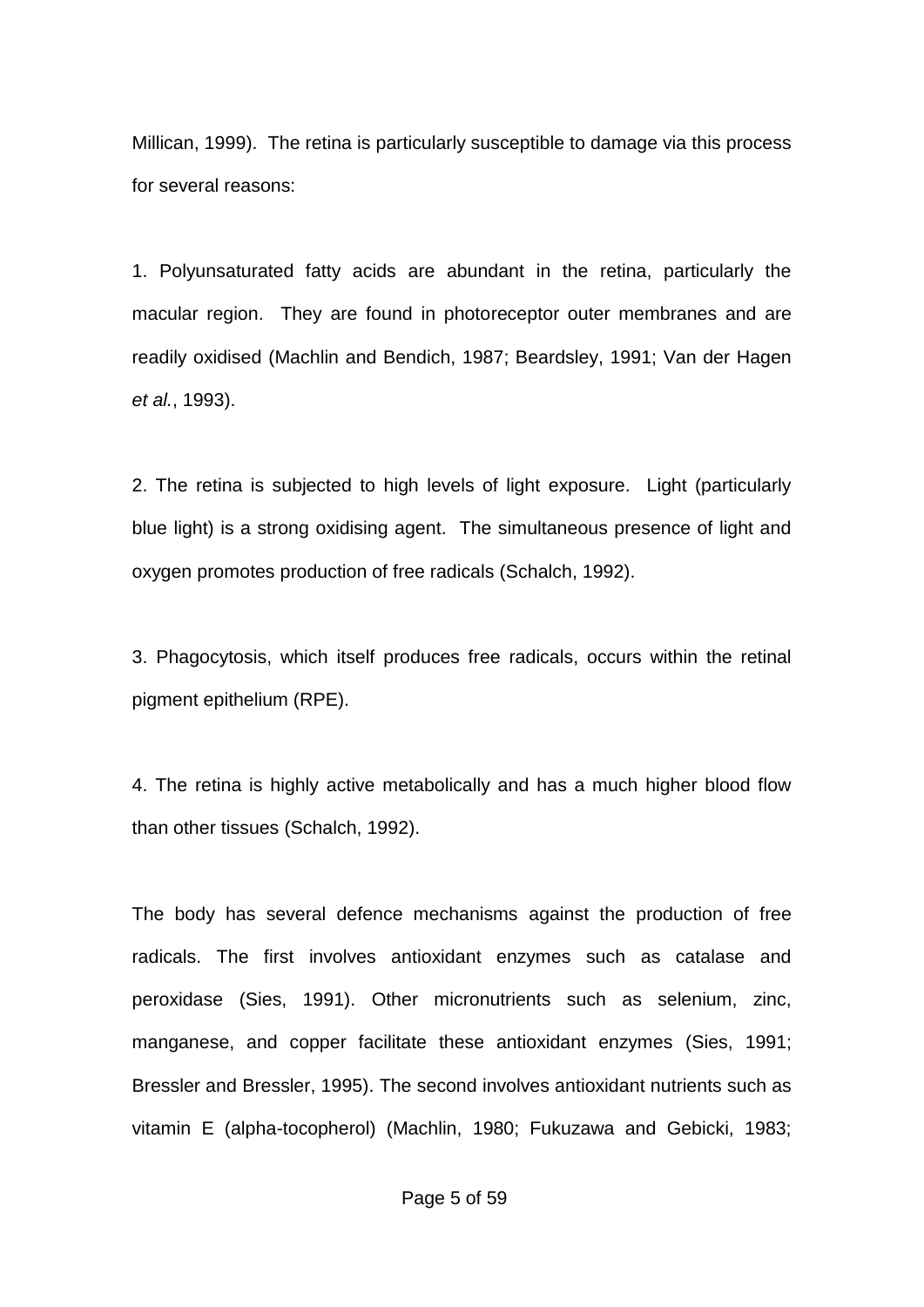Millican, 1999). The retina is particularly susceptible to damage via this process for several reasons:

1. Polyunsaturated fatty acids are abundant in the retina, particularly the macular region. They are found in photoreceptor outer membranes and are readily oxidised (Machlin and Bendich, 1987; Beardsley, 1991; Van der Hagen *et al.*, 1993).

2. The retina is subjected to high levels of light exposure. Light (particularly blue light) is a strong oxidising agent. The simultaneous presence of light and oxygen promotes production of free radicals (Schalch, 1992).

3. Phagocytosis, which itself produces free radicals, occurs within the retinal pigment epithelium (RPE).

4. The retina is highly active metabolically and has a much higher blood flow than other tissues (Schalch, 1992).

The body has several defence mechanisms against the production of free radicals. The first involves antioxidant enzymes such as catalase and peroxidase (Sies, 1991). Other micronutrients such as selenium, zinc, manganese, and copper facilitate these antioxidant enzymes (Sies, 1991; Bressler and Bressler, 1995). The second involves antioxidant nutrients such as vitamin E (alpha-tocopherol) (Machlin, 1980; Fukuzawa and Gebicki, 1983;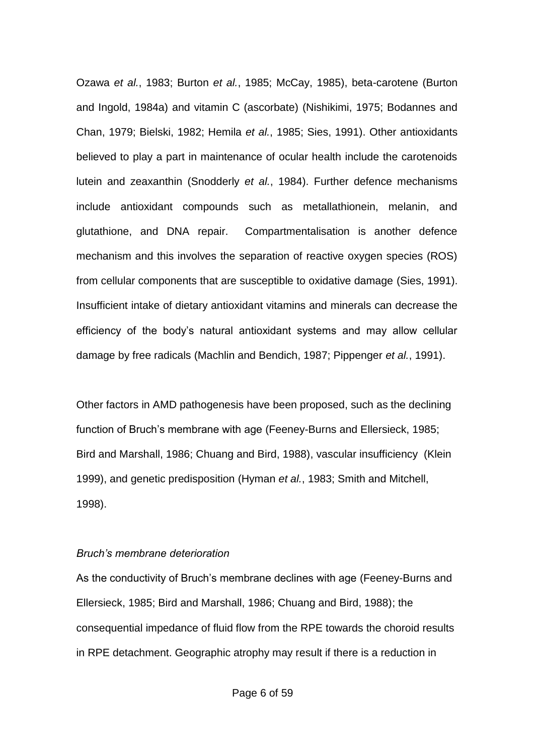Ozawa *et al.*, 1983; Burton *et al.*, 1985; McCay, 1985), beta-carotene (Burton and Ingold, 1984a) and vitamin C (ascorbate) (Nishikimi, 1975; Bodannes and Chan, 1979; Bielski, 1982; Hemila *et al.*, 1985; Sies, 1991). Other antioxidants believed to play a part in maintenance of ocular health include the carotenoids lutein and zeaxanthin (Snodderly *et al.*, 1984). Further defence mechanisms include antioxidant compounds such as metallathionein, melanin, and glutathione, and DNA repair. Compartmentalisation is another defence mechanism and this involves the separation of reactive oxygen species (ROS) from cellular components that are susceptible to oxidative damage (Sies, 1991). Insufficient intake of dietary antioxidant vitamins and minerals can decrease the efficiency of the body's natural antioxidant systems and may allow cellular damage by free radicals (Machlin and Bendich, 1987; Pippenger *et al.*, 1991).

Other factors in AMD pathogenesis have been proposed, such as the declining function of Bruch's membrane with age (Feeney-Burns and Ellersieck, 1985; Bird and Marshall, 1986; Chuang and Bird, 1988), vascular insufficiency (Klein 1999), and genetic predisposition (Hyman *et al.*, 1983; Smith and Mitchell, 1998).

*Bruch's membrane deterioration*

As the conductivity of Bruch's membrane declines with age (Feeney-Burns and Ellersieck, 1985; Bird and Marshall, 1986; Chuang and Bird, 1988); the consequential impedance of fluid flow from the RPE towards the choroid results in RPE detachment. Geographic atrophy may result if there is a reduction in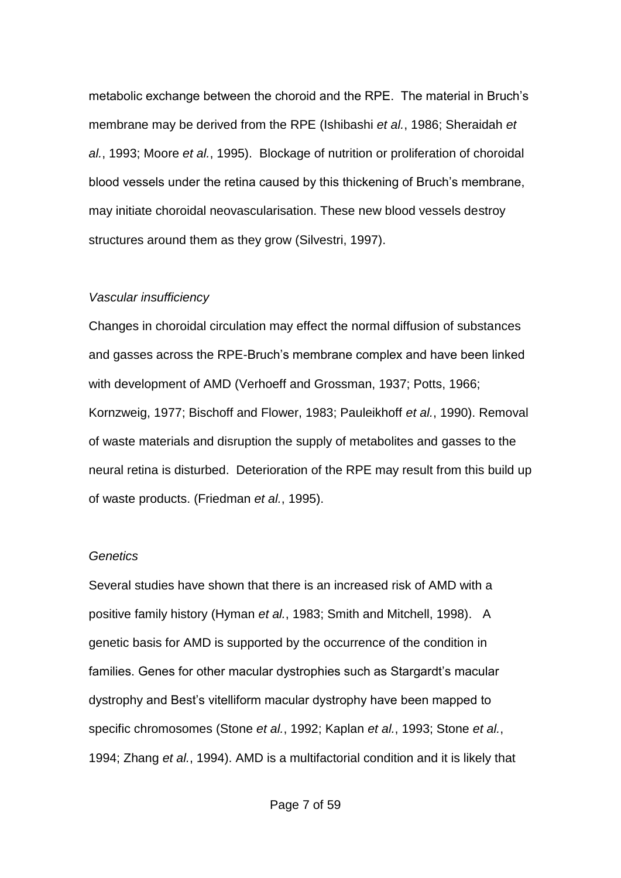metabolic exchange between the choroid and the RPE. The material in Bruch's membrane may be derived from the RPE (Ishibashi *et al.*, 1986; Sheraidah *et al.*, 1993; Moore *et al.*, 1995). Blockage of nutrition or proliferation of choroidal blood vessels under the retina caused by this thickening of Bruch's membrane, may initiate choroidal neovascularisation. These new blood vessels destroy structures around them as they grow (Silvestri, 1997).

*Vascular insufficiency*

Changes in choroidal circulation may effect the normal diffusion of substances and gasses across the RPE-Bruch's membrane complex and have been linked with development of AMD (Verhoeff and Grossman, 1937; Potts, 1966; Kornzweig, 1977; Bischoff and Flower, 1983; Pauleikhoff *et al.*, 1990). Removal of waste materials and disruption the supply of metabolites and gasses to the neural retina is disturbed. Deterioration of the RPE may result from this build up of waste products. (Friedman *et al.*, 1995).

*Genetics*

Several studies have shown that there is an increased risk of AMD with a positive family history (Hyman *et al.*, 1983; Smith and Mitchell, 1998). A genetic basis for AMD is supported by the occurrence of the condition in families. Genes for other macular dystrophies such as Stargardt's macular dystrophy and Best's vitelliform macular dystrophy have been mapped to specific chromosomes (Stone *et al.*, 1992; Kaplan *et al.*, 1993; Stone *et al.*, 1994; Zhang *et al.*, 1994). AMD is a multifactorial condition and it is likely that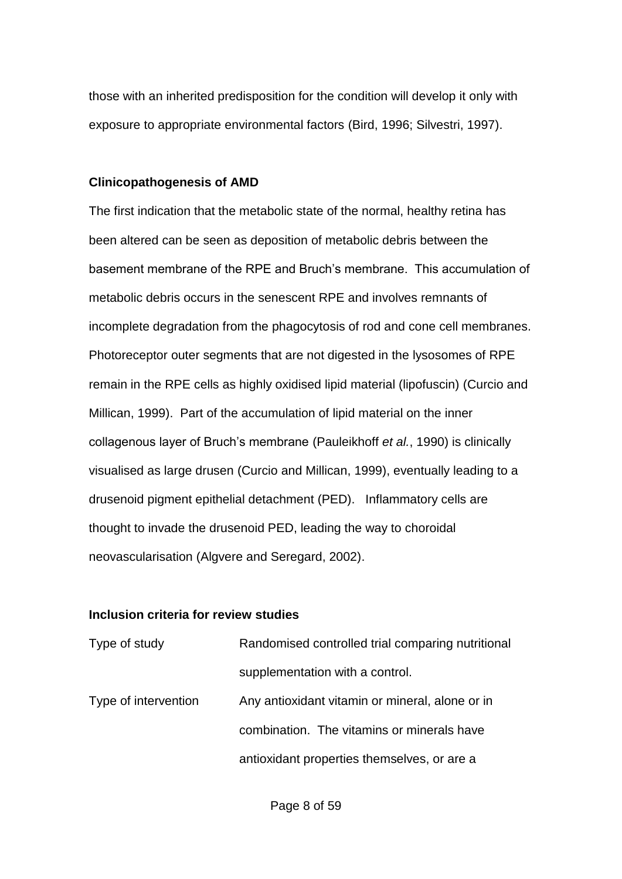those with an inherited predisposition for the condition will develop it only with exposure to appropriate environmental factors (Bird, 1996; Silvestri, 1997).

### Clinicopathogenesis of AMD

The first indication that the metabolic state of the normal, healthy retina has been altered can be seen as deposition of metabolic debris between the basement membrane of the RPE and Bruch's membrane. This accumulation of metabolic debris occurs in the senescent RPE and involves remnants of incomplete degradation from the phagocytosis of rod and cone cell membranes. Photoreceptor outer segments that are not digested in the lysosomes of RPE remain in the RPE cells as highly oxidised lipid material (lipofuscin) (Curcio and Millican, 1999). Part of the accumulation of lipid material on the inner collagenous layer of Bruch's membrane (Pauleikhoff *et al.*, 1990) is clinically visualised as large drusen (Curcio and Millican, 1999), eventually leading to a drusenoid pigment epithelial detachment (PED). Inflammatory cells are thought to invade the drusenoid PED, leading the way to choroidal neovascularisation (Algvere and Seregard, 2002).

### Inclusion criteria for review studies

| | |
|---|---|
| Type of study | Randomised controlled trial comparing nutritional supplementation with a control. |
| Type of intervention | Any antioxidant vitamin or mineral, alone or in combination. The vitamins or minerals have antioxidant properties themselves, or are a |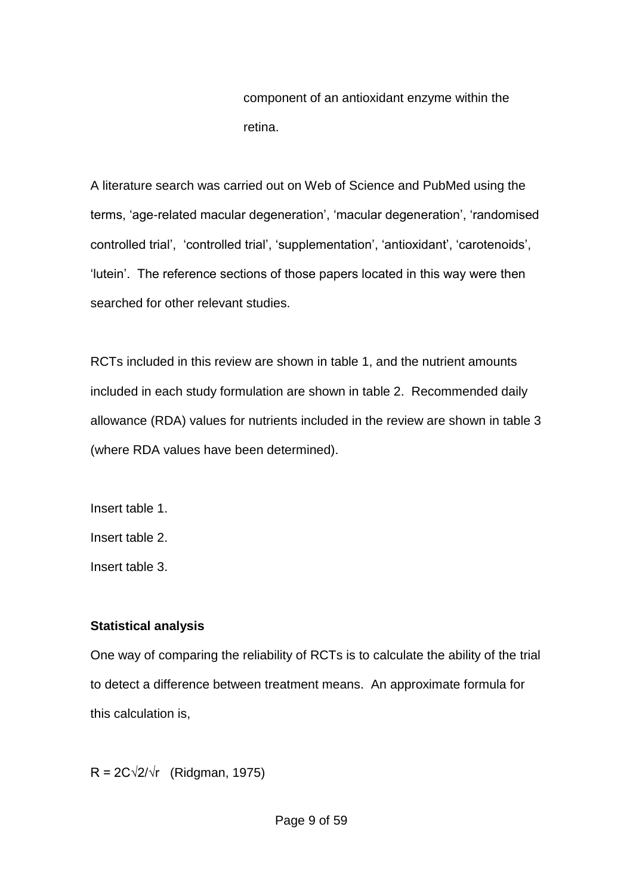component of an antioxidant enzyme within the retina.

A literature search was carried out on Web of Science and PubMed using the terms, 'age-related macular degeneration', 'macular degeneration', 'randomised controlled trial', 'controlled trial', 'supplementation', 'antioxidant', 'carotenoids', 'lutein'. The reference sections of those papers located in this way were then searched for other relevant studies.

RCTs included in this review are shown in table 1, and the nutrient amounts included in each study formulation are shown in table 2. Recommended daily allowance (RDA) values for nutrients included in the review are shown in table 3 (where RDA values have been determined).

Insert table 1.

Insert table 2.

Insert table 3.

**Statistical analysis**

One way of comparing the reliability of RCTs is to calculate the ability of the trial to detect a difference between treatment means. An approximate formula for this calculation is,

$R = 2C\sqrt{2}/\sqrt{r}$ (Ridgman, 1975)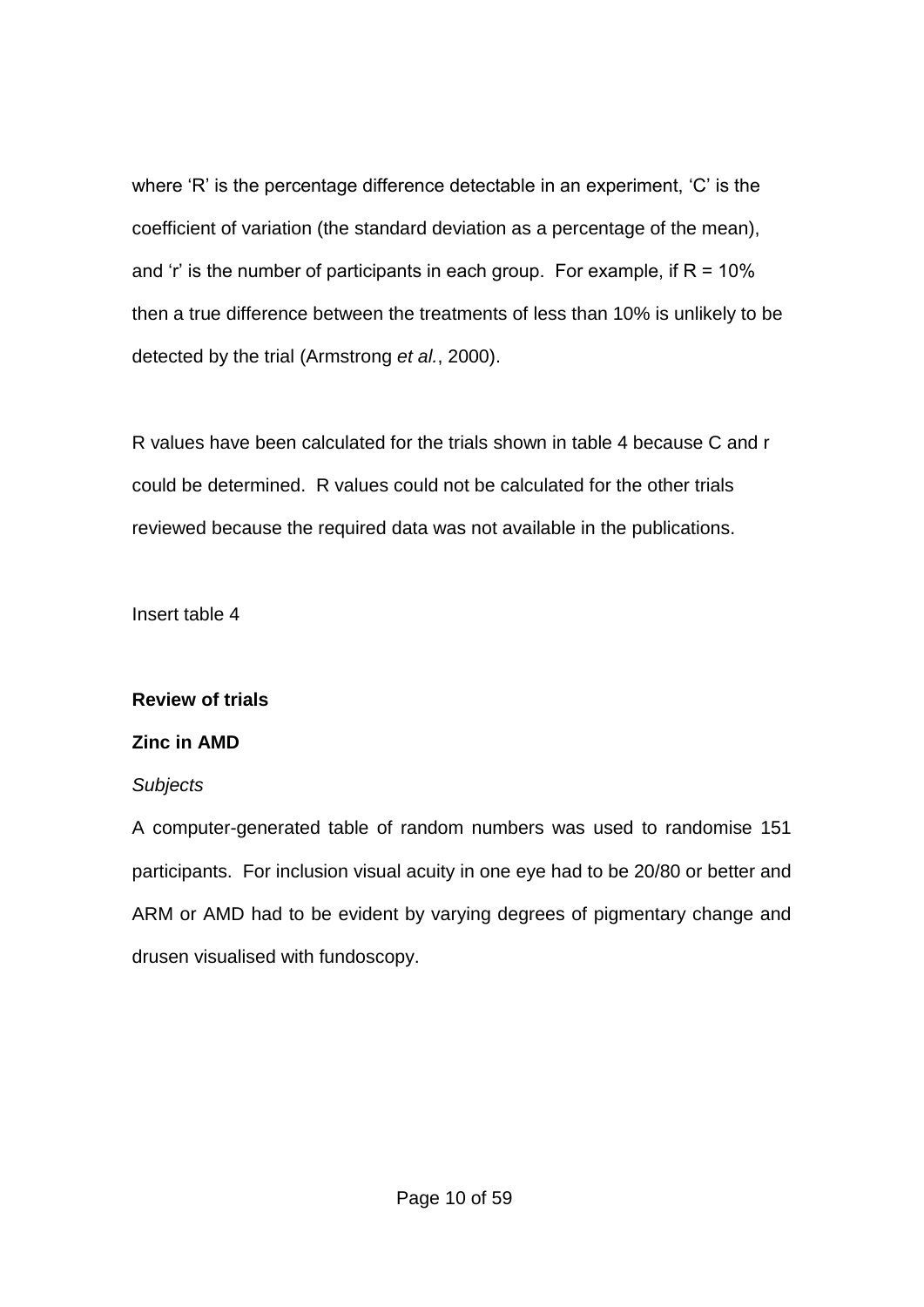where ‘R’ is the percentage difference detectable in an experiment, ‘C’ is the coefficient of variation (the standard deviation as a percentage of the mean), and ‘r’ is the number of participants in each group. For example, if R = 10% then a true difference between the treatments of less than 10% is unlikely to be detected by the trial (Armstrong *et al.*, 2000).

R values have been calculated for the trials shown in table 4 because C and r could be determined. R values could not be calculated for the other trials reviewed because the required data was not available in the publications.

Insert table 4

**Review of trials**

**Zinc in AMD**

*Subjects*

A computer-generated table of random numbers was used to randomise 151 participants. For inclusion visual acuity in one eye had to be 20/80 or better and ARM or AMD had to be evident by varying degrees of pigmentary change and drusen visualised with fundoscopy.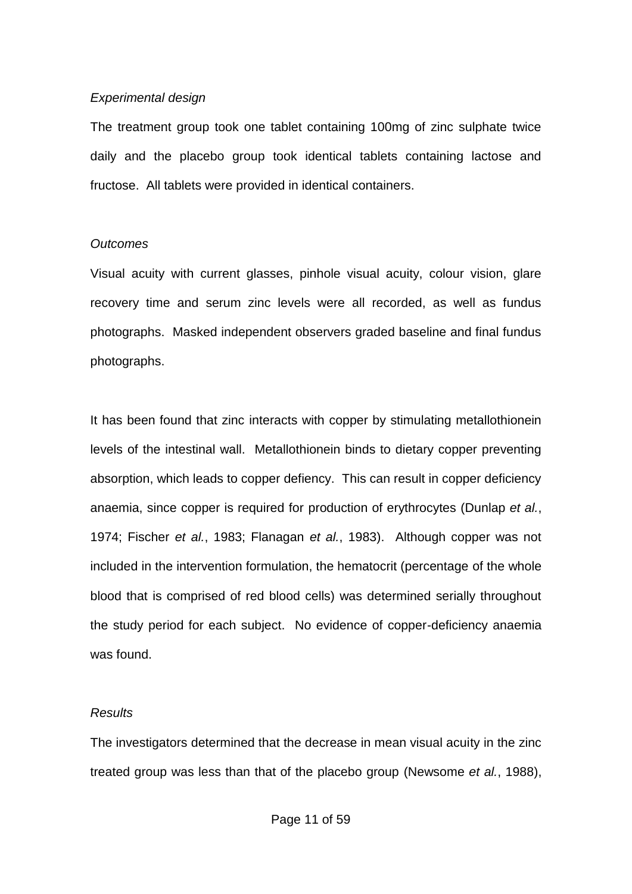*Experimental design*

The treatment group took one tablet containing 100mg of zinc sulphate twice daily and the placebo group took identical tablets containing lactose and fructose. All tablets were provided in identical containers.

*Outcomes*

Visual acuity with current glasses, pinhole visual acuity, colour vision, glare recovery time and serum zinc levels were all recorded, as well as fundus photographs. Masked independent observers graded baseline and final fundus photographs.

It has been found that zinc interacts with copper by stimulating metallothionein levels of the intestinal wall. Metallothionein binds to dietary copper preventing absorption, which leads to copper defiency. This can result in copper deficiency anaemia, since copper is required for production of erythrocytes (Dunlap *et al.*, 1974; Fischer *et al.*, 1983; Flanagan *et al.*, 1983). Although copper was not included in the intervention formulation, the hematocrit (percentage of the whole blood that is comprised of red blood cells) was determined serially throughout the study period for each subject. No evidence of copper-deficiency anaemia was found.

*Results*

The investigators determined that the decrease in mean visual acuity in the zinc treated group was less than that of the placebo group (Newsome *et al.*, 1988),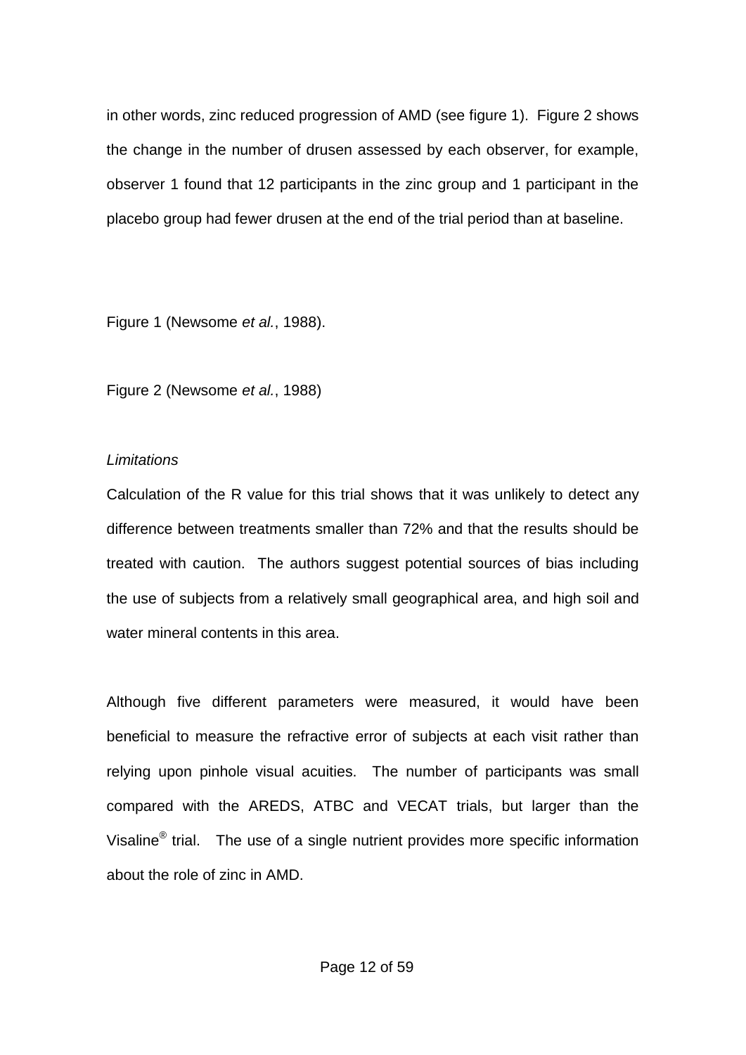in other words, zinc reduced progression of AMD (see figure 1). Figure 2 shows the change in the number of drusen assessed by each observer, for example, observer 1 found that 12 participants in the zinc group and 1 participant in the placebo group had fewer drusen at the end of the trial period than at baseline.

Figure 1 (Newsome *et al.*, 1988).

Figure 2 (Newsome *et al.*, 1988)

*Limitations*

Calculation of the R value for this trial shows that it was unlikely to detect any difference between treatments smaller than 72% and that the results should be treated with caution. The authors suggest potential sources of bias including the use of subjects from a relatively small geographical area, and high soil and water mineral contents in this area.

Although five different parameters were measured, it would have been beneficial to measure the refractive error of subjects at each visit rather than relying upon pinhole visual acuities. The number of participants was small compared with the AREDS, ATBC and VECAT trials, but larger than the Visaline® trial. The use of a single nutrient provides more specific information about the role of zinc in AMD.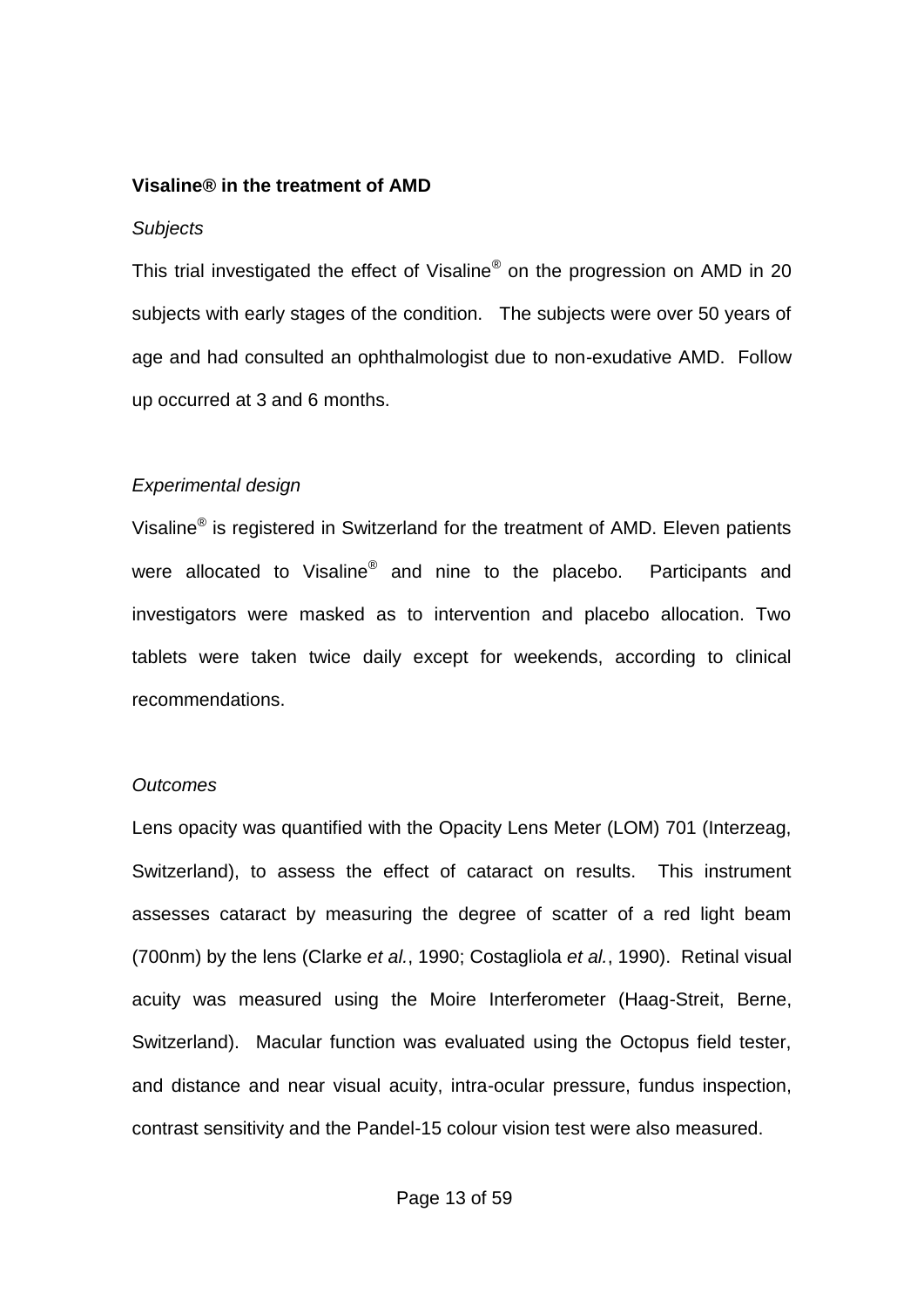**Visaline® in the treatment of AMD**

*Subjects*

This trial investigated the effect of Visaline® on the progression on AMD in 20 subjects with early stages of the condition. The subjects were over 50 years of age and had consulted an ophthalmologist due to non-exudative AMD. Follow up occurred at 3 and 6 months.

*Experimental design*

Visaline® is registered in Switzerland for the treatment of AMD. Eleven patients were allocated to Visaline® and nine to the placebo. Participants and investigators were masked as to intervention and placebo allocation. Two tablets were taken twice daily except for weekends, according to clinical recommendations.

*Outcomes*

Lens opacity was quantified with the Opacity Lens Meter (LOM) 701 (Interzeag, Switzerland), to assess the effect of cataract on results. This instrument assesses cataract by measuring the degree of scatter of a red light beam (700nm) by the lens (Clarke *et al.*, 1990; Costagliola *et al.*, 1990). Retinal visual acuity was measured using the Moire Interferometer (Haag-Streit, Berne, Switzerland). Macular function was evaluated using the Octopus field tester, and distance and near visual acuity, intra-ocular pressure, fundus inspection, contrast sensitivity and the Pandel-15 colour vision test were also measured.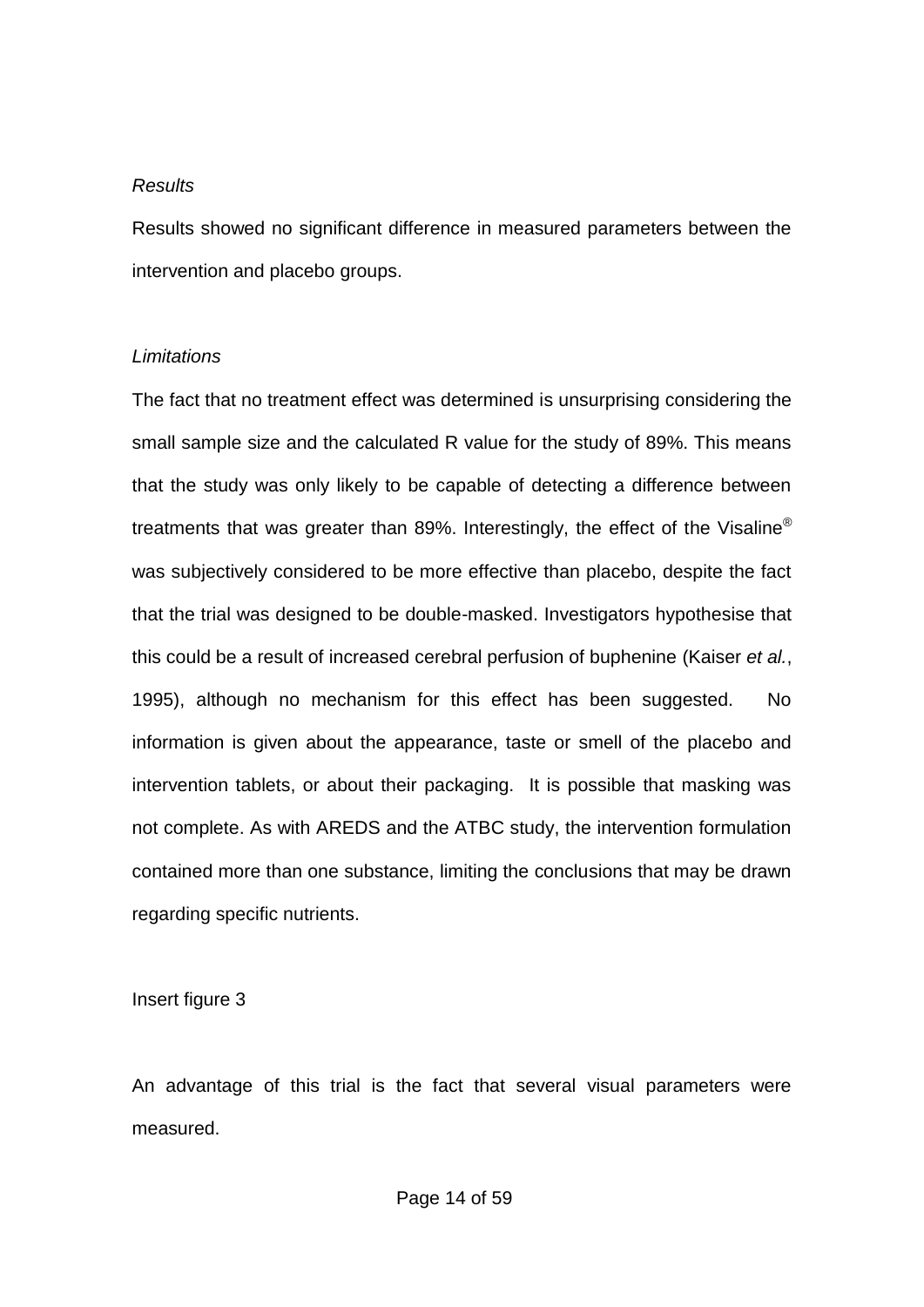*Results*

Results showed no significant difference in measured parameters between the intervention and placebo groups.

*Limitations*

The fact that no treatment effect was determined is unsurprising considering the small sample size and the calculated R value for the study of 89%. This means that the study was only likely to be capable of detecting a difference between treatments that was greater than 89%. Interestingly, the effect of the Visaline® was subjectively considered to be more effective than placebo, despite the fact that the trial was designed to be double-masked. Investigators hypothesise that this could be a result of increased cerebral perfusion of buphenine (Kaiser *et al.*, 1995), although no mechanism for this effect has been suggested. No information is given about the appearance, taste or smell of the placebo and intervention tablets, or about their packaging. It is possible that masking was not complete. As with AREDS and the ATBC study, the intervention formulation contained more than one substance, limiting the conclusions that may be drawn regarding specific nutrients.

Insert figure 3

An advantage of this trial is the fact that several visual parameters were measured.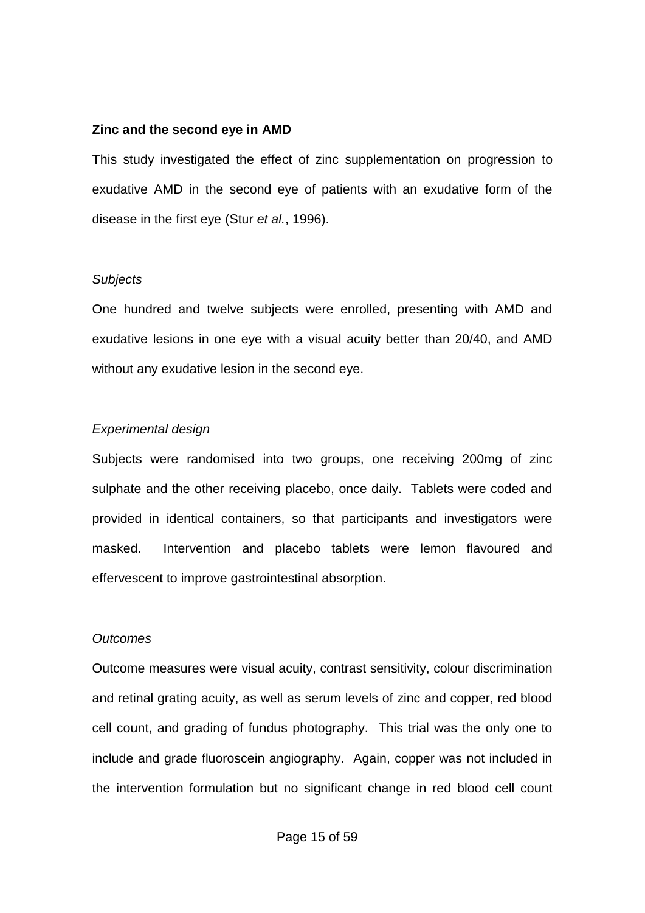**Zinc and the second eye in AMD**

This study investigated the effect of zinc supplementation on progression to exudative AMD in the second eye of patients with an exudative form of the disease in the first eye (Stur *et al.*, 1996).

*Subjects*

One hundred and twelve subjects were enrolled, presenting with AMD and exudative lesions in one eye with a visual acuity better than 20/40, and AMD without any exudative lesion in the second eye.

*Experimental design*

Subjects were randomised into two groups, one receiving 200mg of zinc sulphate and the other receiving placebo, once daily. Tablets were coded and provided in identical containers, so that participants and investigators were masked. Intervention and placebo tablets were lemon flavoured and effervescent to improve gastrointestinal absorption.

*Outcomes*

Outcome measures were visual acuity, contrast sensitivity, colour discrimination and retinal grating acuity, as well as serum levels of zinc and copper, red blood cell count, and grading of fundus photography. This trial was the only one to include and grade fluoroscein angiography. Again, copper was not included in the intervention formulation but no significant change in red blood cell count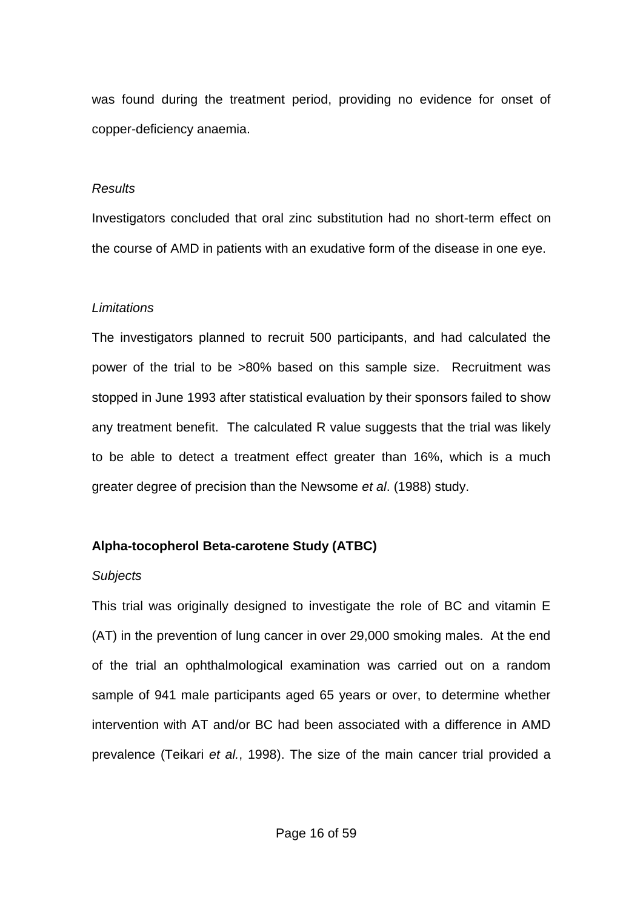was found during the treatment period, providing no evidence for onset of copper-deficiency anaemia.

*Results*

Investigators concluded that oral zinc substitution had no short-term effect on the course of AMD in patients with an exudative form of the disease in one eye.

*Limitations*

The investigators planned to recruit 500 participants, and had calculated the power of the trial to be >80% based on this sample size. Recruitment was stopped in June 1993 after statistical evaluation by their sponsors failed to show any treatment benefit. The calculated R value suggests that the trial was likely to be able to detect a treatment effect greater than 16%, which is a much greater degree of precision than the Newsome *et al*. (1988) study.

**Alpha-tocopherol Beta-carotene Study (ATBC)**

*Subjects*

This trial was originally designed to investigate the role of BC and vitamin E (AT) in the prevention of lung cancer in over 29,000 smoking males. At the end of the trial an ophthalmological examination was carried out on a random sample of 941 male participants aged 65 years or over, to determine whether intervention with AT and/or BC had been associated with a difference in AMD prevalence (Teikari *et al.*, 1998). The size of the main cancer trial provided a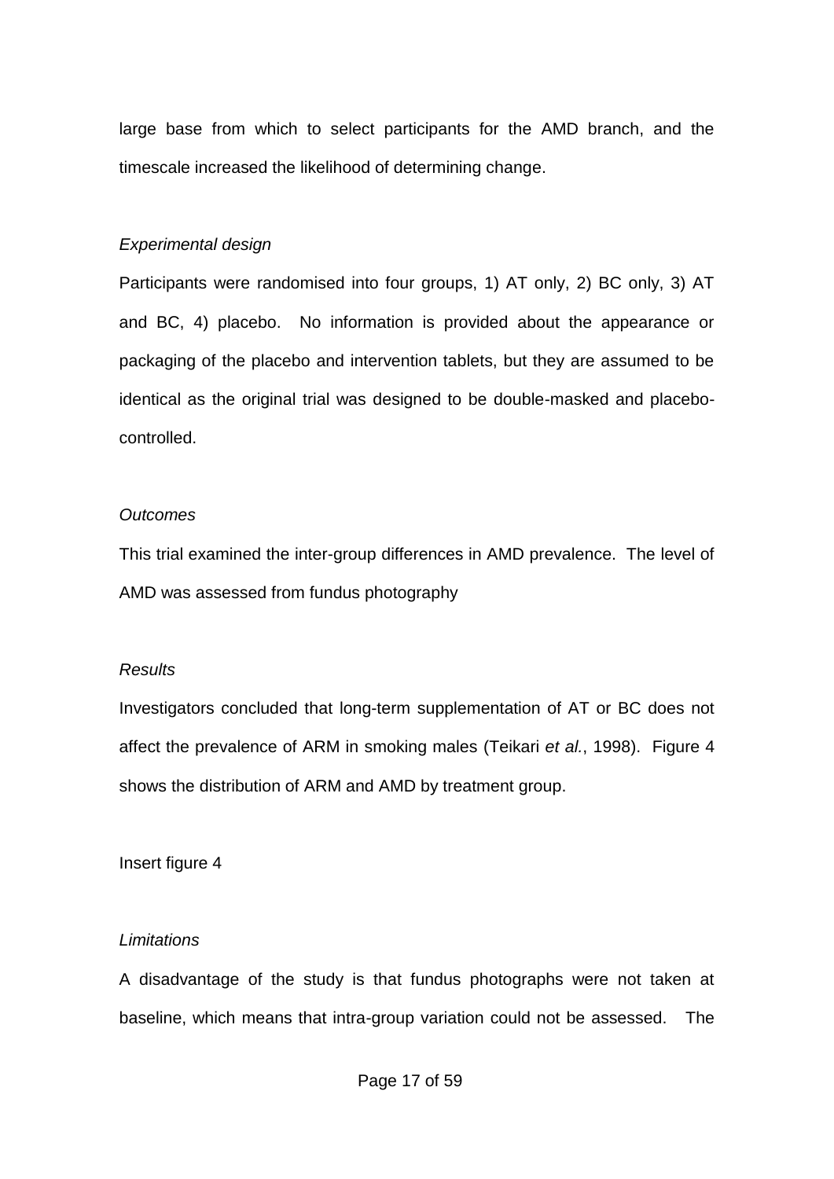large base from which to select participants for the AMD branch, and the timescale increased the likelihood of determining change.

*Experimental design*

Participants were randomised into four groups, 1) AT only, 2) BC only, 3) AT and BC, 4) placebo. No information is provided about the appearance or packaging of the placebo and intervention tablets, but they are assumed to be identical as the original trial was designed to be double-masked and placebo-controlled.

*Outcomes*

This trial examined the inter-group differences in AMD prevalence. The level of AMD was assessed from fundus photography

*Results*

Investigators concluded that long-term supplementation of AT or BC does not affect the prevalence of ARM in smoking males (Teikari *et al.*, 1998). Figure 4 shows the distribution of ARM and AMD by treatment group.

Insert figure 4

*Limitations*

A disadvantage of the study is that fundus photographs were not taken at baseline, which means that intra-group variation could not be assessed. The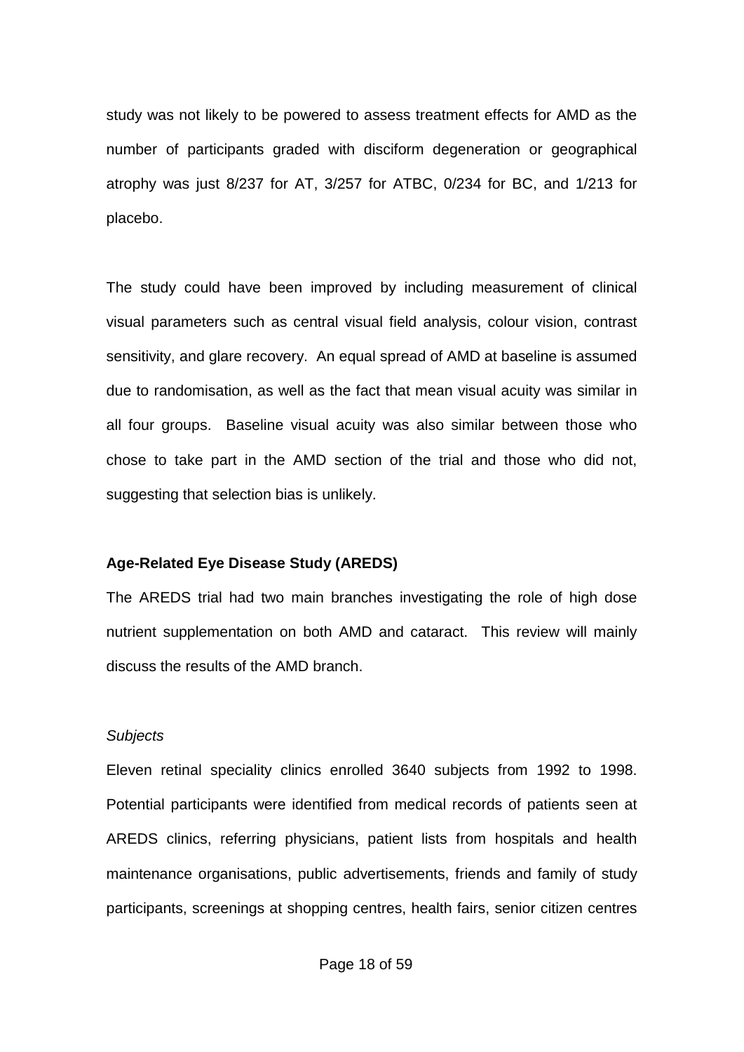study was not likely to be powered to assess treatment effects for AMD as the number of participants graded with disciform degeneration or geographical atrophy was just 8/237 for AT, 3/257 for ATBC, 0/234 for BC, and 1/213 for placebo.

The study could have been improved by including measurement of clinical visual parameters such as central visual field analysis, colour vision, contrast sensitivity, and glare recovery. An equal spread of AMD at baseline is assumed due to randomisation, as well as the fact that mean visual acuity was similar in all four groups. Baseline visual acuity was also similar between those who chose to take part in the AMD section of the trial and those who did not, suggesting that selection bias is unlikely.

**Age-Related Eye Disease Study (AREDS)**

The AREDS trial had two main branches investigating the role of high dose nutrient supplementation on both AMD and cataract. This review will mainly discuss the results of the AMD branch.

*Subjects*

Eleven retinal speciality clinics enrolled 3640 subjects from 1992 to 1998. Potential participants were identified from medical records of patients seen at AREDS clinics, referring physicians, patient lists from hospitals and health maintenance organisations, public advertisements, friends and family of study participants, screenings at shopping centres, health fairs, senior citizen centres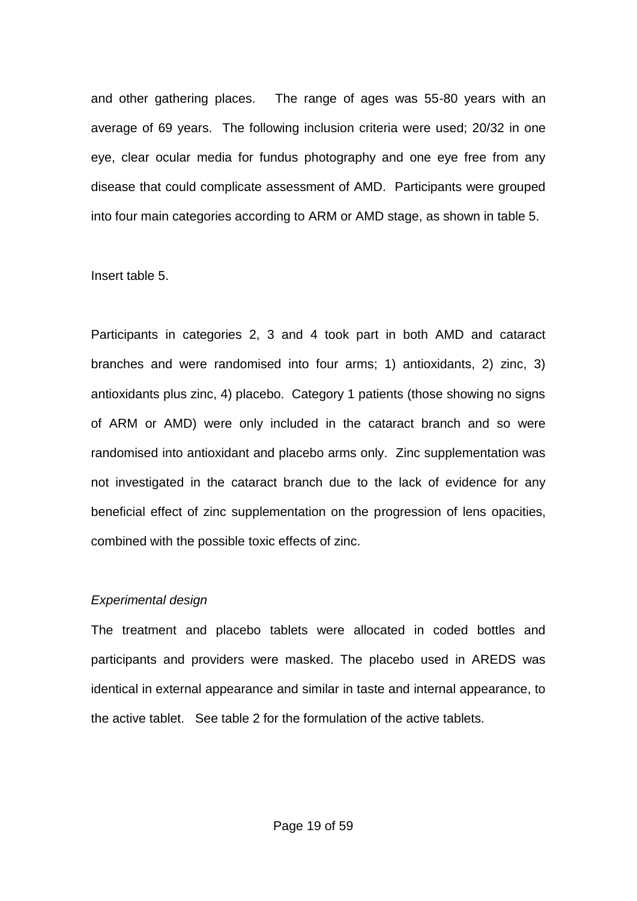and other gathering places. The range of ages was 55-80 years with an average of 69 years. The following inclusion criteria were used; 20/32 in one eye, clear ocular media for fundus photography and one eye free from any disease that could complicate assessment of AMD. Participants were grouped into four main categories according to ARM or AMD stage, as shown in table 5.

Insert table 5.

Participants in categories 2, 3 and 4 took part in both AMD and cataract branches and were randomised into four arms; 1) antioxidants, 2) zinc, 3) antioxidants plus zinc, 4) placebo. Category 1 patients (those showing no signs of ARM or AMD) were only included in the cataract branch and so were randomised into antioxidant and placebo arms only. Zinc supplementation was not investigated in the cataract branch due to the lack of evidence for any beneficial effect of zinc supplementation on the progression of lens opacities, combined with the possible toxic effects of zinc.

*Experimental design*

The treatment and placebo tablets were allocated in coded bottles and participants and providers were masked. The placebo used in AREDS was identical in external appearance and similar in taste and internal appearance, to the active tablet. See table 2 for the formulation of the active tablets.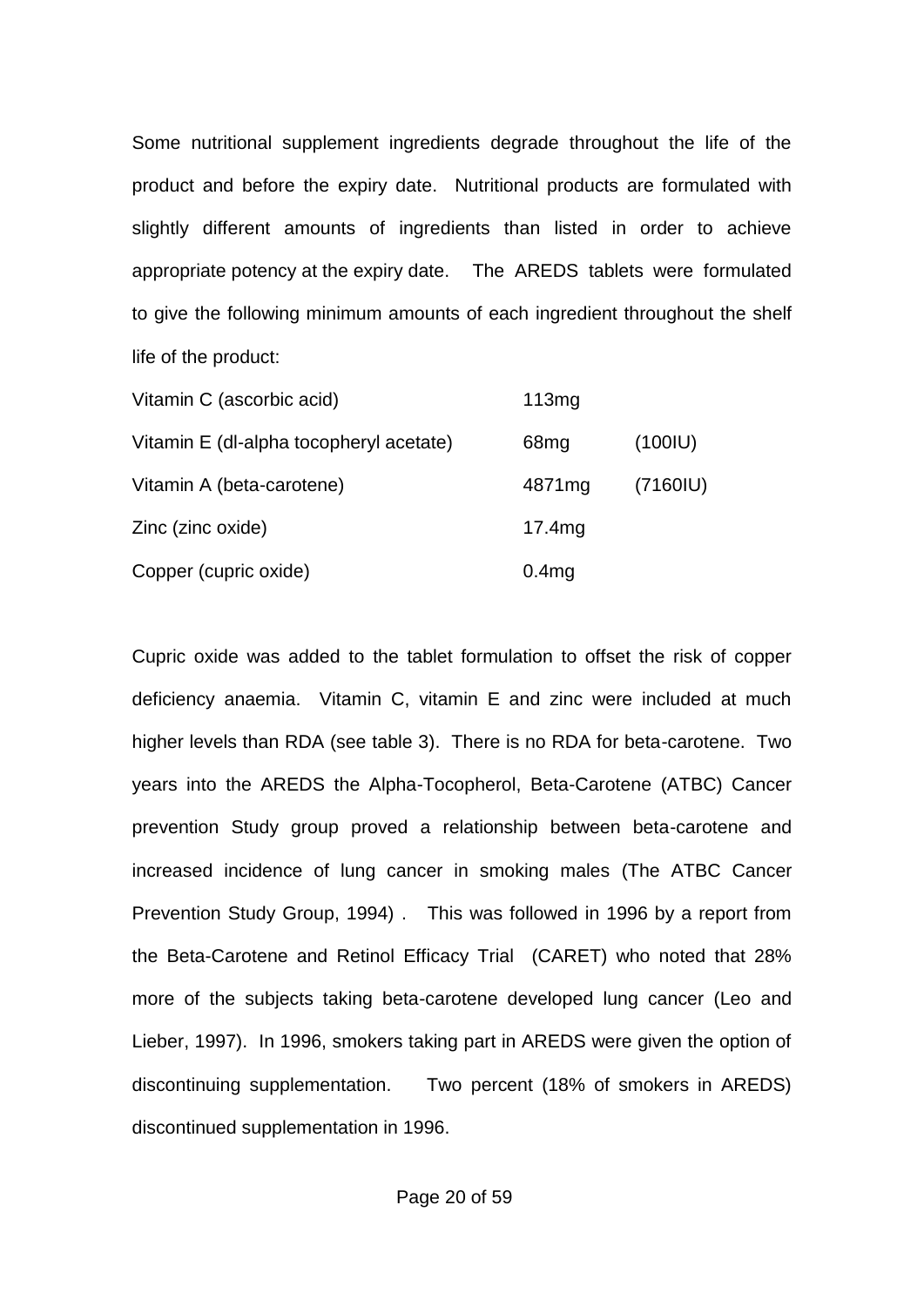Some nutritional supplement ingredients degrade throughout the life of the product and before the expiry date. Nutritional products are formulated with slightly different amounts of ingredients than listed in order to achieve appropriate potency at the expiry date. The AREDS tablets were formulated to give the following minimum amounts of each ingredient throughout the shelf life of the product:

| | | |
|---|---|---|
| Vitamin C (ascorbic acid) | 113mg | |
| Vitamin E (dl-alpha tocopheryl acetate) | 68mg | (100IU) |
| Vitamin A (beta-carotene) | 4871mg | (7160IU) |
| Zinc (zinc oxide) | 17.4mg | |
| Copper (cupric oxide) | 0.4mg | |

Cupric oxide was added to the tablet formulation to offset the risk of copper deficiency anaemia. Vitamin C, vitamin E and zinc were included at much higher levels than RDA (see table 3). There is no RDA for beta-carotene. Two years into the AREDS the Alpha-Tocopherol, Beta-Carotene (ATBC) Cancer prevention Study group proved a relationship between beta-carotene and increased incidence of lung cancer in smoking males (The ATBC Cancer Prevention Study Group, 1994) . This was followed in 1996 by a report from the Beta-Carotene and Retinol Efficacy Trial (CARET) who noted that 28% more of the subjects taking beta-carotene developed lung cancer (Leo and Lieber, 1997). In 1996, smokers taking part in AREDS were given the option of discontinuing supplementation. Two percent (18% of smokers in AREDS) discontinued supplementation in 1996.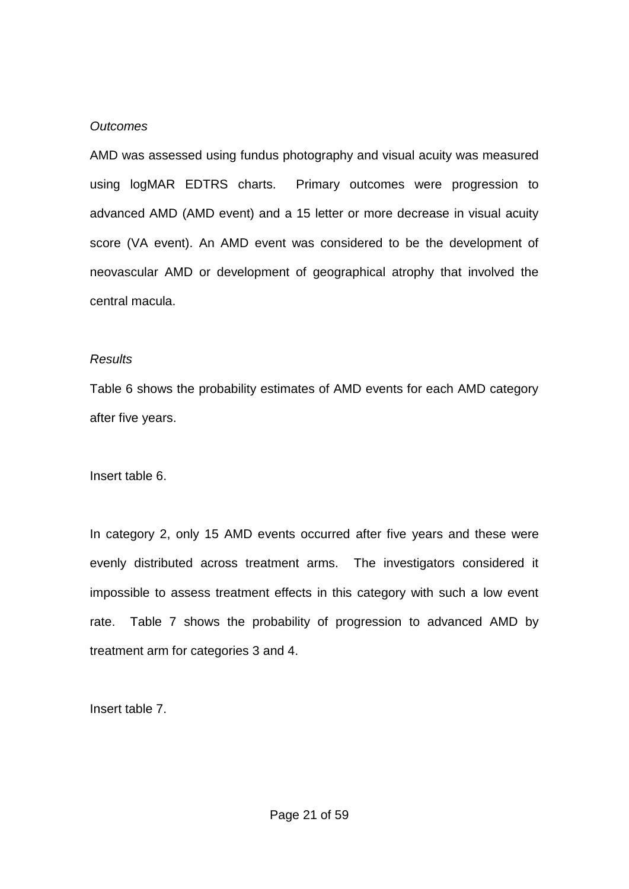*Outcomes*

AMD was assessed using fundus photography and visual acuity was measured using logMAR EDTRS charts. Primary outcomes were progression to advanced AMD (AMD event) and a 15 letter or more decrease in visual acuity score (VA event). An AMD event was considered to be the development of neovascular AMD or development of geographical atrophy that involved the central macula.

*Results*

Table 6 shows the probability estimates of AMD events for each AMD category after five years.

Insert table 6.

In category 2, only 15 AMD events occurred after five years and these were evenly distributed across treatment arms. The investigators considered it impossible to assess treatment effects in this category with such a low event rate. Table 7 shows the probability of progression to advanced AMD by treatment arm for categories 3 and 4.

Insert table 7.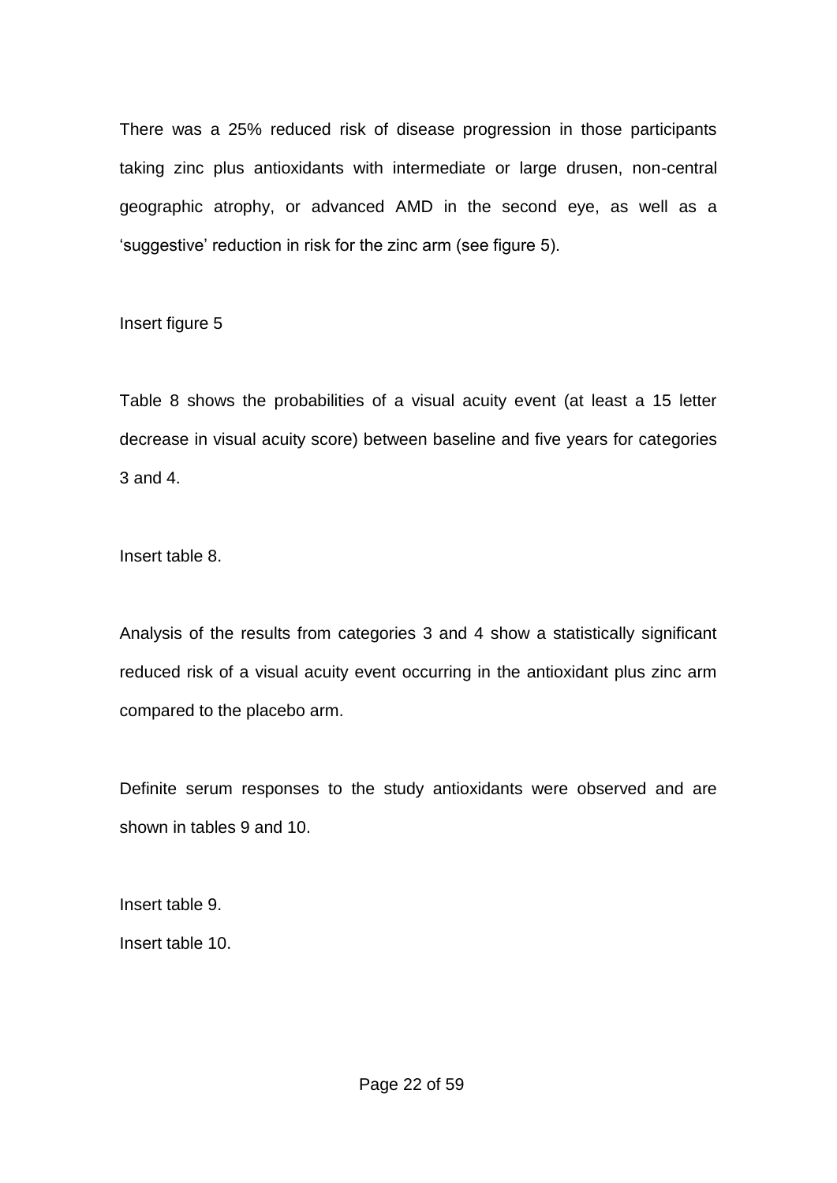There was a 25% reduced risk of disease progression in those participants taking zinc plus antioxidants with intermediate or large drusen, non-central geographic atrophy, or advanced AMD in the second eye, as well as a 'suggestive' reduction in risk for the zinc arm (see figure 5).

Insert figure 5

Table 8 shows the probabilities of a visual acuity event (at least a 15 letter decrease in visual acuity score) between baseline and five years for categories 3 and 4.

Insert table 8.

Analysis of the results from categories 3 and 4 show a statistically significant reduced risk of a visual acuity event occurring in the antioxidant plus zinc arm compared to the placebo arm.

Definite serum responses to the study antioxidants were observed and are shown in tables 9 and 10.

Insert table 9.

Insert table 10.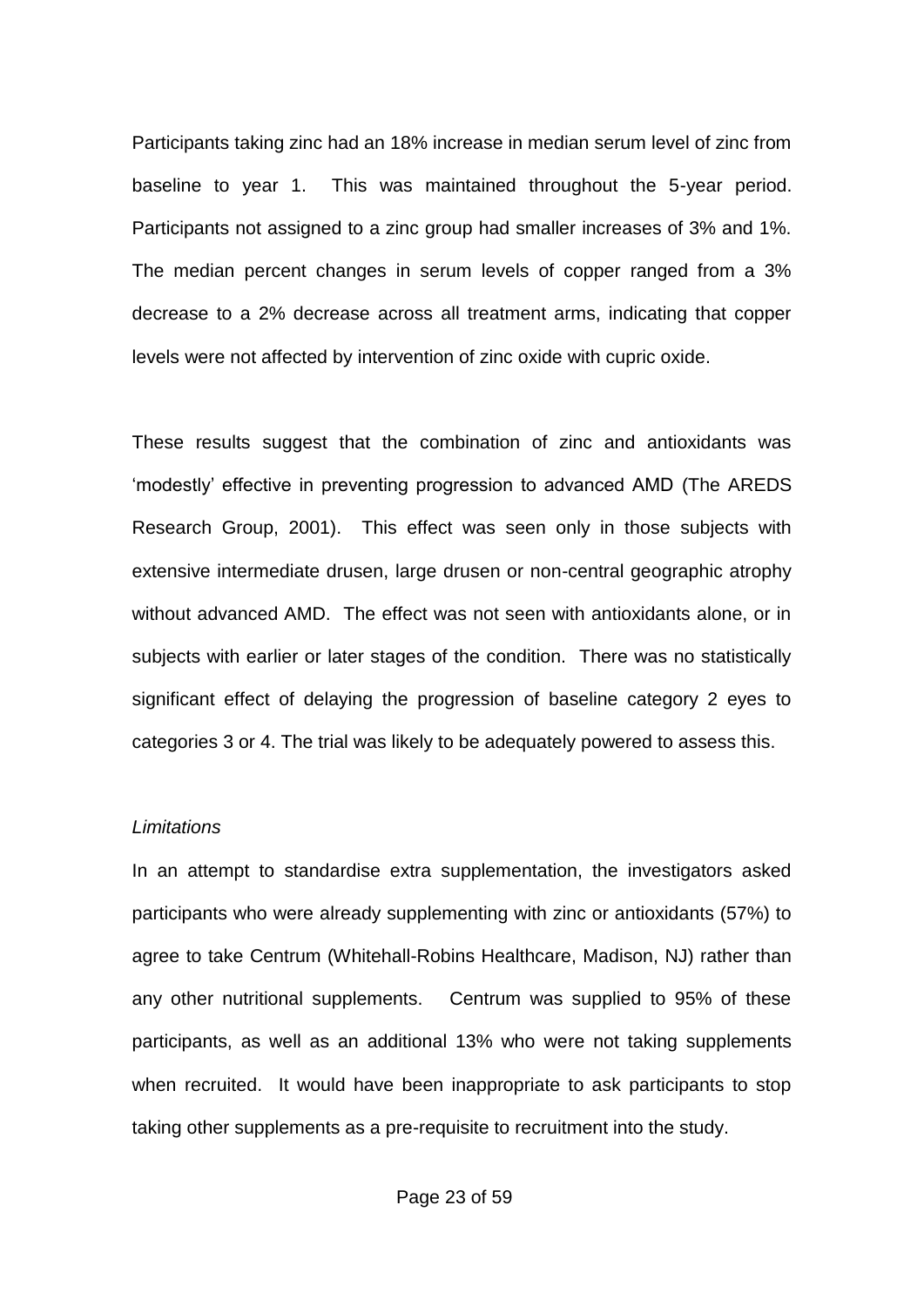Participants taking zinc had an 18% increase in median serum level of zinc from baseline to year 1. This was maintained throughout the 5-year period. Participants not assigned to a zinc group had smaller increases of 3% and 1%. The median percent changes in serum levels of copper ranged from a 3% decrease to a 2% decrease across all treatment arms, indicating that copper levels were not affected by intervention of zinc oxide with cupric oxide.

These results suggest that the combination of zinc and antioxidants was 'modestly' effective in preventing progression to advanced AMD (The AREDS Research Group, 2001). This effect was seen only in those subjects with extensive intermediate drusen, large drusen or non-central geographic atrophy without advanced AMD. The effect was not seen with antioxidants alone, or in subjects with earlier or later stages of the condition. There was no statistically significant effect of delaying the progression of baseline category 2 eyes to categories 3 or 4. The trial was likely to be adequately powered to assess this.

*Limitations*

In an attempt to standardise extra supplementation, the investigators asked participants who were already supplementing with zinc or antioxidants (57%) to agree to take Centrum (Whitehall-Robins Healthcare, Madison, NJ) rather than any other nutritional supplements. Centrum was supplied to 95% of these participants, as well as an additional 13% who were not taking supplements when recruited. It would have been inappropriate to ask participants to stop taking other supplements as a pre-requisite to recruitment into the study.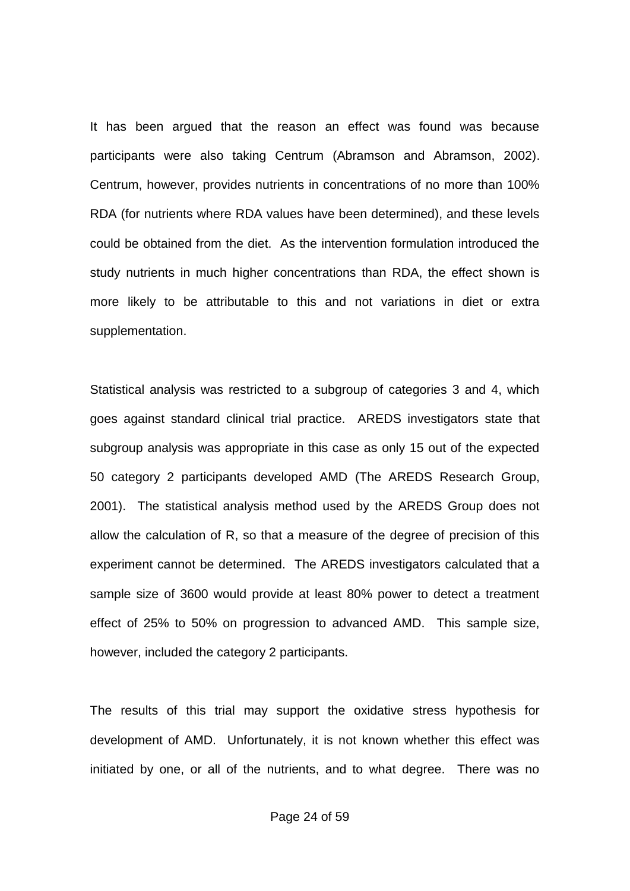It has been argued that the reason an effect was found was because participants were also taking Centrum (Abramson and Abramson, 2002). Centrum, however, provides nutrients in concentrations of no more than 100% RDA (for nutrients where RDA values have been determined), and these levels could be obtained from the diet. As the intervention formulation introduced the study nutrients in much higher concentrations than RDA, the effect shown is more likely to be attributable to this and not variations in diet or extra supplementation.

Statistical analysis was restricted to a subgroup of categories 3 and 4, which goes against standard clinical trial practice. AREDS investigators state that subgroup analysis was appropriate in this case as only 15 out of the expected 50 category 2 participants developed AMD (The AREDS Research Group, 2001). The statistical analysis method used by the AREDS Group does not allow the calculation of R, so that a measure of the degree of precision of this experiment cannot be determined. The AREDS investigators calculated that a sample size of 3600 would provide at least 80% power to detect a treatment effect of 25% to 50% on progression to advanced AMD. This sample size, however, included the category 2 participants.

The results of this trial may support the oxidative stress hypothesis for development of AMD. Unfortunately, it is not known whether this effect was initiated by one, or all of the nutrients, and to what degree. There was no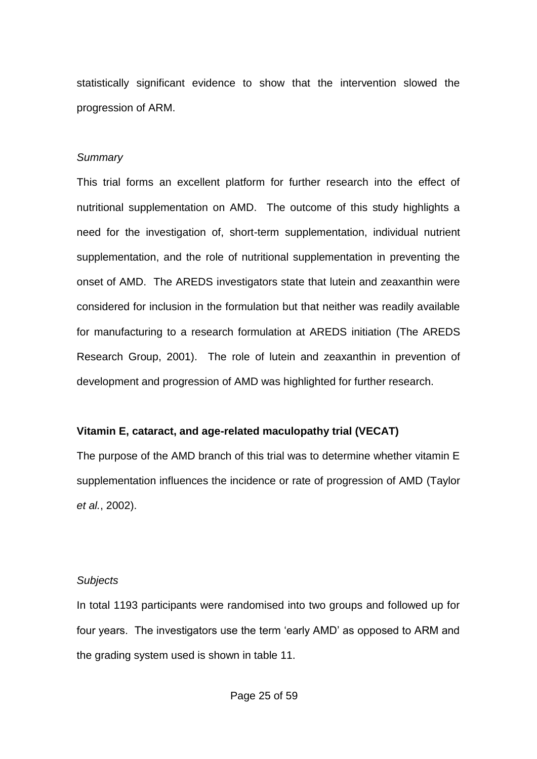statistically significant evidence to show that the intervention slowed the progression of ARM.

*Summary*

This trial forms an excellent platform for further research into the effect of nutritional supplementation on AMD. The outcome of this study highlights a need for the investigation of, short-term supplementation, individual nutrient supplementation, and the role of nutritional supplementation in preventing the onset of AMD. The AREDS investigators state that lutein and zeaxanthin were considered for inclusion in the formulation but that neither was readily available for manufacturing to a research formulation at AREDS initiation (The AREDS Research Group, 2001). The role of lutein and zeaxanthin in prevention of development and progression of AMD was highlighted for further research.

**Vitamin E, cataract, and age-related maculopathy trial (VECAT)**

The purpose of the AMD branch of this trial was to determine whether vitamin E supplementation influences the incidence or rate of progression of AMD (Taylor *et al.*, 2002).

*Subjects*

In total 1193 participants were randomised into two groups and followed up for four years. The investigators use the term 'early AMD' as opposed to ARM and the grading system used is shown in table 11.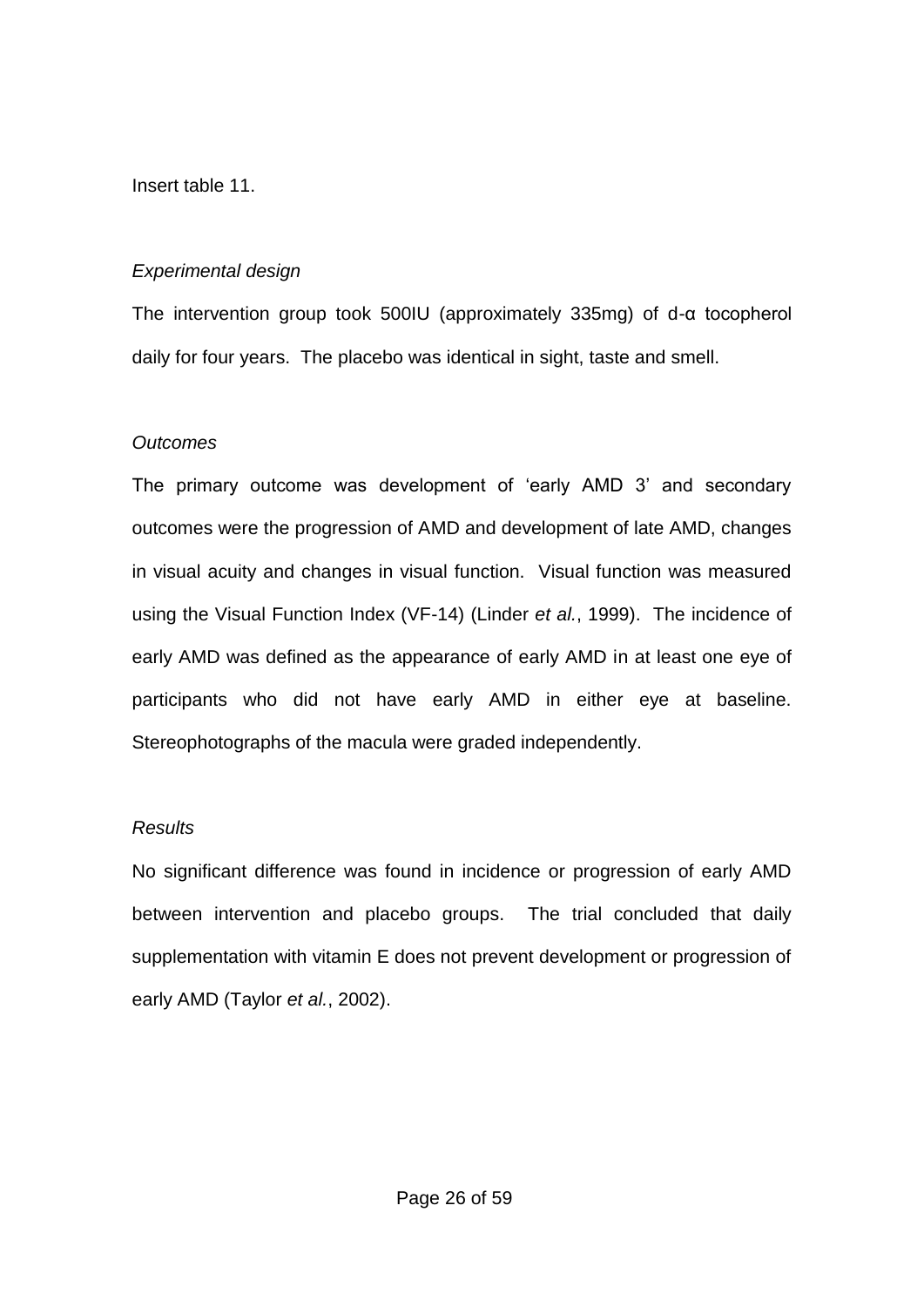Insert table 11.

*Experimental design*

The intervention group took 500IU (approximately 335mg) of d-α tocopherol daily for four years. The placebo was identical in sight, taste and smell.

*Outcomes*

The primary outcome was development of 'early AMD 3' and secondary outcomes were the progression of AMD and development of late AMD, changes in visual acuity and changes in visual function. Visual function was measured using the Visual Function Index (VF-14) (Linder *et al.*, 1999). The incidence of early AMD was defined as the appearance of early AMD in at least one eye of participants who did not have early AMD in either eye at baseline. Stereophotographs of the macula were graded independently.

*Results*

No significant difference was found in incidence or progression of early AMD between intervention and placebo groups. The trial concluded that daily supplementation with vitamin E does not prevent development or progression of early AMD (Taylor *et al.*, 2002).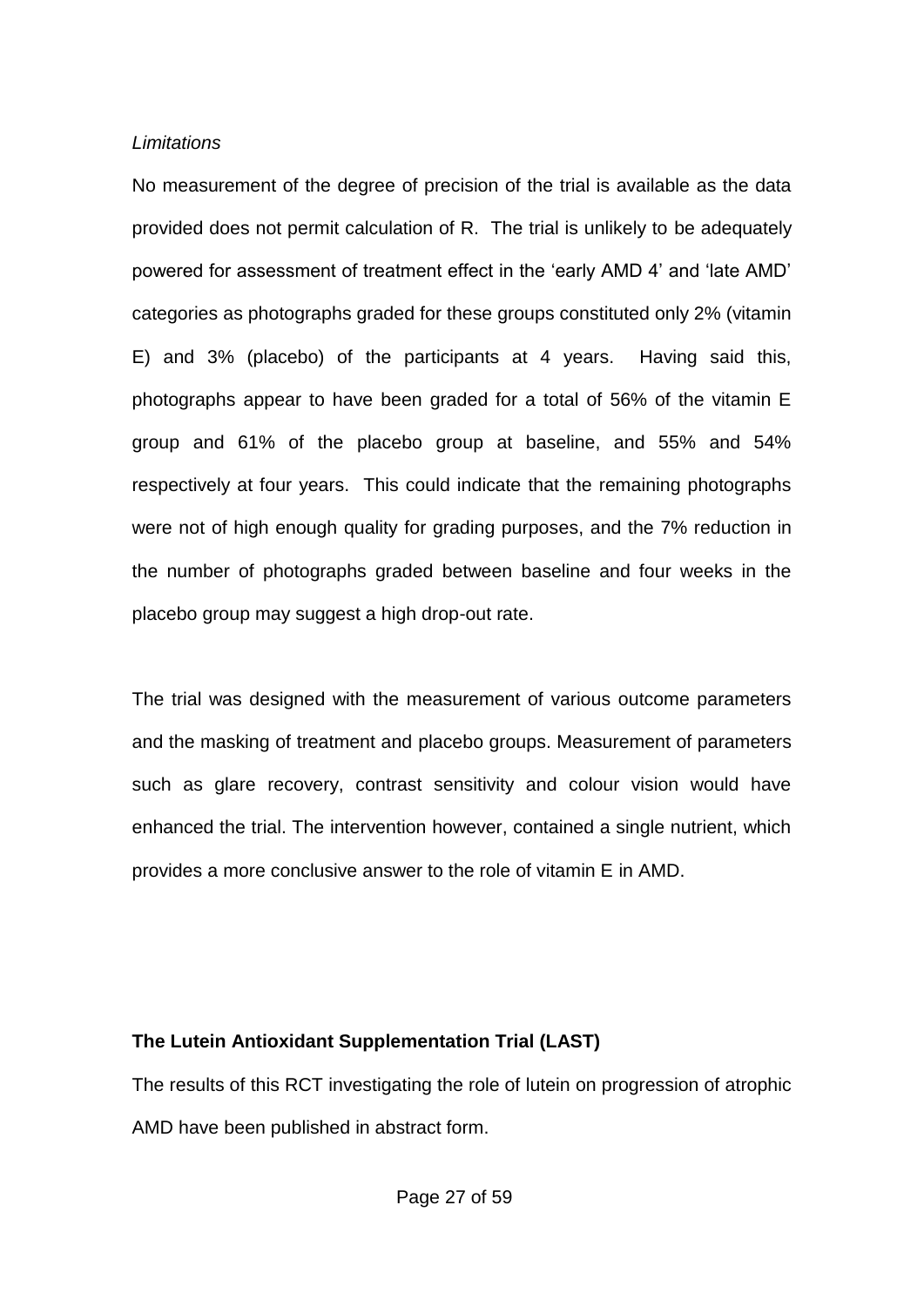*Limitations*

No measurement of the degree of precision of the trial is available as the data provided does not permit calculation of R. The trial is unlikely to be adequately powered for assessment of treatment effect in the 'early AMD 4' and 'late AMD' categories as photographs graded for these groups constituted only 2% (vitamin E) and 3% (placebo) of the participants at 4 years. Having said this, photographs appear to have been graded for a total of 56% of the vitamin E group and 61% of the placebo group at baseline, and 55% and 54% respectively at four years. This could indicate that the remaining photographs were not of high enough quality for grading purposes, and the 7% reduction in the number of photographs graded between baseline and four weeks in the placebo group may suggest a high drop-out rate.

The trial was designed with the measurement of various outcome parameters and the masking of treatment and placebo groups. Measurement of parameters such as glare recovery, contrast sensitivity and colour vision would have enhanced the trial. The intervention however, contained a single nutrient, which provides a more conclusive answer to the role of vitamin E in AMD.

**The Lutein Antioxidant Supplementation Trial (LAST)**

The results of this RCT investigating the role of lutein on progression of atrophic AMD have been published in abstract form.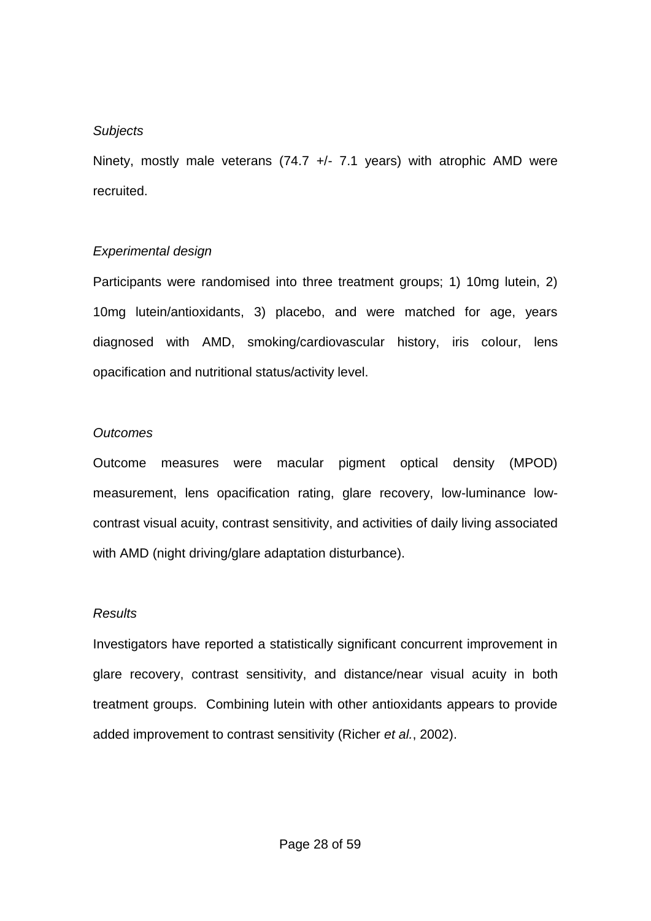*Subjects*

Ninety, mostly male veterans (74.7 +/- 7.1 years) with atrophic AMD were recruited.

*Experimental design*

Participants were randomised into three treatment groups; 1) 10mg lutein, 2) 10mg lutein/antioxidants, 3) placebo, and were matched for age, years diagnosed with AMD, smoking/cardiovascular history, iris colour, lens opacification and nutritional status/activity level.

*Outcomes*

Outcome measures were macular pigment optical density (MPOD) measurement, lens opacification rating, glare recovery, low-luminance low-contrast visual acuity, contrast sensitivity, and activities of daily living associated with AMD (night driving/glare adaptation disturbance).

*Results*

Investigators have reported a statistically significant concurrent improvement in glare recovery, contrast sensitivity, and distance/near visual acuity in both treatment groups. Combining lutein with other antioxidants appears to provide added improvement to contrast sensitivity (Richer *et al.*, 2002).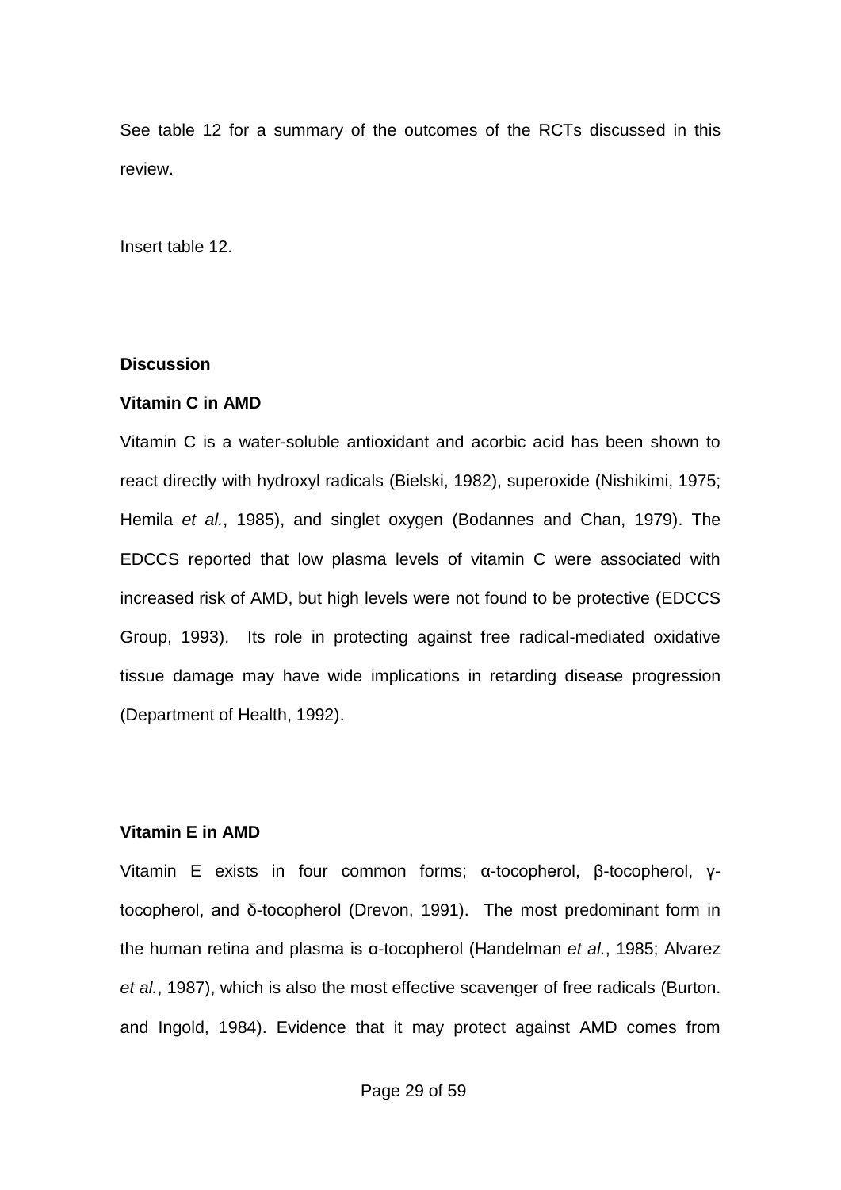See table 12 for a summary of the outcomes of the RCTs discussed in this review.

Insert table 12.

## Discussion

### Vitamin C in AMD

Vitamin C is a water-soluble antioxidant and acorbic acid has been shown to react directly with hydroxyl radicals (Bielski, 1982), superoxide (Nishikimi, 1975; Hemila *et al.*, 1985), and singlet oxygen (Bodannes and Chan, 1979). The EDCCS reported that low plasma levels of vitamin C were associated with increased risk of AMD, but high levels were not found to be protective (EDCCS Group, 1993). Its role in protecting against free radical-mediated oxidative tissue damage may have wide implications in retarding disease progression (Department of Health, 1992).

### Vitamin E in AMD

Vitamin E exists in four common forms; α-tocopherol, β-tocopherol, γ-tocopherol, and δ-tocopherol (Drevon, 1991). The most predominant form in the human retina and plasma is α-tocopherol (Handelman *et al.*, 1985; Alvarez *et al.*, 1987), which is also the most effective scavenger of free radicals (Burton. and Ingold, 1984). Evidence that it may protect against AMD comes from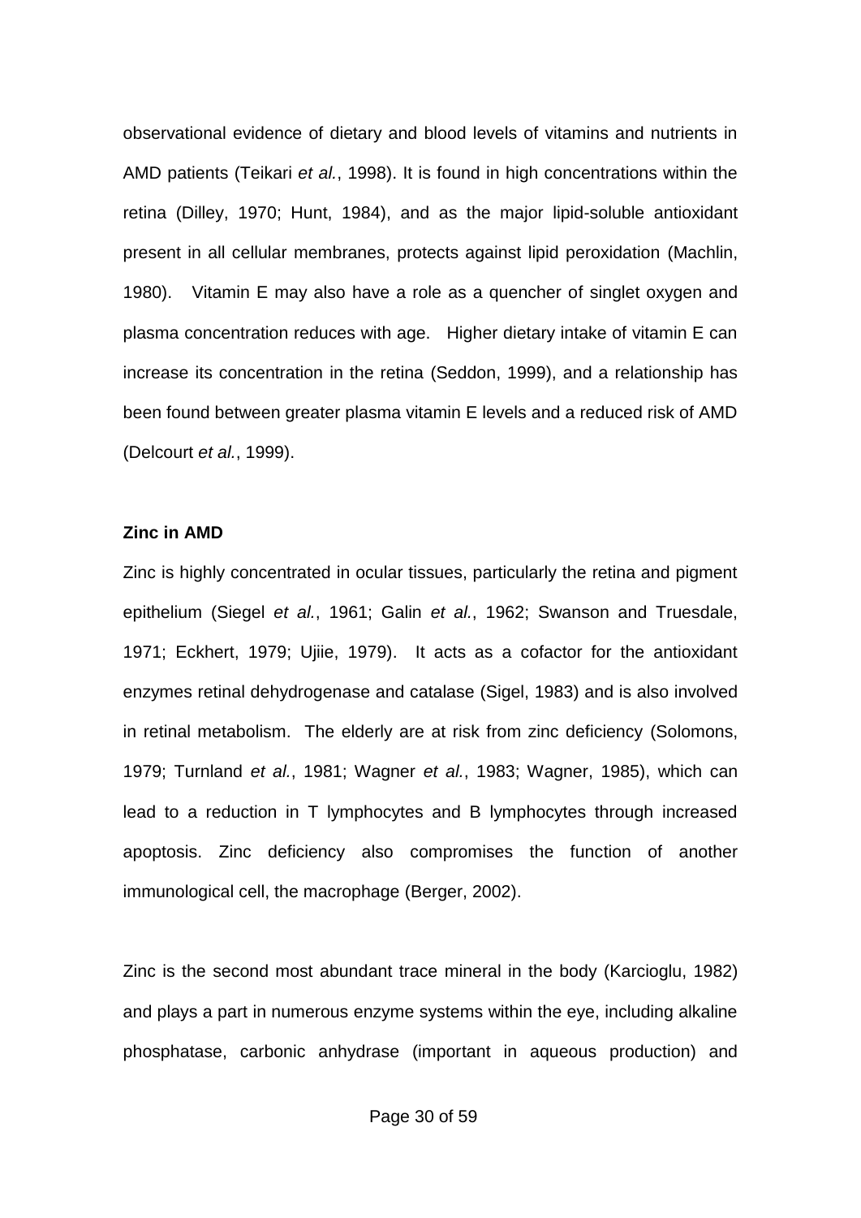observational evidence of dietary and blood levels of vitamins and nutrients in AMD patients (Teikari *et al.*, 1998). It is found in high concentrations within the retina (Dilley, 1970; Hunt, 1984), and as the major lipid-soluble antioxidant present in all cellular membranes, protects against lipid peroxidation (Machlin, 1980). Vitamin E may also have a role as a quencher of singlet oxygen and plasma concentration reduces with age. Higher dietary intake of vitamin E can increase its concentration in the retina (Seddon, 1999), and a relationship has been found between greater plasma vitamin E levels and a reduced risk of AMD (Delcourt *et al.*, 1999).

**Zinc in AMD**

Zinc is highly concentrated in ocular tissues, particularly the retina and pigment epithelium (Siegel *et al.*, 1961; Galin *et al.*, 1962; Swanson and Truesdale, 1971; Eckhert, 1979; Ujiie, 1979). It acts as a cofactor for the antioxidant enzymes retinal dehydrogenase and catalase (Sigel, 1983) and is also involved in retinal metabolism. The elderly are at risk from zinc deficiency (Solomons, 1979; Turnland *et al.*, 1981; Wagner *et al.*, 1983; Wagner, 1985), which can lead to a reduction in T lymphocytes and B lymphocytes through increased apoptosis. Zinc deficiency also compromises the function of another immunological cell, the macrophage (Berger, 2002).

Zinc is the second most abundant trace mineral in the body (Karcioglu, 1982) and plays a part in numerous enzyme systems within the eye, including alkaline phosphatase, carbonic anhydrase (important in aqueous production) and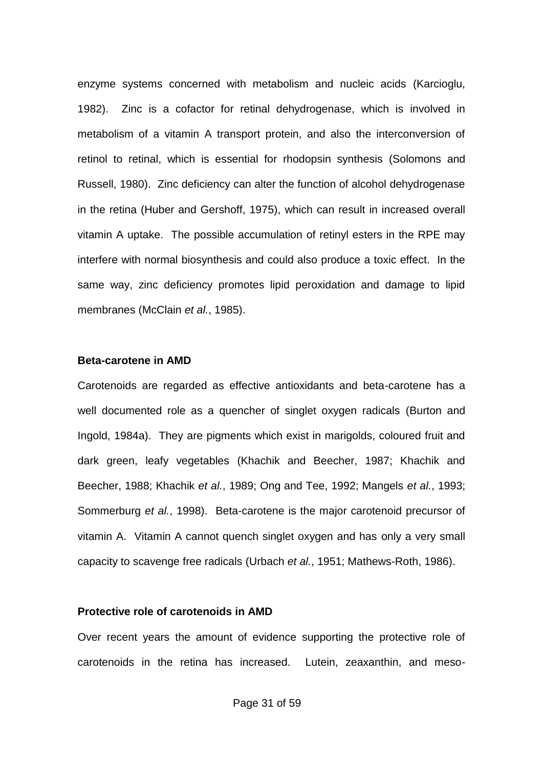enzyme systems concerned with metabolism and nucleic acids (Karcioglu, 1982). Zinc is a cofactor for retinal dehydrogenase, which is involved in metabolism of a vitamin A transport protein, and also the interconversion of retinol to retinal, which is essential for rhodopsin synthesis (Solomons and Russell, 1980). Zinc deficiency can alter the function of alcohol dehydrogenase in the retina (Huber and Gershoff, 1975), which can result in increased overall vitamin A uptake. The possible accumulation of retinyl esters in the RPE may interfere with normal biosynthesis and could also produce a toxic effect. In the same way, zinc deficiency promotes lipid peroxidation and damage to lipid membranes (McClain *et al.*, 1985).

**Beta-carotene in AMD**

Carotenoids are regarded as effective antioxidants and beta-carotene has a well documented role as a quencher of singlet oxygen radicals (Burton and Ingold, 1984a). They are pigments which exist in marigolds, coloured fruit and dark green, leafy vegetables (Khachik and Beecher, 1987; Khachik and Beecher, 1988; Khachik *et al.*, 1989; Ong and Tee, 1992; Mangels *et al.*, 1993; Sommerburg *et al.*, 1998). Beta-carotene is the major carotenoid precursor of vitamin A. Vitamin A cannot quench singlet oxygen and has only a very small capacity to scavenge free radicals (Urbach *et al.*, 1951; Mathews-Roth, 1986).

**Protective role of carotenoids in AMD**

Over recent years the amount of evidence supporting the protective role of carotenoids in the retina has increased. Lutein, zeaxanthin, and meso-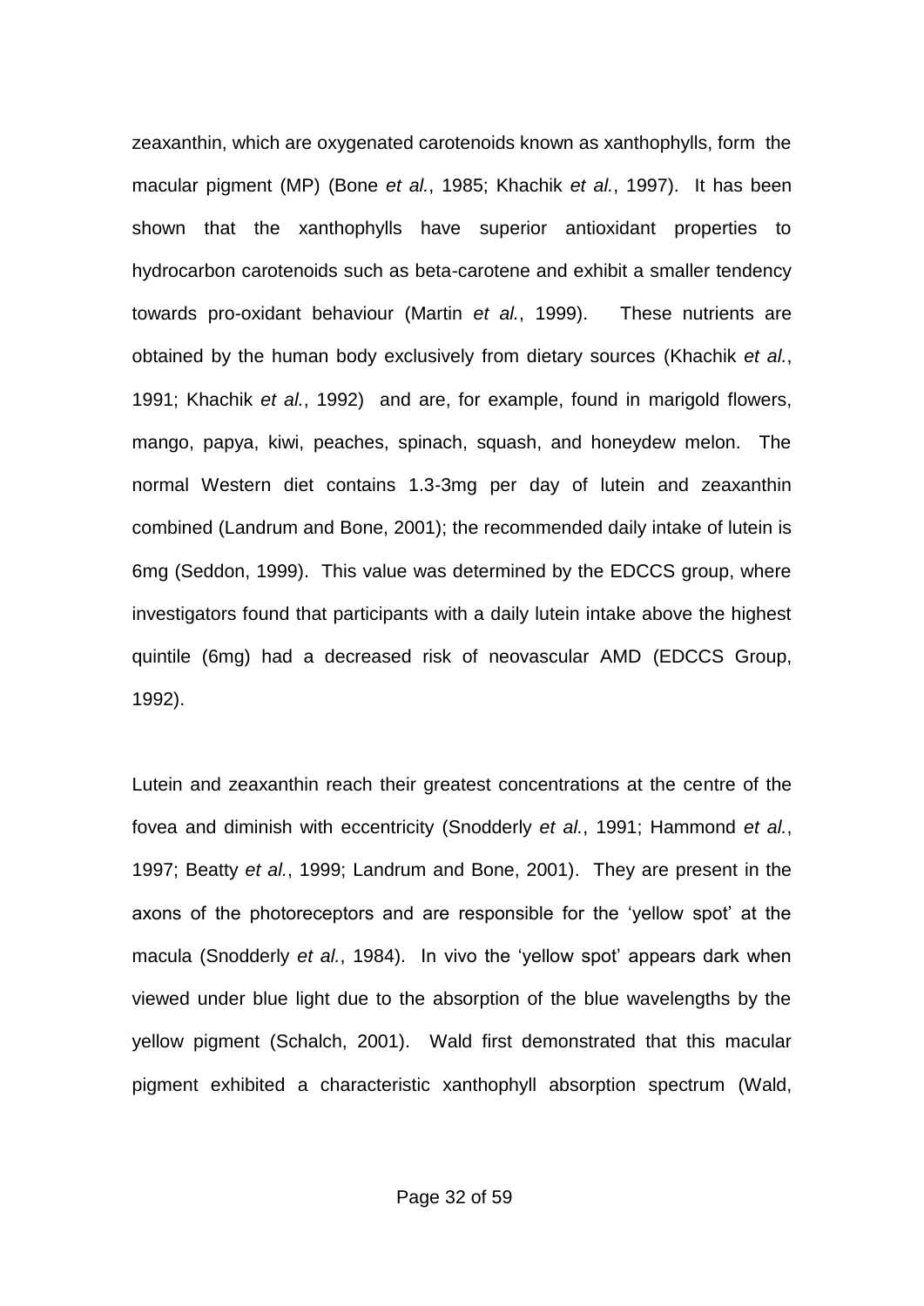zeaxanthin, which are oxygenated carotenoids known as xanthophylls, form the macular pigment (MP) (Bone *et al.*, 1985; Khachik *et al.*, 1997). It has been shown that the xanthophylls have superior antioxidant properties to hydrocarbon carotenoids such as beta-carotene and exhibit a smaller tendency towards pro-oxidant behaviour (Martin *et al.*, 1999). These nutrients are obtained by the human body exclusively from dietary sources (Khachik *et al.*, 1991; Khachik *et al.*, 1992) and are, for example, found in marigold flowers, mango, papya, kiwi, peaches, spinach, squash, and honeydew melon. The normal Western diet contains 1.3-3mg per day of lutein and zeaxanthin combined (Landrum and Bone, 2001); the recommended daily intake of lutein is 6mg (Seddon, 1999). This value was determined by the EDCCS group, where investigators found that participants with a daily lutein intake above the highest quintile (6mg) had a decreased risk of neovascular AMD (EDCCS Group, 1992).

Lutein and zeaxanthin reach their greatest concentrations at the centre of the fovea and diminish with eccentricity (Snodderly *et al.*, 1991; Hammond *et al.*, 1997; Beatty *et al.*, 1999; Landrum and Bone, 2001). They are present in the axons of the photoreceptors and are responsible for the 'yellow spot' at the macula (Snodderly *et al.*, 1984). In vivo the 'yellow spot' appears dark when viewed under blue light due to the absorption of the blue wavelengths by the yellow pigment (Schalch, 2001). Wald first demonstrated that this macular pigment exhibited a characteristic xanthophyll absorption spectrum (Wald,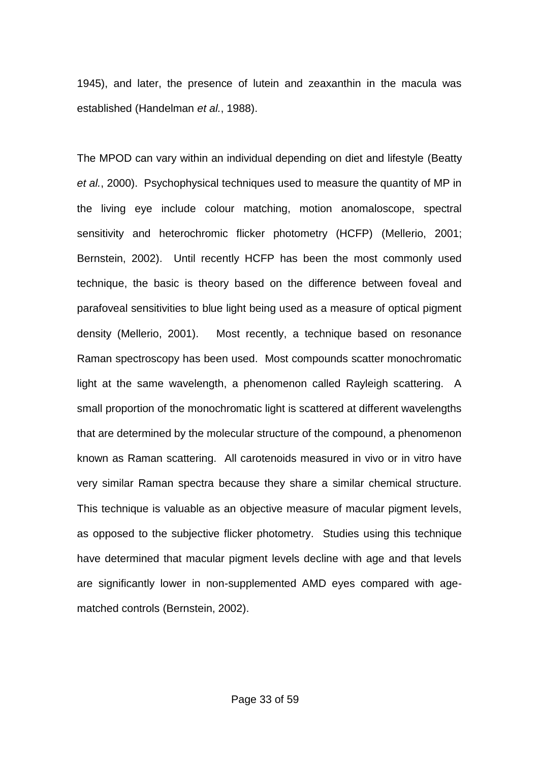1945), and later, the presence of lutein and zeaxanthin in the macula was established (Handelman *et al.*, 1988).

The MPOD can vary within an individual depending on diet and lifestyle (Beatty *et al.*, 2000). Psychophysical techniques used to measure the quantity of MP in the living eye include colour matching, motion anomaloscope, spectral sensitivity and heterochromic flicker photometry (HCFP) (Mellerio, 2001; Bernstein, 2002). Until recently HCFP has been the most commonly used technique, the basic is theory based on the difference between foveal and parafoveal sensitivities to blue light being used as a measure of optical pigment density (Mellerio, 2001). Most recently, a technique based on resonance Raman spectroscopy has been used. Most compounds scatter monochromatic light at the same wavelength, a phenomenon called Rayleigh scattering. A small proportion of the monochromatic light is scattered at different wavelengths that are determined by the molecular structure of the compound, a phenomenon known as Raman scattering. All carotenoids measured in vivo or in vitro have very similar Raman spectra because they share a similar chemical structure. This technique is valuable as an objective measure of macular pigment levels, as opposed to the subjective flicker photometry. Studies using this technique have determined that macular pigment levels decline with age and that levels are significantly lower in non-supplemented AMD eyes compared with age-matched controls (Bernstein, 2002).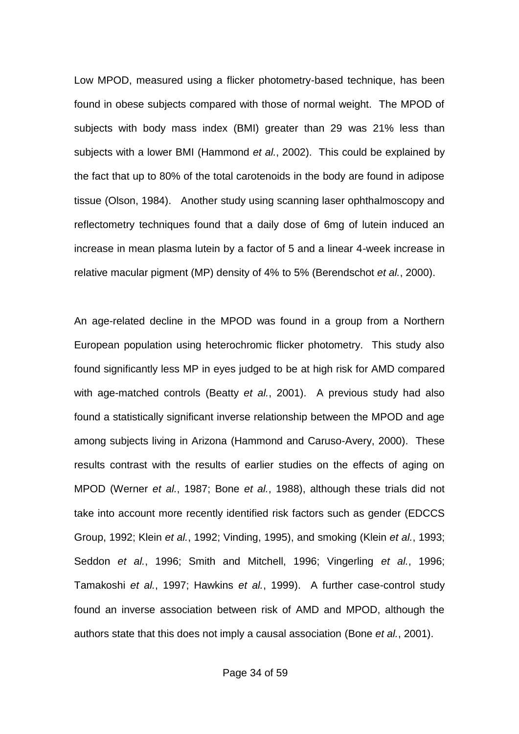Low MPOD, measured using a flicker photometry-based technique, has been found in obese subjects compared with those of normal weight. The MPOD of subjects with body mass index (BMI) greater than 29 was 21% less than subjects with a lower BMI (Hammond *et al.*, 2002). This could be explained by the fact that up to 80% of the total carotenoids in the body are found in adipose tissue (Olson, 1984). Another study using scanning laser ophthalmoscopy and reflectometry techniques found that a daily dose of 6mg of lutein induced an increase in mean plasma lutein by a factor of 5 and a linear 4-week increase in relative macular pigment (MP) density of 4% to 5% (Berendschot *et al.*, 2000).

An age-related decline in the MPOD was found in a group from a Northern European population using heterochromic flicker photometry. This study also found significantly less MP in eyes judged to be at high risk for AMD compared with age-matched controls (Beatty *et al.*, 2001). A previous study had also found a statistically significant inverse relationship between the MPOD and age among subjects living in Arizona (Hammond and Caruso-Avery, 2000). These results contrast with the results of earlier studies on the effects of aging on MPOD (Werner *et al.*, 1987; Bone *et al.*, 1988), although these trials did not take into account more recently identified risk factors such as gender (EDCCS Group, 1992; Klein *et al.*, 1992; Vinding, 1995), and smoking (Klein *et al.*, 1993; Seddon *et al.*, 1996; Smith and Mitchell, 1996; Vingerling *et al.*, 1996; Tamakoshi *et al.*, 1997; Hawkins *et al.*, 1999). A further case-control study found an inverse association between risk of AMD and MPOD, although the authors state that this does not imply a causal association (Bone *et al.*, 2001).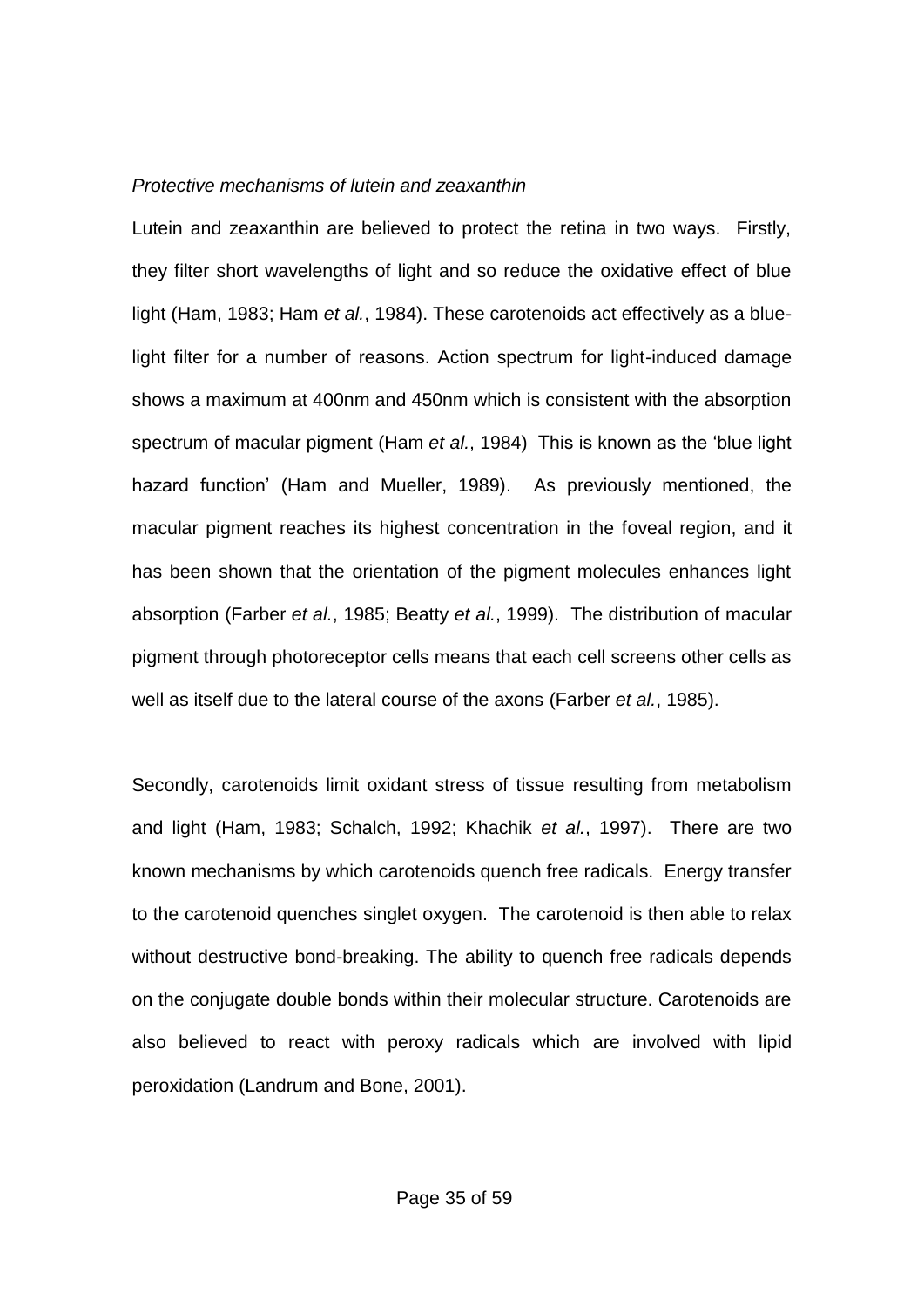*Protective mechanisms of lutein and zeaxanthin*

Lutein and zeaxanthin are believed to protect the retina in two ways. Firstly, they filter short wavelengths of light and so reduce the oxidative effect of blue light (Ham, 1983; Ham *et al.*, 1984). These carotenoids act effectively as a blue-light filter for a number of reasons. Action spectrum for light-induced damage shows a maximum at 400nm and 450nm which is consistent with the absorption spectrum of macular pigment (Ham *et al.*, 1984) This is known as the 'blue light hazard function' (Ham and Mueller, 1989). As previously mentioned, the macular pigment reaches its highest concentration in the foveal region, and it has been shown that the orientation of the pigment molecules enhances light absorption (Farber *et al.*, 1985; Beatty *et al.*, 1999). The distribution of macular pigment through photoreceptor cells means that each cell screens other cells as well as itself due to the lateral course of the axons (Farber *et al.*, 1985).

Secondly, carotenoids limit oxidant stress of tissue resulting from metabolism and light (Ham, 1983; Schalch, 1992; Khachik *et al.*, 1997). There are two known mechanisms by which carotenoids quench free radicals. Energy transfer to the carotenoid quenches singlet oxygen. The carotenoid is then able to relax without destructive bond-breaking. The ability to quench free radicals depends on the conjugate double bonds within their molecular structure. Carotenoids are also believed to react with peroxy radicals which are involved with lipid peroxidation (Landrum and Bone, 2001).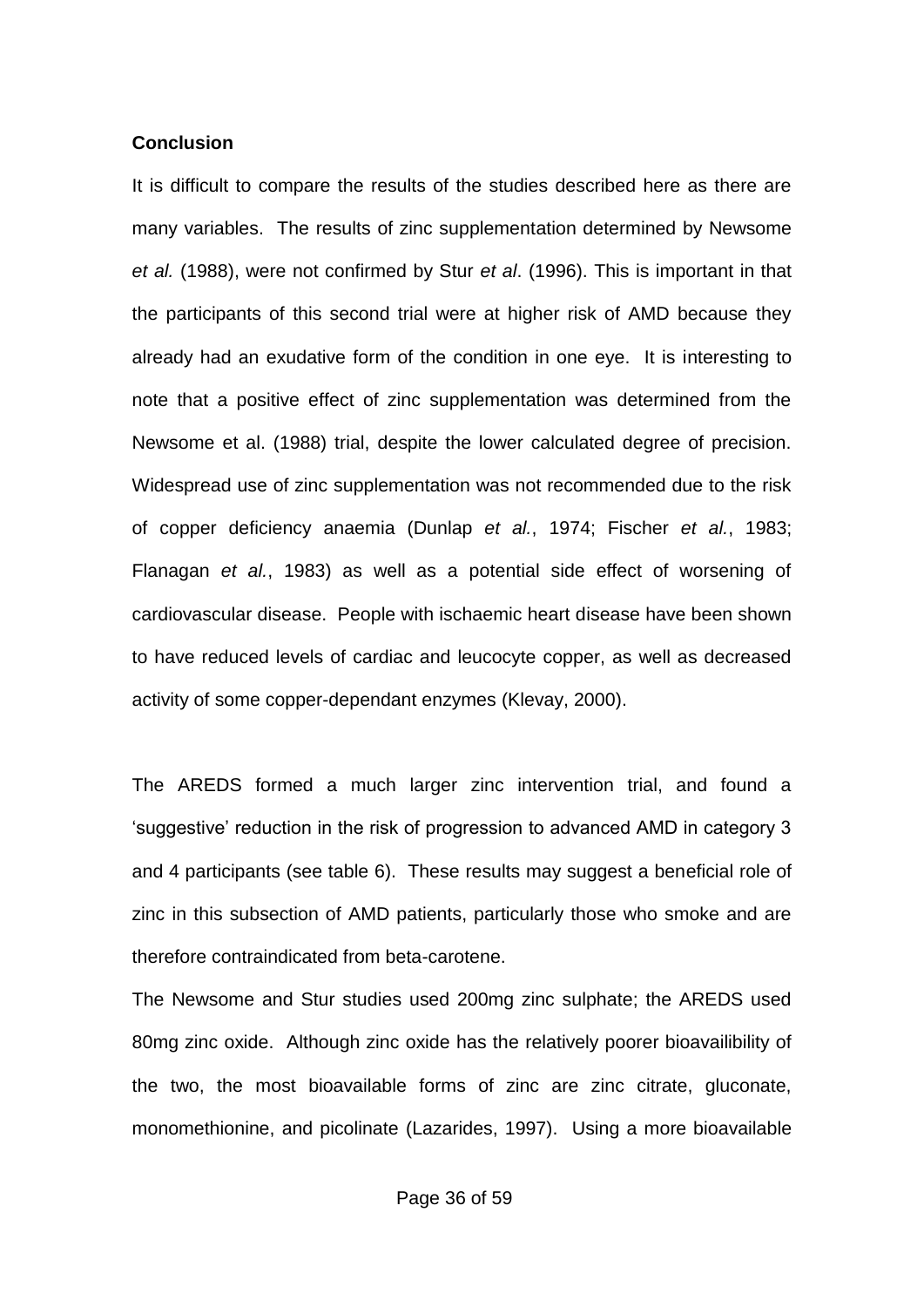**Conclusion**

It is difficult to compare the results of the studies described here as there are many variables. The results of zinc supplementation determined by Newsome *et al.* (1988), were not confirmed by Stur *et al*. (1996). This is important in that the participants of this second trial were at higher risk of AMD because they already had an exudative form of the condition in one eye. It is interesting to note that a positive effect of zinc supplementation was determined from the Newsome et al. (1988) trial, despite the lower calculated degree of precision. Widespread use of zinc supplementation was not recommended due to the risk of copper deficiency anaemia (Dunlap *et al.*, 1974; Fischer *et al.*, 1983; Flanagan *et al.*, 1983) as well as a potential side effect of worsening of cardiovascular disease. People with ischaemic heart disease have been shown to have reduced levels of cardiac and leucocyte copper, as well as decreased activity of some copper-dependant enzymes (Klevay, 2000).

The AREDS formed a much larger zinc intervention trial, and found a 'suggestive' reduction in the risk of progression to advanced AMD in category 3 and 4 participants (see table 6). These results may suggest a beneficial role of zinc in this subsection of AMD patients, particularly those who smoke and are therefore contraindicated from beta-carotene.

The Newsome and Stur studies used 200mg zinc sulphate; the AREDS used 80mg zinc oxide. Although zinc oxide has the relatively poorer bioavailibility of the two, the most bioavailable forms of zinc are zinc citrate, gluconate, monomethionine, and picolinate (Lazarides, 1997). Using a more bioavailable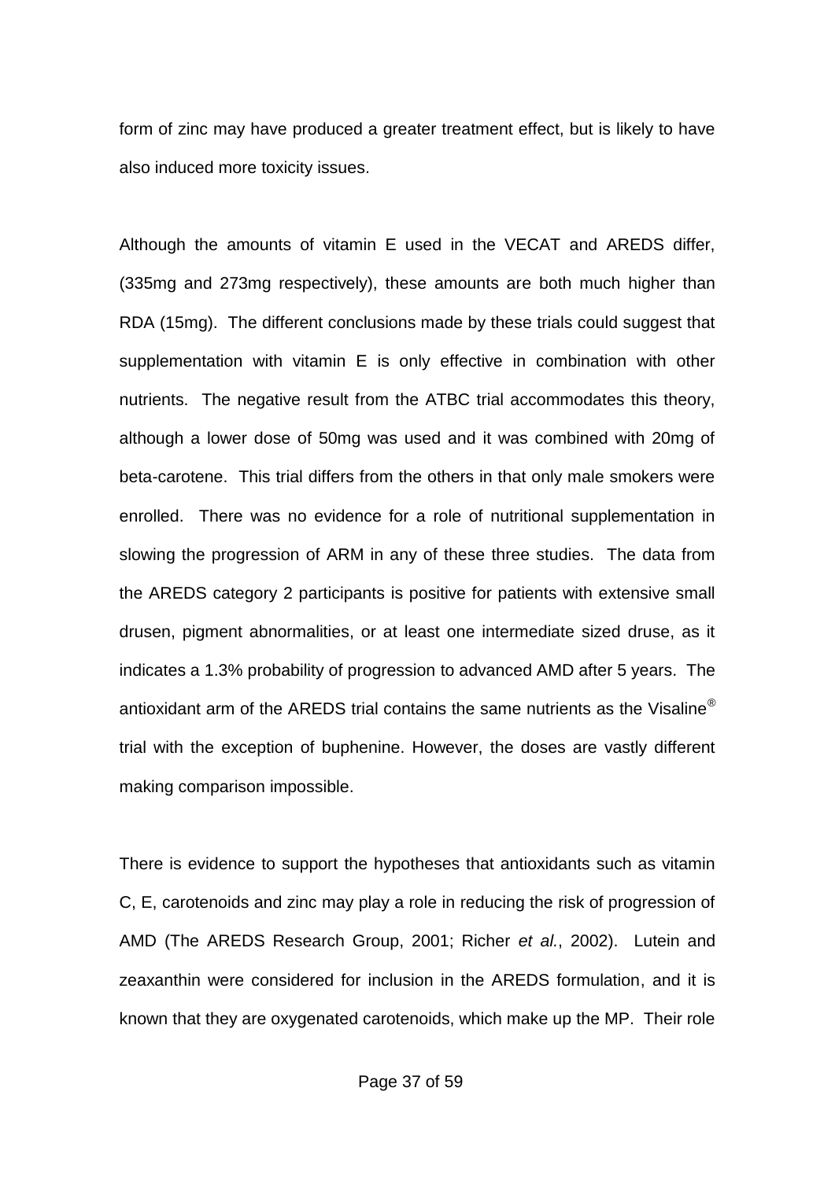form of zinc may have produced a greater treatment effect, but is likely to have also induced more toxicity issues.

Although the amounts of vitamin E used in the VECAT and AREDS differ, (335mg and 273mg respectively), these amounts are both much higher than RDA (15mg). The different conclusions made by these trials could suggest that supplementation with vitamin E is only effective in combination with other nutrients. The negative result from the ATBC trial accommodates this theory, although a lower dose of 50mg was used and it was combined with 20mg of beta-carotene. This trial differs from the others in that only male smokers were enrolled. There was no evidence for a role of nutritional supplementation in slowing the progression of ARM in any of these three studies. The data from the AREDS category 2 participants is positive for patients with extensive small drusen, pigment abnormalities, or at least one intermediate sized druse, as it indicates a 1.3% probability of progression to advanced AMD after 5 years. The antioxidant arm of the AREDS trial contains the same nutrients as the Visaline® trial with the exception of buphenine. However, the doses are vastly different making comparison impossible.

There is evidence to support the hypotheses that antioxidants such as vitamin C, E, carotenoids and zinc may play a role in reducing the risk of progression of AMD (The AREDS Research Group, 2001; Richer *et al.*, 2002). Lutein and zeaxanthin were considered for inclusion in the AREDS formulation, and it is known that they are oxygenated carotenoids, which make up the MP. Their role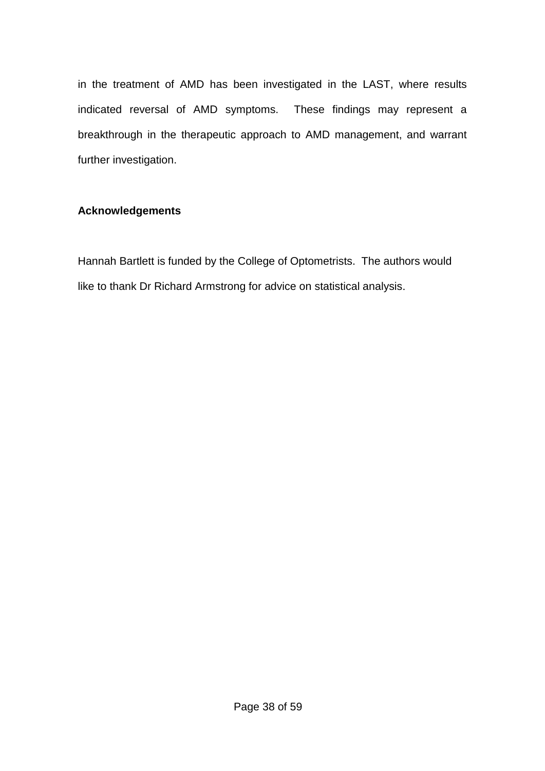in the treatment of AMD has been investigated in the LAST, where results indicated reversal of AMD symptoms. These findings may represent a breakthrough in the therapeutic approach to AMD management, and warrant further investigation.

## Acknowledgements

Hannah Bartlett is funded by the College of Optometrists. The authors would like to thank Dr Richard Armstrong for advice on statistical analysis.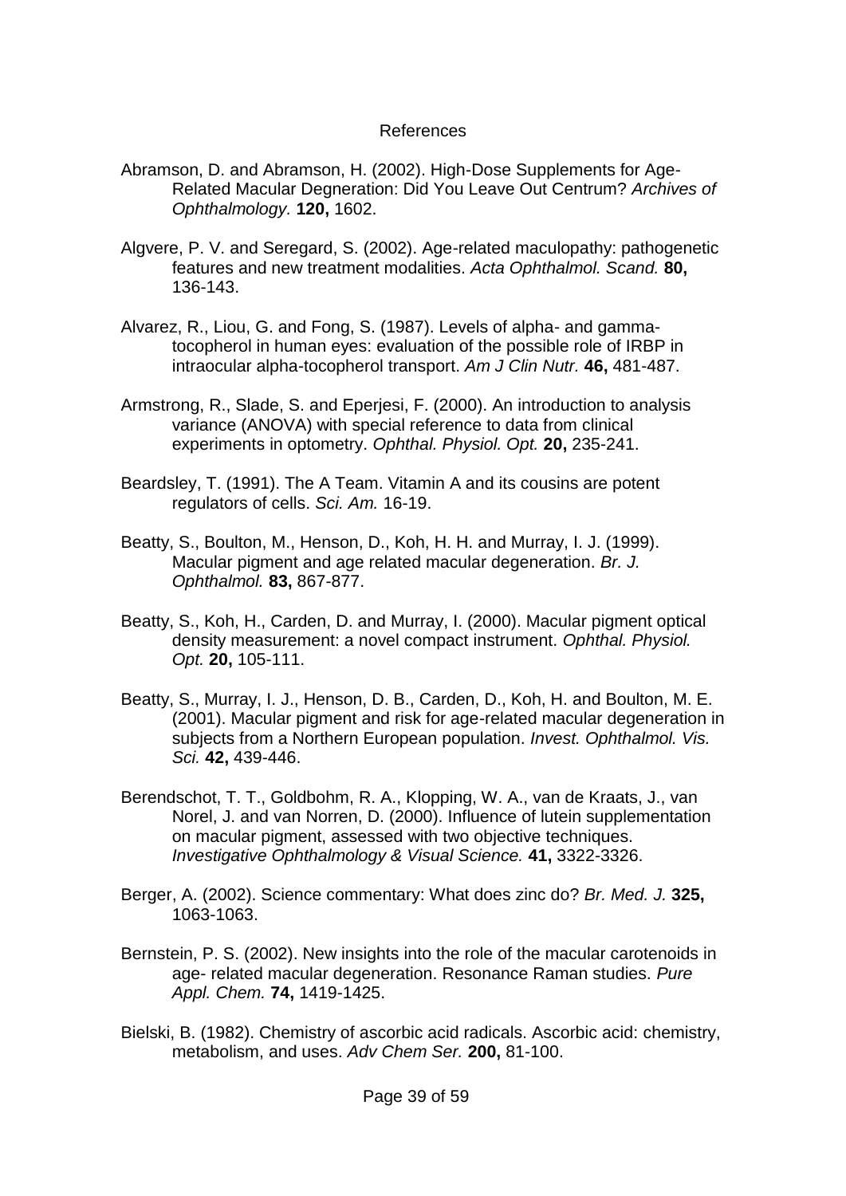# References

Abramson, D. and Abramson, H. (2002). High-Dose Supplements for Age-Related Macular Degneration: Did You Leave Out Centrum? *Archives of Ophthalmology.* **120,** 1602.

Algvere, P. V. and Seregard, S. (2002). Age-related maculopathy: pathogenetic features and new treatment modalities. *Acta Ophthalmol. Scand.* **80,** 136-143.

Alvarez, R., Liou, G. and Fong, S. (1987). Levels of alpha- and gamma-tocopherol in human eyes: evaluation of the possible role of IRBP in intraocular alpha-tocopherol transport. *Am J Clin Nutr.* **46,** 481-487.

Armstrong, R., Slade, S. and Eperjesi, F. (2000). An introduction to analysis variance (ANOVA) with special reference to data from clinical experiments in optometry. *Ophthal. Physiol. Opt.* **20,** 235-241.

Beardsley, T. (1991). The A Team. Vitamin A and its cousins are potent regulators of cells. *Sci. Am.* 16-19.

Beatty, S., Boulton, M., Henson, D., Koh, H. H. and Murray, I. J. (1999). Macular pigment and age related macular degeneration. *Br. J. Ophthalmol.* **83,** 867-877.

Beatty, S., Koh, H., Carden, D. and Murray, I. (2000). Macular pigment optical density measurement: a novel compact instrument. *Ophthal. Physiol. Opt.* **20,** 105-111.

Beatty, S., Murray, I. J., Henson, D. B., Carden, D., Koh, H. and Boulton, M. E. (2001). Macular pigment and risk for age-related macular degeneration in subjects from a Northern European population. *Invest. Ophthalmol. Vis. Sci.* **42,** 439-446.

Berendschot, T. T., Goldbohm, R. A., Klopping, W. A., van de Kraats, J., van Norel, J. and van Norren, D. (2000). Influence of lutein supplementation on macular pigment, assessed with two objective techniques. *Investigative Ophthalmology & Visual Science.* **41,** 3322-3326.

Berger, A. (2002). Science commentary: What does zinc do? *Br. Med. J.* **325,** 1063-1063.

Bernstein, P. S. (2002). New insights into the role of the macular carotenoids in age- related macular degeneration. Resonance Raman studies. *Pure Appl. Chem.* **74,** 1419-1425.

Bielski, B. (1982). Chemistry of ascorbic acid radicals. Ascorbic acid: chemistry, metabolism, and uses. *Adv Chem Ser.* **200,** 81-100.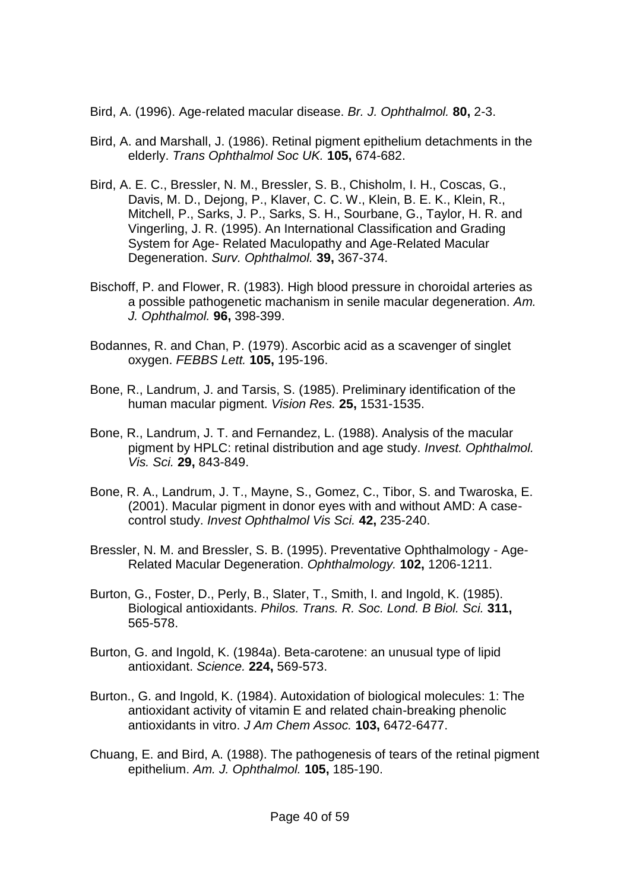Bird, A. (1996). Age-related macular disease. *Br. J. Ophthalmol.* **80,** 2-3.

Bird, A. and Marshall, J. (1986). Retinal pigment epithelium detachments in the elderly. *Trans Ophthalmol Soc UK.* **105,** 674-682.

Bird, A. E. C., Bressler, N. M., Bressler, S. B., Chisholm, I. H., Coscas, G., Davis, M. D., Dejong, P., Klaver, C. C. W., Klein, B. E. K., Klein, R., Mitchell, P., Sarks, J. P., Sarks, S. H., Sourbane, G., Taylor, H. R. and Vingerling, J. R. (1995). An International Classification and Grading System for Age- Related Maculopathy and Age-Related Macular Degeneration. *Surv. Ophthalmol.* **39,** 367-374.

Bischoff, P. and Flower, R. (1983). High blood pressure in choroidal arteries as a possible pathogenetic machanism in senile macular degeneration. *Am. J. Ophthalmol.* **96,** 398-399.

Bodannes, R. and Chan, P. (1979). Ascorbic acid as a scavenger of singlet oxygen. *FEBBS Lett.* **105,** 195-196.

Bone, R., Landrum, J. and Tarsis, S. (1985). Preliminary identification of the human macular pigment. *Vision Res.* **25,** 1531-1535.

Bone, R., Landrum, J. T. and Fernandez, L. (1988). Analysis of the macular pigment by HPLC: retinal distribution and age study. *Invest. Ophthalmol. Vis. Sci.* **29,** 843-849.

Bone, R. A., Landrum, J. T., Mayne, S., Gomez, C., Tibor, S. and Twaroska, E. (2001). Macular pigment in donor eyes with and without AMD: A case-control study. *Invest Ophthalmol Vis Sci.* **42,** 235-240.

Bressler, N. M. and Bressler, S. B. (1995). Preventative Ophthalmology - Age-Related Macular Degeneration. *Ophthalmology.* **102,** 1206-1211.

Burton, G., Foster, D., Perly, B., Slater, T., Smith, I. and Ingold, K. (1985). Biological antioxidants. *Philos. Trans. R. Soc. Lond. B Biol. Sci.* **311,** 565-578.

Burton, G. and Ingold, K. (1984a). Beta-carotene: an unusual type of lipid antioxidant. *Science.* **224,** 569-573.

Burton., G. and Ingold, K. (1984). Autoxidation of biological molecules: 1: The antioxidant activity of vitamin E and related chain-breaking phenolic antioxidants in vitro. *J Am Chem Assoc.* **103,** 6472-6477.

Chuang, E. and Bird, A. (1988). The pathogenesis of tears of the retinal pigment epithelium. *Am. J. Ophthalmol.* **105,** 185-190.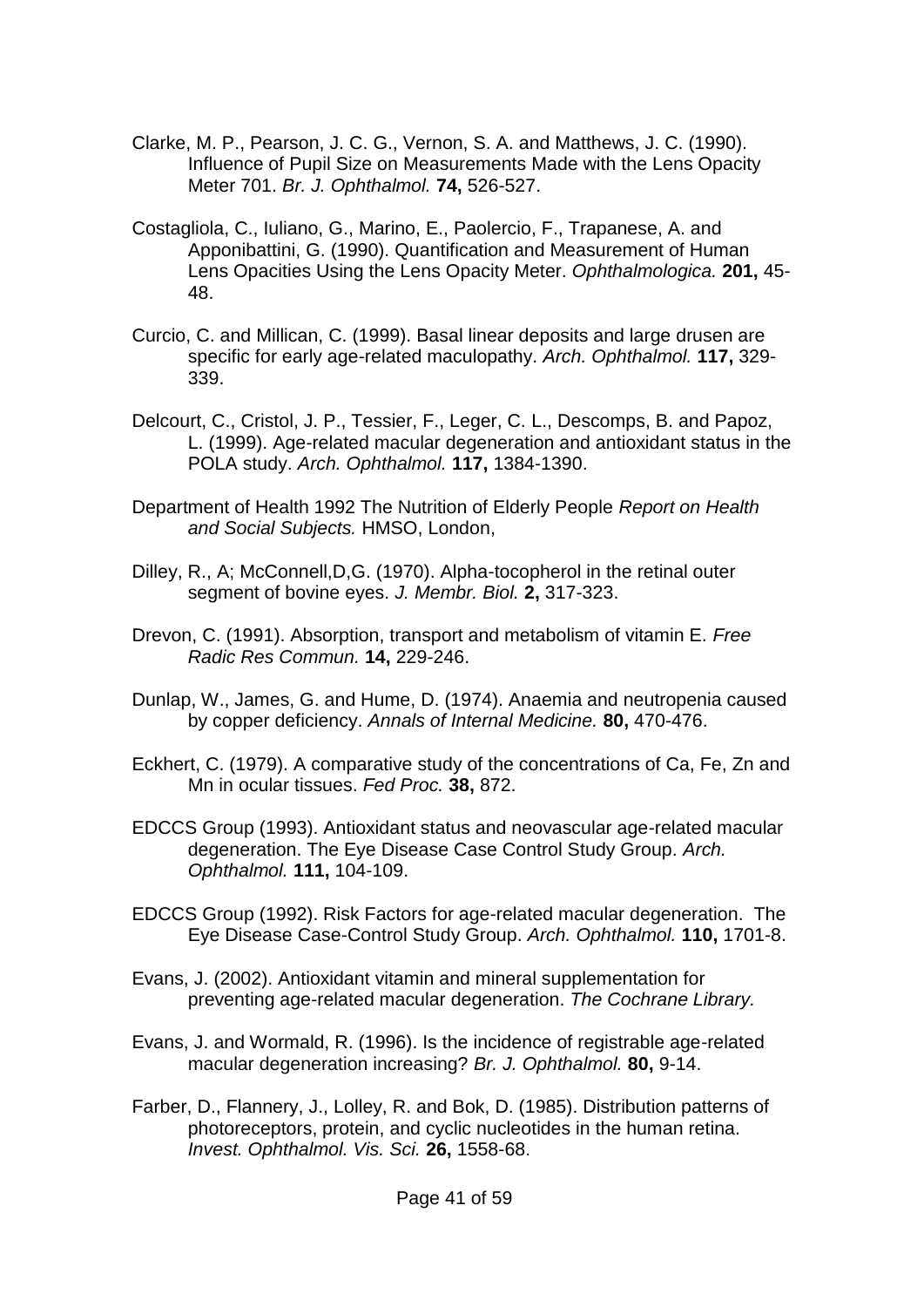Clarke, M. P., Pearson, J. C. G., Vernon, S. A. and Matthews, J. C. (1990). Influence of Pupil Size on Measurements Made with the Lens Opacity Meter 701. *Br. J. Ophthalmol.* **74,** 526-527.

Costagliola, C., Iuliano, G., Marino, E., Paolercio, F., Trapanese, A. and Apponibattini, G. (1990). Quantification and Measurement of Human Lens Opacities Using the Lens Opacity Meter. *Ophthalmologica.* **201,** 45-48.

Curcio, C. and Millican, C. (1999). Basal linear deposits and large drusen are specific for early age-related maculopathy. *Arch. Ophthalmol.* **117,** 329-339.

Delcourt, C., Cristol, J. P., Tessier, F., Leger, C. L., Descomps, B. and Papoz, L. (1999). Age-related macular degeneration and antioxidant status in the POLA study. *Arch. Ophthalmol.* **117,** 1384-1390.

Department of Health 1992 The Nutrition of Elderly People *Report on Health and Social Subjects.* HMSO, London,

Dilley, R., A; McConnell,D,G. (1970). Alpha-tocopherol in the retinal outer segment of bovine eyes. *J. Membr. Biol.* **2,** 317-323.

Drevon, C. (1991). Absorption, transport and metabolism of vitamin E. *Free Radic Res Commun.* **14,** 229-246.

Dunlap, W., James, G. and Hume, D. (1974). Anaemia and neutropenia caused by copper deficiency. *Annals of Internal Medicine.* **80,** 470-476.

Eckhert, C. (1979). A comparative study of the concentrations of Ca, Fe, Zn and Mn in ocular tissues. *Fed Proc.* **38,** 872.

EDCCS Group (1993). Antioxidant status and neovascular age-related macular degeneration. The Eye Disease Case Control Study Group. *Arch. Ophthalmol.* **111,** 104-109.

EDCCS Group (1992). Risk Factors for age-related macular degeneration. The Eye Disease Case-Control Study Group. *Arch. Ophthalmol.* **110,** 1701-8.

Evans, J. (2002). Antioxidant vitamin and mineral supplementation for preventing age-related macular degeneration. *The Cochrane Library.*

Evans, J. and Wormald, R. (1996). Is the incidence of registrable age-related macular degeneration increasing? *Br. J. Ophthalmol.* **80,** 9-14.

Farber, D., Flannery, J., Lolley, R. and Bok, D. (1985). Distribution patterns of photoreceptors, protein, and cyclic nucleotides in the human retina. *Invest. Ophthalmol. Vis. Sci.* **26,** 1558-68.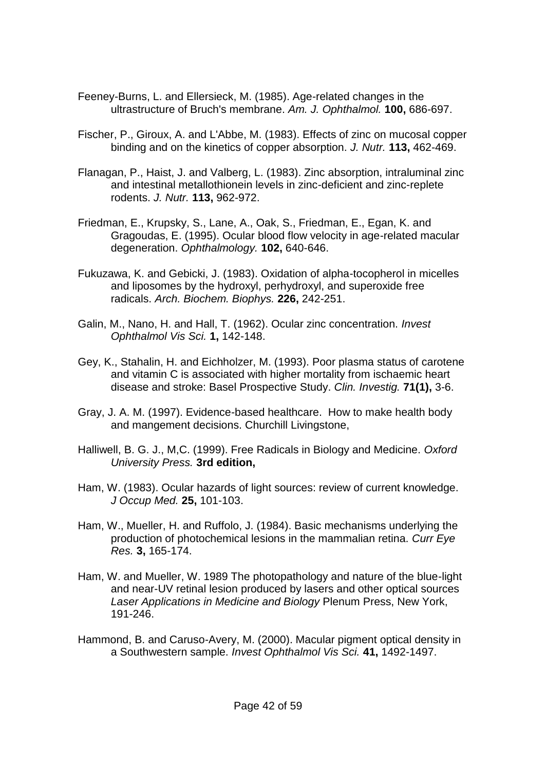Feeney-Burns, L. and Ellersieck, M. (1985). Age-related changes in the ultrastructure of Bruch's membrane. *Am. J. Ophthalmol.* **100,** 686-697.

Fischer, P., Giroux, A. and L'Abbe, M. (1983). Effects of zinc on mucosal copper binding and on the kinetics of copper absorption. *J. Nutr.* **113,** 462-469.

Flanagan, P., Haist, J. and Valberg, L. (1983). Zinc absorption, intraluminal zinc and intestinal metallothionein levels in zinc-deficient and zinc-replete rodents. *J. Nutr.* **113,** 962-972.

Friedman, E., Krupsky, S., Lane, A., Oak, S., Friedman, E., Egan, K. and Gragoudas, E. (1995). Ocular blood flow velocity in age-related macular degeneration. *Ophthalmology.* **102,** 640-646.

Fukuzawa, K. and Gebicki, J. (1983). Oxidation of alpha-tocopherol in micelles and liposomes by the hydroxyl, perhydroxyl, and superoxide free radicals. *Arch. Biochem. Biophys.* **226,** 242-251.

Galin, M., Nano, H. and Hall, T. (1962). Ocular zinc concentration. *Invest Ophthalmol Vis Sci.* **1,** 142-148.

Gey, K., Stahalin, H. and Eichholzer, M. (1993). Poor plasma status of carotene and vitamin C is associated with higher mortality from ischaemic heart disease and stroke: Basel Prospective Study. *Clin. Investig.* **71(1),** 3-6.

Gray, J. A. M. (1997). Evidence-based healthcare. How to make health body and mangement decisions. Churchill Livingstone,

Halliwell, B. G. J., M,C. (1999). Free Radicals in Biology and Medicine. *Oxford University Press.* **3rd edition,**

Ham, W. (1983). Ocular hazards of light sources: review of current knowledge. *J Occup Med.* **25,** 101-103.

Ham, W., Mueller, H. and Ruffolo, J. (1984). Basic mechanisms underlying the production of photochemical lesions in the mammalian retina. *Curr Eye Res.* **3,** 165-174.

Ham, W. and Mueller, W. 1989 The photopathology and nature of the blue-light and near-UV retinal lesion produced by lasers and other optical sources *Laser Applications in Medicine and Biology* Plenum Press, New York, 191-246.

Hammond, B. and Caruso-Avery, M. (2000). Macular pigment optical density in a Southwestern sample. *Invest Ophthalmol Vis Sci.* **41,** 1492-1497.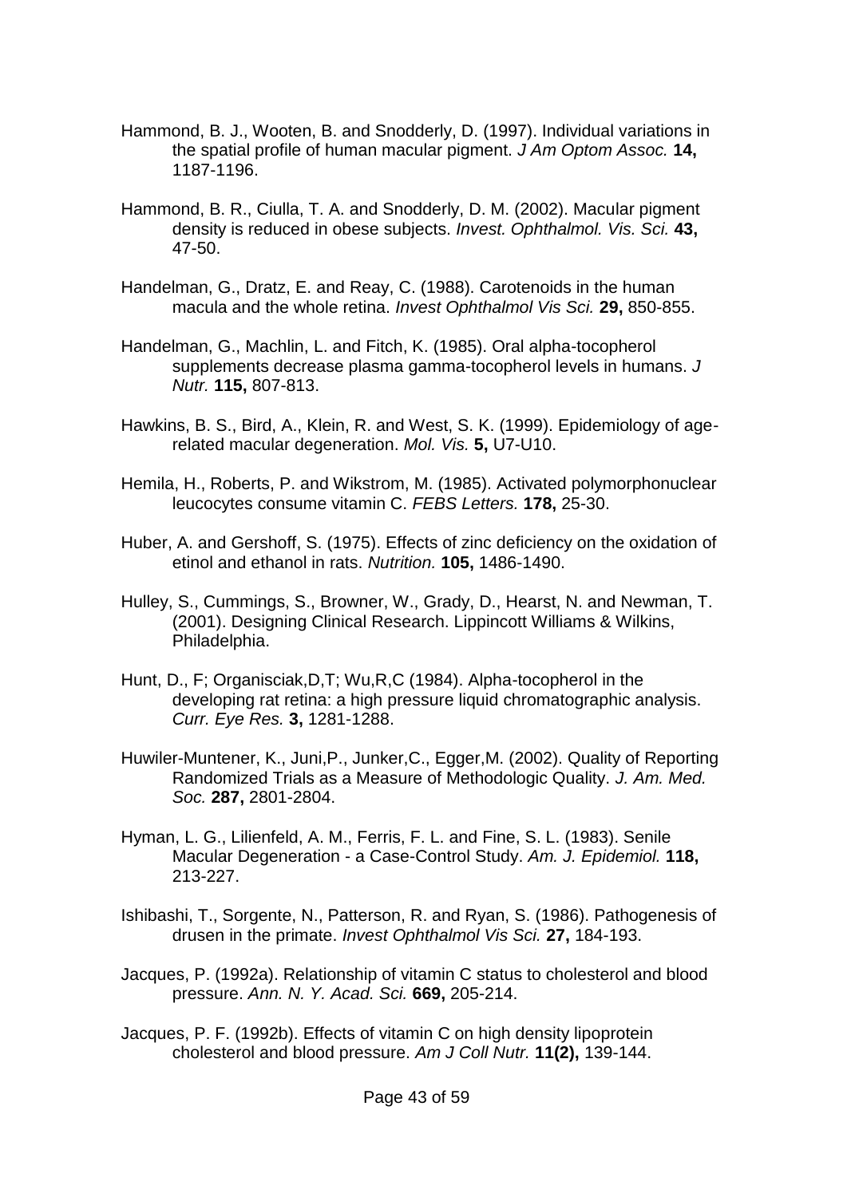Hammond, B. J., Wooten, B. and Snodderly, D. (1997). Individual variations in the spatial profile of human macular pigment. *J Am Optom Assoc.* **14,** 1187-1196.

Hammond, B. R., Ciulla, T. A. and Snodderly, D. M. (2002). Macular pigment density is reduced in obese subjects. *Invest. Ophthalmol. Vis. Sci.* **43,** 47-50.

Handelman, G., Dratz, E. and Reay, C. (1988). Carotenoids in the human macula and the whole retina. *Invest Ophthalmol Vis Sci.* **29,** 850-855.

Handelman, G., Machlin, L. and Fitch, K. (1985). Oral alpha-tocopherol supplements decrease plasma gamma-tocopherol levels in humans. *J Nutr.* **115,** 807-813.

Hawkins, B. S., Bird, A., Klein, R. and West, S. K. (1999). Epidemiology of age-related macular degeneration. *Mol. Vis.* **5,** U7-U10.

Hemila, H., Roberts, P. and Wikstrom, M. (1985). Activated polymorphonuclear leucocytes consume vitamin C. *FEBS Letters.* **178,** 25-30.

Huber, A. and Gershoff, S. (1975). Effects of zinc deficiency on the oxidation of etinol and ethanol in rats. *Nutrition.* **105,** 1486-1490.

Hulley, S., Cummings, S., Browner, W., Grady, D., Hearst, N. and Newman, T. (2001). Designing Clinical Research. Lippincott Williams & Wilkins, Philadelphia.

Hunt, D., F; Organisciak,D,T; Wu,R,C (1984). Alpha-tocopherol in the developing rat retina: a high pressure liquid chromatographic analysis. *Curr. Eye Res.* **3,** 1281-1288.

Huwiler-Muntener, K., Juni,P., Junker,C., Egger,M. (2002). Quality of Reporting Randomized Trials as a Measure of Methodologic Quality. *J. Am. Med. Soc.* **287,** 2801-2804.

Hyman, L. G., Lilienfeld, A. M., Ferris, F. L. and Fine, S. L. (1983). Senile Macular Degeneration - a Case-Control Study. *Am. J. Epidemiol.* **118,** 213-227.

Ishibashi, T., Sorgente, N., Patterson, R. and Ryan, S. (1986). Pathogenesis of drusen in the primate. *Invest Ophthalmol Vis Sci.* **27,** 184-193.

Jacques, P. (1992a). Relationship of vitamin C status to cholesterol and blood pressure. *Ann. N. Y. Acad. Sci.* **669,** 205-214.

Jacques, P. F. (1992b). Effects of vitamin C on high density lipoprotein cholesterol and blood pressure. *Am J Coll Nutr.* **11(2),** 139-144.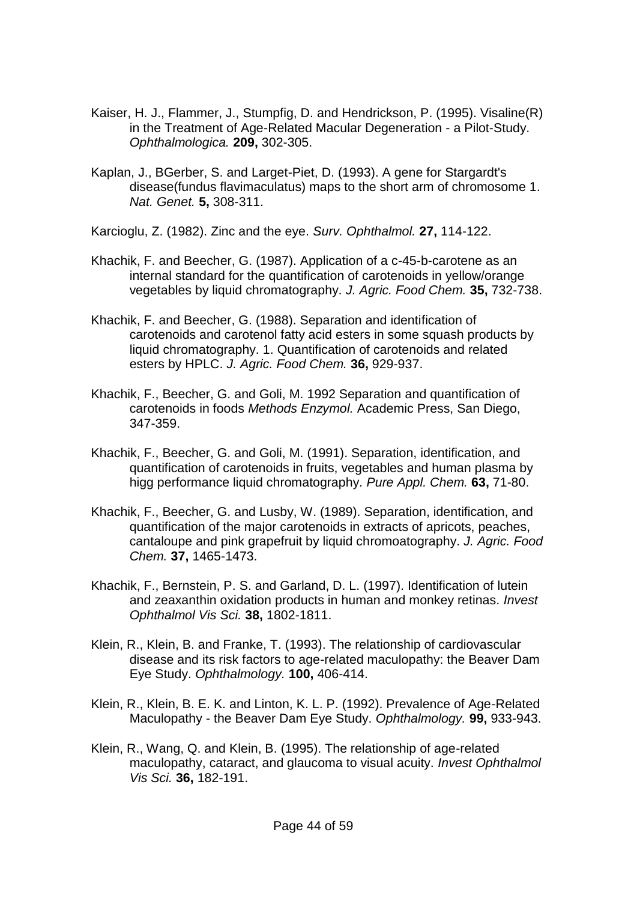Kaiser, H. J., Flammer, J., Stumpfig, D. and Hendrickson, P. (1995). Visaline(R) in the Treatment of Age-Related Macular Degeneration - a Pilot-Study. *Ophthalmologica.* **209,** 302-305.

Kaplan, J., BGerber, S. and Larget-Piet, D. (1993). A gene for Stargardt's disease(fundus flavimaculatus) maps to the short arm of chromosome 1. *Nat. Genet.* **5,** 308-311.

Karcioglu, Z. (1982). Zinc and the eye. *Surv. Ophthalmol.* **27,** 114-122.

Khachik, F. and Beecher, G. (1987). Application of a c-45-b-carotene as an internal standard for the quantification of carotenoids in yellow/orange vegetables by liquid chromatography. *J. Agric. Food Chem.* **35,** 732-738.

Khachik, F. and Beecher, G. (1988). Separation and identification of carotenoids and carotenol fatty acid esters in some squash products by liquid chromatography. 1. Quantification of carotenoids and related esters by HPLC. *J. Agric. Food Chem.* **36,** 929-937.

Khachik, F., Beecher, G. and Goli, M. 1992 Separation and quantification of carotenoids in foods *Methods Enzymol.* Academic Press, San Diego, 347-359.

Khachik, F., Beecher, G. and Goli, M. (1991). Separation, identification, and quantification of carotenoids in fruits, vegetables and human plasma by higg performance liquid chromatography. *Pure Appl. Chem.* **63,** 71-80.

Khachik, F., Beecher, G. and Lusby, W. (1989). Separation, identification, and quantification of the major carotenoids in extracts of apricots, peaches, cantaloupe and pink grapefruit by liquid chromoatography. *J. Agric. Food Chem.* **37,** 1465-1473.

Khachik, F., Bernstein, P. S. and Garland, D. L. (1997). Identification of lutein and zeaxanthin oxidation products in human and monkey retinas. *Invest Ophthalmol Vis Sci.* **38,** 1802-1811.

Klein, R., Klein, B. and Franke, T. (1993). The relationship of cardiovascular disease and its risk factors to age-related maculopathy: the Beaver Dam Eye Study. *Ophthalmology.* **100,** 406-414.

Klein, R., Klein, B. E. K. and Linton, K. L. P. (1992). Prevalence of Age-Related Maculopathy - the Beaver Dam Eye Study. *Ophthalmology.* **99,** 933-943.

Klein, R., Wang, Q. and Klein, B. (1995). The relationship of age-related maculopathy, cataract, and glaucoma to visual acuity. *Invest Ophthalmol Vis Sci.* **36,** 182-191.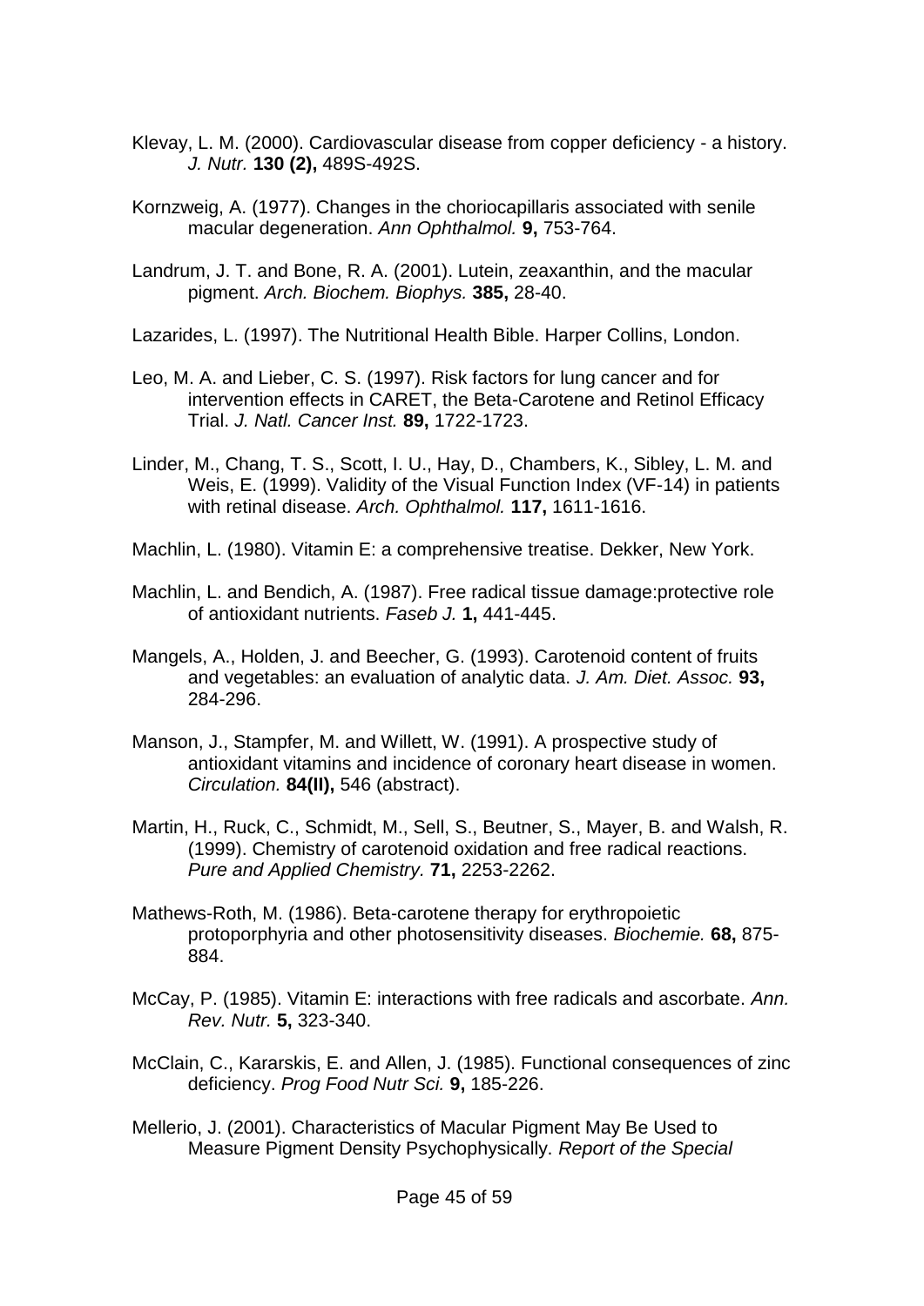Klevay, L. M. (2000). Cardiovascular disease from copper deficiency - a history. *J. Nutr.* **130 (2),** 489S-492S.

Kornzweig, A. (1977). Changes in the choriocapillaris associated with senile macular degeneration. *Ann Ophthalmol.* **9,** 753-764.

Landrum, J. T. and Bone, R. A. (2001). Lutein, zeaxanthin, and the macular pigment. *Arch. Biochem. Biophys.* **385,** 28-40.

Lazarides, L. (1997). The Nutritional Health Bible. Harper Collins, London.

Leo, M. A. and Lieber, C. S. (1997). Risk factors for lung cancer and for intervention effects in CARET, the Beta-Carotene and Retinol Efficacy Trial. *J. Natl. Cancer Inst.* **89,** 1722-1723.

Linder, M., Chang, T. S., Scott, I. U., Hay, D., Chambers, K., Sibley, L. M. and Weis, E. (1999). Validity of the Visual Function Index (VF-14) in patients with retinal disease. *Arch. Ophthalmol.* **117,** 1611-1616.

Machlin, L. (1980). Vitamin E: a comprehensive treatise. Dekker, New York.

Machlin, L. and Bendich, A. (1987). Free radical tissue damage:protective role of antioxidant nutrients. *Faseb J.* **1,** 441-445.

Mangels, A., Holden, J. and Beecher, G. (1993). Carotenoid content of fruits and vegetables: an evaluation of analytic data. *J. Am. Diet. Assoc.* **93,** 284-296.

Manson, J., Stampfer, M. and Willett, W. (1991). A prospective study of antioxidant vitamins and incidence of coronary heart disease in women. *Circulation.* **84(II),** 546 (abstract).

Martin, H., Ruck, C., Schmidt, M., Sell, S., Beutner, S., Mayer, B. and Walsh, R. (1999). Chemistry of carotenoid oxidation and free radical reactions. *Pure and Applied Chemistry.* **71,** 2253-2262.

Mathews-Roth, M. (1986). Beta-carotene therapy for erythropoietic protoporphyria and other photosensitivity diseases. *Biochemie.* **68,** 875-884.

McCay, P. (1985). Vitamin E: interactions with free radicals and ascorbate. *Ann. Rev. Nutr.* **5,** 323-340.

McClain, C., Kararskis, E. and Allen, J. (1985). Functional consequences of zinc deficiency. *Prog Food Nutr Sci.* **9,** 185-226.

Mellerio, J. (2001). Characteristics of Macular Pigment May Be Used to Measure Pigment Density Psychophysically. *Report of the Special*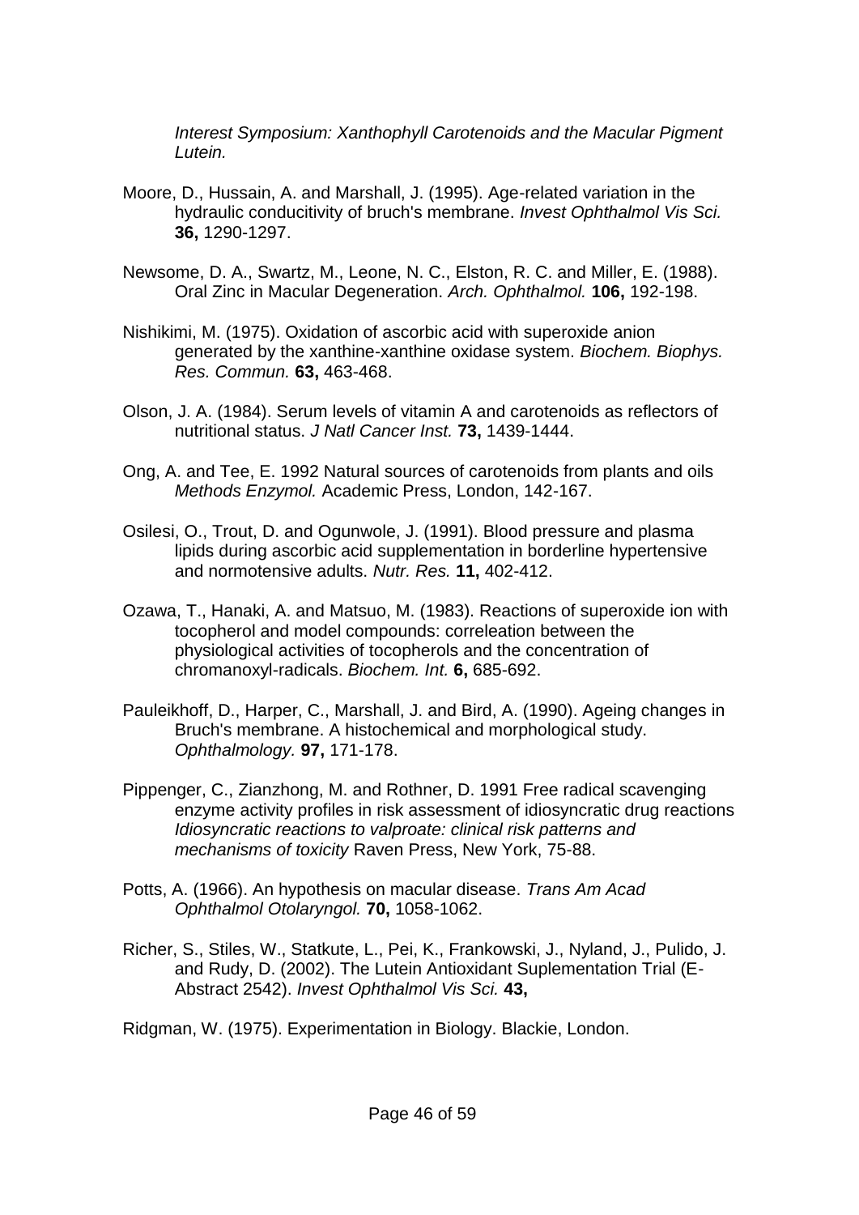*Interest Symposium: Xanthophyll Carotenoids and the Macular Pigment Lutein.*

Moore, D., Hussain, A. and Marshall, J. (1995). Age-related variation in the hydraulic conducitivity of bruch's membrane. *Invest Ophthalmol Vis Sci.* **36,** 1290-1297.

Newsome, D. A., Swartz, M., Leone, N. C., Elston, R. C. and Miller, E. (1988). Oral Zinc in Macular Degeneration. *Arch. Ophthalmol.* **106,** 192-198.

Nishikimi, M. (1975). Oxidation of ascorbic acid with superoxide anion generated by the xanthine-xanthine oxidase system. *Biochem. Biophys. Res. Commun.* **63,** 463-468.

Olson, J. A. (1984). Serum levels of vitamin A and carotenoids as reflectors of nutritional status. *J Natl Cancer Inst.* **73,** 1439-1444.

Ong, A. and Tee, E. 1992 Natural sources of carotenoids from plants and oils *Methods Enzymol.* Academic Press, London, 142-167.

Osilesi, O., Trout, D. and Ogunwole, J. (1991). Blood pressure and plasma lipids during ascorbic acid supplementation in borderline hypertensive and normotensive adults. *Nutr. Res.* **11,** 402-412.

Ozawa, T., Hanaki, A. and Matsuo, M. (1983). Reactions of superoxide ion with tocopherol and model compounds: correleation between the physiological activities of tocopherols and the concentration of chromanoxyl-radicals. *Biochem. Int.* **6,** 685-692.

Pauleikhoff, D., Harper, C., Marshall, J. and Bird, A. (1990). Ageing changes in Bruch's membrane. A histochemical and morphological study. *Ophthalmology.* **97,** 171-178.

Pippenger, C., Zianzhong, M. and Rothner, D. 1991 Free radical scavenging enzyme activity profiles in risk assessment of idiosyncratic drug reactions *Idiosyncratic reactions to valproate: clinical risk patterns and mechanisms of toxicity* Raven Press, New York, 75-88.

Potts, A. (1966). An hypothesis on macular disease. *Trans Am Acad Ophthalmol Otolaryngol.* **70,** 1058-1062.

Richer, S., Stiles, W., Statkute, L., Pei, K., Frankowski, J., Nyland, J., Pulido, J. and Rudy, D. (2002). The Lutein Antioxidant Suplementation Trial (E-Abstract 2542). *Invest Ophthalmol Vis Sci.* **43,**

Ridgman, W. (1975). Experimentation in Biology. Blackie, London.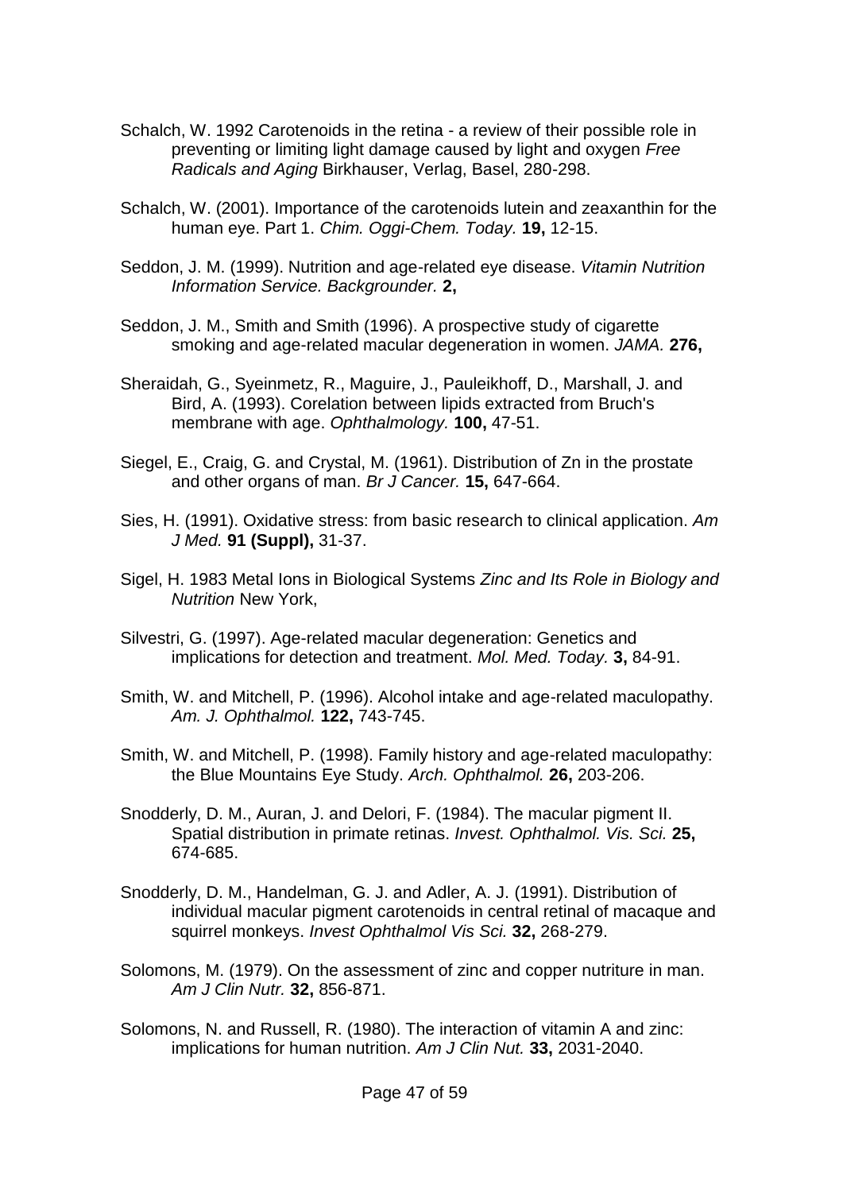Schalch, W. 1992 Carotenoids in the retina - a review of their possible role in preventing or limiting light damage caused by light and oxygen *Free Radicals and Aging* Birkhauser, Verlag, Basel, 280-298.

Schalch, W. (2001). Importance of the carotenoids lutein and zeaxanthin for the human eye. Part 1. *Chim. Oggi-Chem. Today.* **19,** 12-15.

Seddon, J. M. (1999). Nutrition and age-related eye disease. *Vitamin Nutrition Information Service. Backgrounder.* **2,**

Seddon, J. M., Smith and Smith (1996). A prospective study of cigarette smoking and age-related macular degeneration in women. *JAMA.* **276,**

Sheraidah, G., Syeinmetz, R., Maguire, J., Pauleikhoff, D., Marshall, J. and Bird, A. (1993). Corelation between lipids extracted from Bruch's membrane with age. *Ophthalmology.* **100,** 47-51.

Siegel, E., Craig, G. and Crystal, M. (1961). Distribution of Zn in the prostate and other organs of man. *Br J Cancer.* **15,** 647-664.

Sies, H. (1991). Oxidative stress: from basic research to clinical application. *Am J Med.* **91 (Suppl),** 31-37.

Sigel, H. 1983 Metal Ions in Biological Systems *Zinc and Its Role in Biology and Nutrition* New York,

Silvestri, G. (1997). Age-related macular degeneration: Genetics and implications for detection and treatment. *Mol. Med. Today.* **3,** 84-91.

Smith, W. and Mitchell, P. (1996). Alcohol intake and age-related maculopathy. *Am. J. Ophthalmol.* **122,** 743-745.

Smith, W. and Mitchell, P. (1998). Family history and age-related maculopathy: the Blue Mountains Eye Study. *Arch. Ophthalmol.* **26,** 203-206.

Snodderly, D. M., Auran, J. and Delori, F. (1984). The macular pigment II. Spatial distribution in primate retinas. *Invest. Ophthalmol. Vis. Sci.* **25,** 674-685.

Snodderly, D. M., Handelman, G. J. and Adler, A. J. (1991). Distribution of individual macular pigment carotenoids in central retinal of macaque and squirrel monkeys. *Invest Ophthalmol Vis Sci.* **32,** 268-279.

Solomons, M. (1979). On the assessment of zinc and copper nutriture in man. *Am J Clin Nutr.* **32,** 856-871.

Solomons, N. and Russell, R. (1980). The interaction of vitamin A and zinc: implications for human nutrition. *Am J Clin Nut.* **33,** 2031-2040.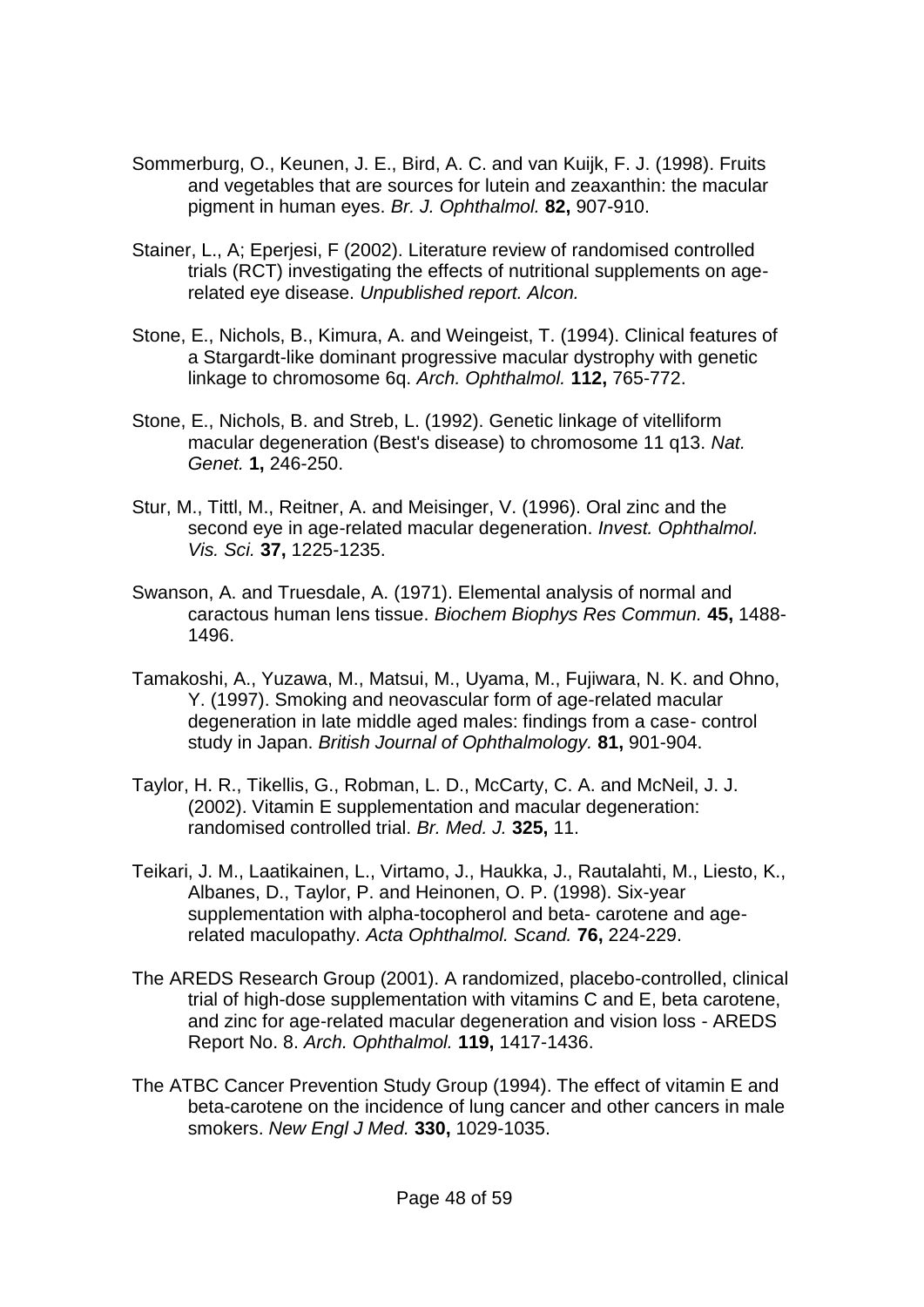Sommerburg, O., Keunen, J. E., Bird, A. C. and van Kuijk, F. J. (1998). Fruits and vegetables that are sources for lutein and zeaxanthin: the macular pigment in human eyes. *Br. J. Ophthalmol.* **82,** 907-910.

Stainer, L., A; Eperjesi, F (2002). Literature review of randomised controlled trials (RCT) investigating the effects of nutritional supplements on age-related eye disease. *Unpublished report. Alcon.*

Stone, E., Nichols, B., Kimura, A. and Weingeist, T. (1994). Clinical features of a Stargardt-like dominant progressive macular dystrophy with genetic linkage to chromosome 6q. *Arch. Ophthalmol.* **112,** 765-772.

Stone, E., Nichols, B. and Streb, L. (1992). Genetic linkage of vitelliform macular degeneration (Best's disease) to chromosome 11 q13. *Nat. Genet.* **1,** 246-250.

Stur, M., Tittl, M., Reitner, A. and Meisinger, V. (1996). Oral zinc and the second eye in age-related macular degeneration. *Invest. Ophthalmol. Vis. Sci.* **37,** 1225-1235.

Swanson, A. and Truesdale, A. (1971). Elemental analysis of normal and caractous human lens tissue. *Biochem Biophys Res Commun.* **45,** 1488-1496.

Tamakoshi, A., Yuzawa, M., Matsui, M., Uyama, M., Fujiwara, N. K. and Ohno, Y. (1997). Smoking and neovascular form of age-related macular degeneration in late middle aged males: findings from a case- control study in Japan. *British Journal of Ophthalmology.* **81,** 901-904.

Taylor, H. R., Tikellis, G., Robman, L. D., McCarty, C. A. and McNeil, J. J. (2002). Vitamin E supplementation and macular degeneration: randomised controlled trial. *Br. Med. J.* **325,** 11.

Teikari, J. M., Laatikainen, L., Virtamo, J., Haukka, J., Rautalahti, M., Liesto, K., Albanes, D., Taylor, P. and Heinonen, O. P. (1998). Six-year supplementation with alpha-tocopherol and beta- carotene and age-related maculopathy. *Acta Ophthalmol. Scand.* **76,** 224-229.

The AREDS Research Group (2001). A randomized, placebo-controlled, clinical trial of high-dose supplementation with vitamins C and E, beta carotene, and zinc for age-related macular degeneration and vision loss - AREDS Report No. 8. *Arch. Ophthalmol.* **119,** 1417-1436.

The ATBC Cancer Prevention Study Group (1994). The effect of vitamin E and beta-carotene on the incidence of lung cancer and other cancers in male smokers. *New Engl J Med.* **330,** 1029-1035.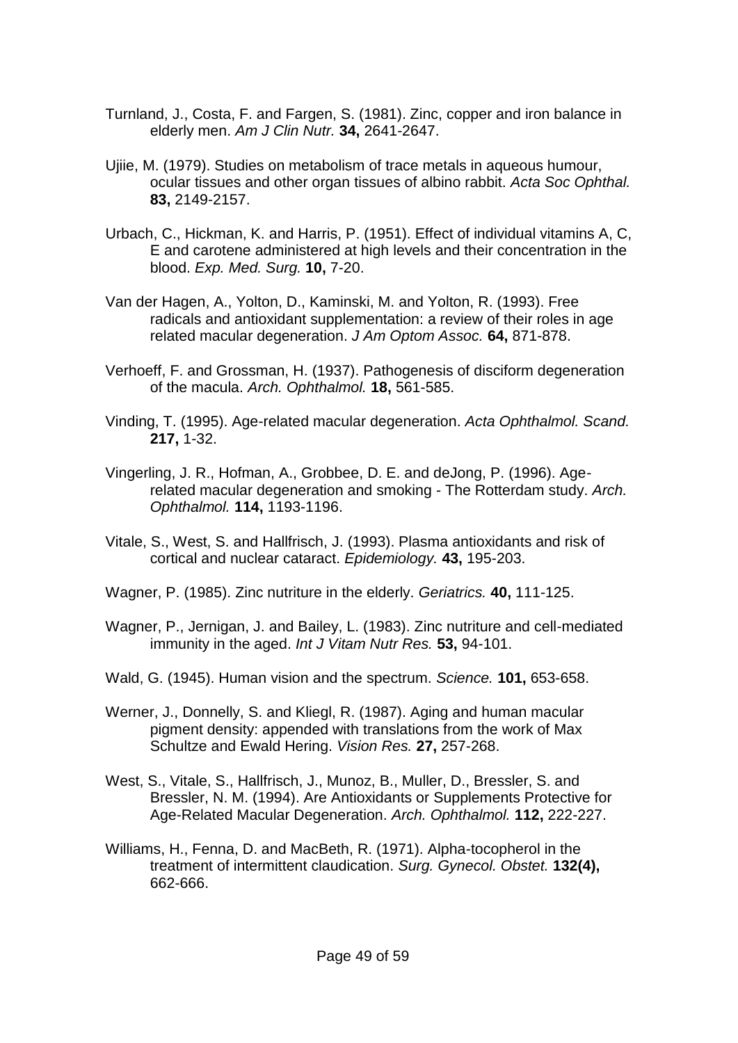Turnland, J., Costa, F. and Fargen, S. (1981). Zinc, copper and iron balance in elderly men. *Am J Clin Nutr.* **34,** 2641-2647.

Ujiie, M. (1979). Studies on metabolism of trace metals in aqueous humour, ocular tissues and other organ tissues of albino rabbit. *Acta Soc Ophthal.* **83,** 2149-2157.

Urbach, C., Hickman, K. and Harris, P. (1951). Effect of individual vitamins A, C, E and carotene administered at high levels and their concentration in the blood. *Exp. Med. Surg.* **10,** 7-20.

Van der Hagen, A., Yolton, D., Kaminski, M. and Yolton, R. (1993). Free radicals and antioxidant supplementation: a review of their roles in age related macular degeneration. *J Am Optom Assoc.* **64,** 871-878.

Verhoeff, F. and Grossman, H. (1937). Pathogenesis of disciform degeneration of the macula. *Arch. Ophthalmol.* **18,** 561-585.

Vinding, T. (1995). Age-related macular degeneration. *Acta Ophthalmol. Scand.* **217,** 1-32.

Vingerling, J. R., Hofman, A., Grobbee, D. E. and deJong, P. (1996). Age-related macular degeneration and smoking - The Rotterdam study. *Arch. Ophthalmol.* **114,** 1193-1196.

Vitale, S., West, S. and Hallfrisch, J. (1993). Plasma antioxidants and risk of cortical and nuclear cataract. *Epidemiology.* **43,** 195-203.

Wagner, P. (1985). Zinc nutriture in the elderly. *Geriatrics.* **40,** 111-125.

Wagner, P., Jernigan, J. and Bailey, L. (1983). Zinc nutriture and cell-mediated immunity in the aged. *Int J Vitam Nutr Res.* **53,** 94-101.

Wald, G. (1945). Human vision and the spectrum. *Science.* **101,** 653-658.

Werner, J., Donnelly, S. and Kliegl, R. (1987). Aging and human macular pigment density: appended with translations from the work of Max Schultze and Ewald Hering. *Vision Res.* **27,** 257-268.

West, S., Vitale, S., Hallfrisch, J., Munoz, B., Muller, D., Bressler, S. and Bressler, N. M. (1994). Are Antioxidants or Supplements Protective for Age-Related Macular Degeneration. *Arch. Ophthalmol.* **112,** 222-227.

Williams, H., Fenna, D. and MacBeth, R. (1971). Alpha-tocopherol in the treatment of intermittent claudication. *Surg. Gynecol. Obstet.* **132(4),** 662-666.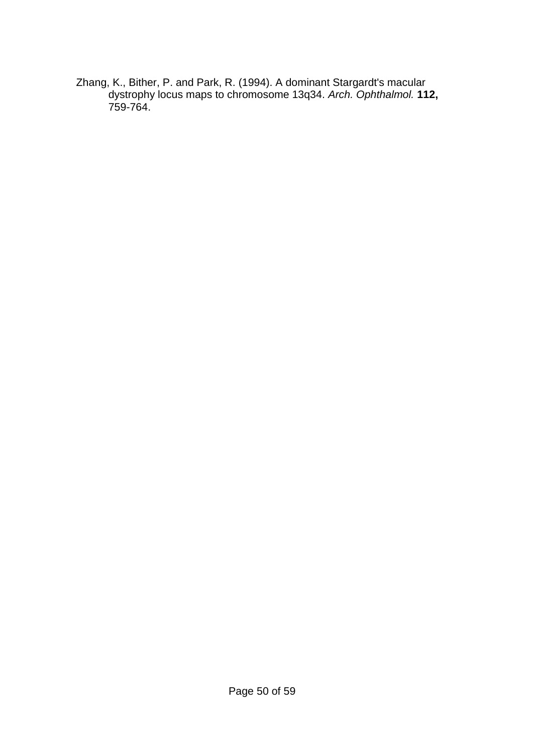Zhang, K., Bither, P. and Park, R. (1994). A dominant Stargardt's macular dystrophy locus maps to chromosome 13q34. *Arch. Ophthalmol.* **112,** 759-764.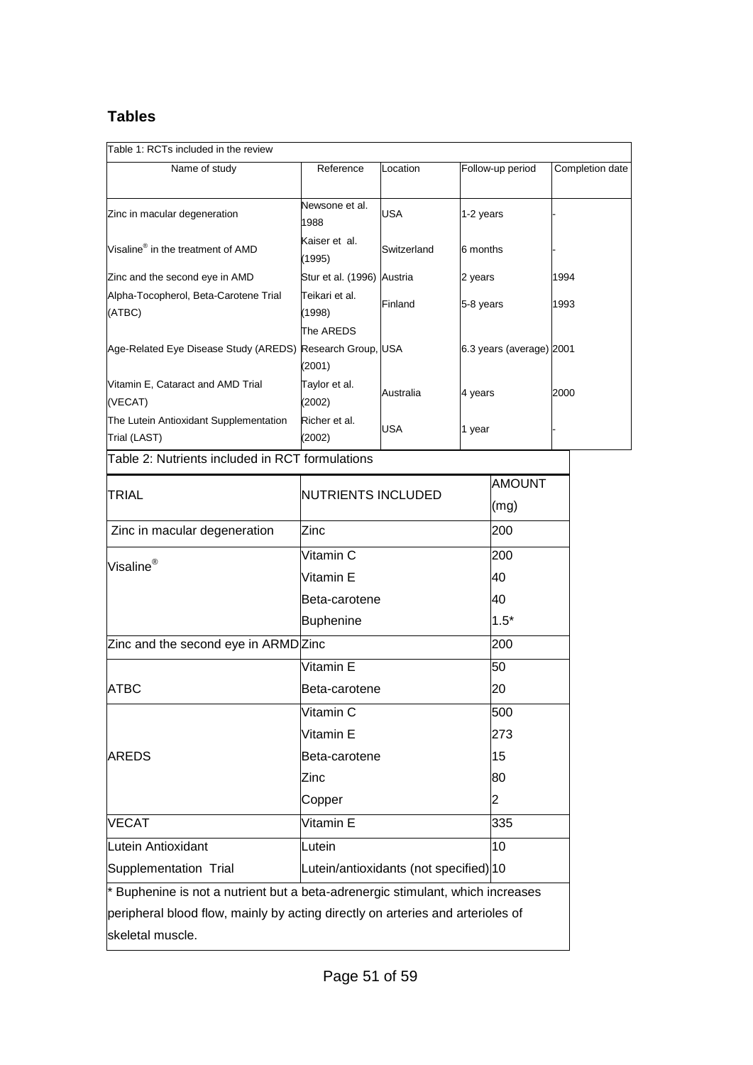## Tables

Table 1: RCTs included in the review

| Name of study | Reference | Location | Follow-up period | Completion date |
|---|---|---|---|---|
| Zinc in macular degeneration | Newsone et al. 1988 | USA | 1-2 years | - |
| Visaline® in the treatment of AMD | Kaiser et al. (1995) | Switzerland | 6 months | - |
| Zinc and the second eye in AMD | Stur et al. (1996) | Austria | 2 years | 1994 |
| Alpha-Tocopherol, Beta-Carotene Trial (ATBC) | Teikari et al. (1998) | Finland | 5-8 years | 1993 |
| Age-Related Eye Disease Study (AREDS) | The AREDS Research Group, (2001) | USA | 6.3 years (average) | 2001 |
| Vitamin E, Cataract and AMD Trial (VECAT) | Taylor et al. (2002) | Australia | 4 years | 2000 |
| The Lutein Antioxidant Supplementation Trial (LAST) | Richer et al. (2002) | USA | 1 year | - |

Table 2: Nutrients included in RCT formulations

| TRIAL | NUTRIENTS INCLUDED | AMOUNT (mg) |
|---|---|---|
| Zinc in macular degeneration | Zinc | 200 |
| Visaline® | Vitamin C | 200 |
| | Vitamin E | 40 |
| | Beta-carotene | 40 |
| | Buphenine | 1.5* |
| Zinc and the second eye in ARMD | Zinc | 200 |
| ATBC | Vitamin E | 50 |
| | Beta-carotene | 20 |
| AREDS | Vitamin C | 500 |
| | Vitamin E | 273 |
| | Beta-carotene | 15 |
| | Zinc | 80 |
| | Copper | 2 |
| VECAT | Vitamin E | 335 |
| Lutein Antioxidant Supplementation Trial | Lutein | 10 |
| | Lutein/antioxidants (not specified) | 10 |

* Buphenine is not a nutrient but a beta-adrenergic stimulant, which increases peripheral blood flow, mainly by acting directly on arteries and arterioles of skeletal muscle.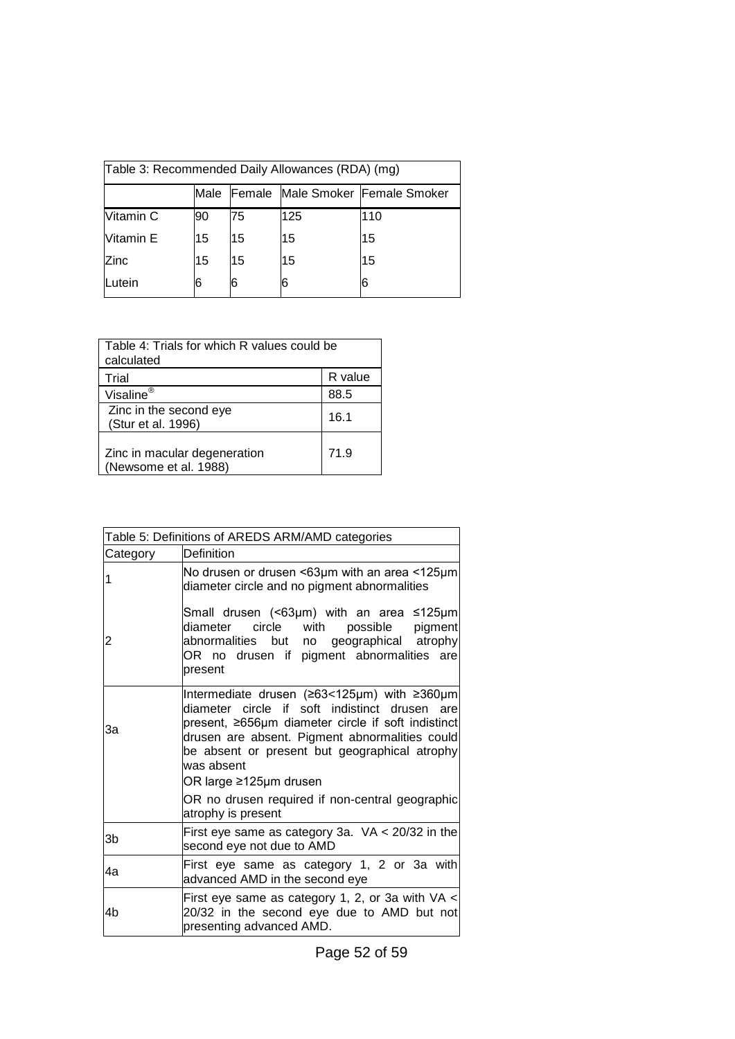| Table 3: Recommended Daily Allowances (RDA) (mg) | | | | |
|---|---|---|---|---|
| | Male | Female | Male Smoker | Female Smoker |
| Vitamin C | 90 | 75 | 125 | 110 |
| Vitamin E | 15 | 15 | 15 | 15 |
| Zinc | 15 | 15 | 15 | 15 |
| Lutein | 6 | 6 | 6 | 6 |

| Table 4: Trials for which R values could be calculated | |
|---|---|
| Trial | R value |
| Visaline® | 88.5 |
| Zinc in the second eye (Stur et al. 1996) | 16.1 |
| Zinc in macular degeneration (Newsome et al. 1988) | 71.9 |

| Table 5: Definitions of AREDS ARM/AMD categories | |
|---|---|
| Category | Definition |
| 1 | No drusen or drusen <63μm with an area <125μm diameter circle and no pigment abnormalities |
| 2 | Small drusen (<63μm) with an area ≤125μm diameter circle with possible pigment abnormalities but no geographical atrophy OR no drusen if pigment abnormalities are present |
| 3a | Intermediate drusen (≥63<125μm) with ≥360μm diameter circle if soft indistinct drusen are present, ≥656μm diameter circle if soft indistinct drusen are absent. Pigment abnormalities could be absent or present but geographical atrophy was absent<br>OR large ≥125μm drusen<br>OR no drusen required if non-central geographic atrophy is present |
| 3b | First eye same as category 3a. VA < 20/32 in the second eye not due to AMD |
| 4a | First eye same as category 1, 2 or 3a with advanced AMD in the second eye |
| 4b | First eye same as category 1, 2, or 3a with VA < 20/32 in the second eye due to AMD but not presenting advanced AMD. |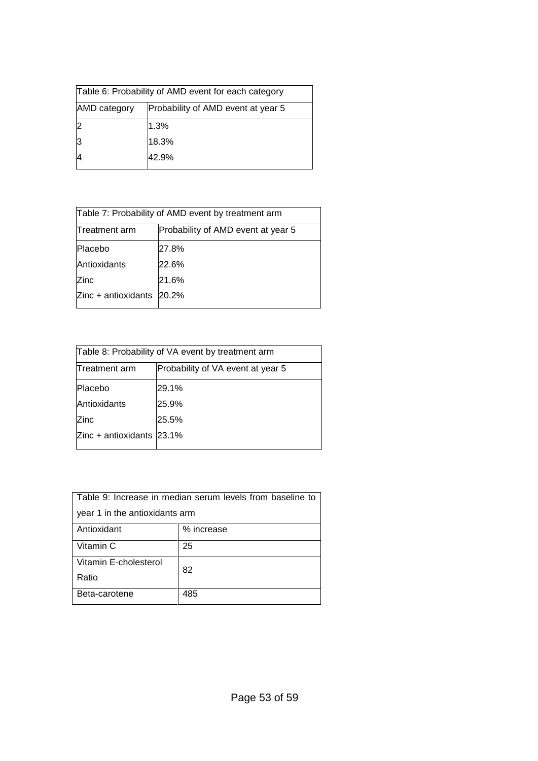Table 6: Probability of AMD event for each category

| AMD category | Probability of AMD event at year 5 |
|---|---|
| 2 | 1.3% |
| 3 | 18.3% |
| 4 | 42.9% |

Table 7: Probability of AMD event by treatment arm

| Treatment arm | Probability of AMD event at year 5 |
|---|---|
| Placebo | 27.8% |
| Antioxidants | 22.6% |
| Zinc | 21.6% |
| Zinc + antioxidants | 20.2% |

Table 8: Probability of VA event by treatment arm

| Treatment arm | Probability of VA event at year 5 |
|---|---|
| Placebo | 29.1% |
| Antioxidants | 25.9% |
| Zinc | 25.5% |
| Zinc + antioxidants | 23.1% |

Table 9: Increase in median serum levels from baseline to year 1 in the antioxidants arm

| Antioxidant | % increase |
|---|---|
| Vitamin C | 25 |
| Vitamin E-cholesterol Ratio | 82 |
| Beta-carotene | 485 |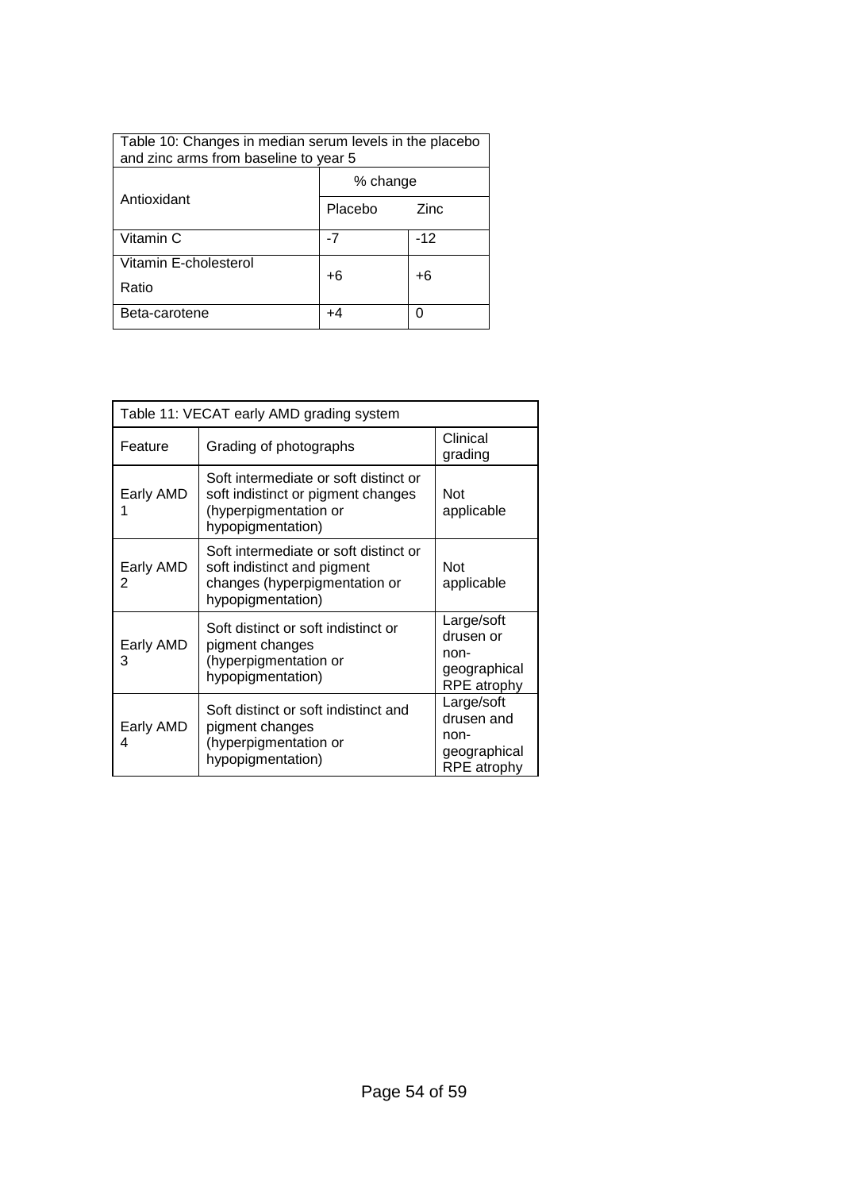Table 10: Changes in median serum levels in the placebo and zinc arms from baseline to year 5

| Antioxidant | % change | |
|---|---|---|
| | Placebo | Zinc |
| Vitamin C | -7 | -12 |
| Vitamin E-cholesterol Ratio | +6 | +6 |
| Beta-carotene | +4 | 0 |

Table 11: VECAT early AMD grading system

| Feature | Grading of photographs | Clinical grading |
|---|---|---|
| Early AMD 1 | Soft intermediate or soft distinct or soft indistinct or pigment changes (hyperpigmentation or hypopigmentation) | Not applicable |
| Early AMD 2 | Soft intermediate or soft distinct or soft indistinct and pigment changes (hyperpigmentation or hypopigmentation) | Not applicable |
| Early AMD 3 | Soft distinct or soft indistinct or pigment changes (hyperpigmentation or hypopigmentation) | Large/soft drusen or non-geographical RPE atrophy |
| Early AMD 4 | Soft distinct or soft indistinct and pigment changes (hyperpigmentation or hypopigmentation) | Large/soft drusen and non-geographical RPE atrophy |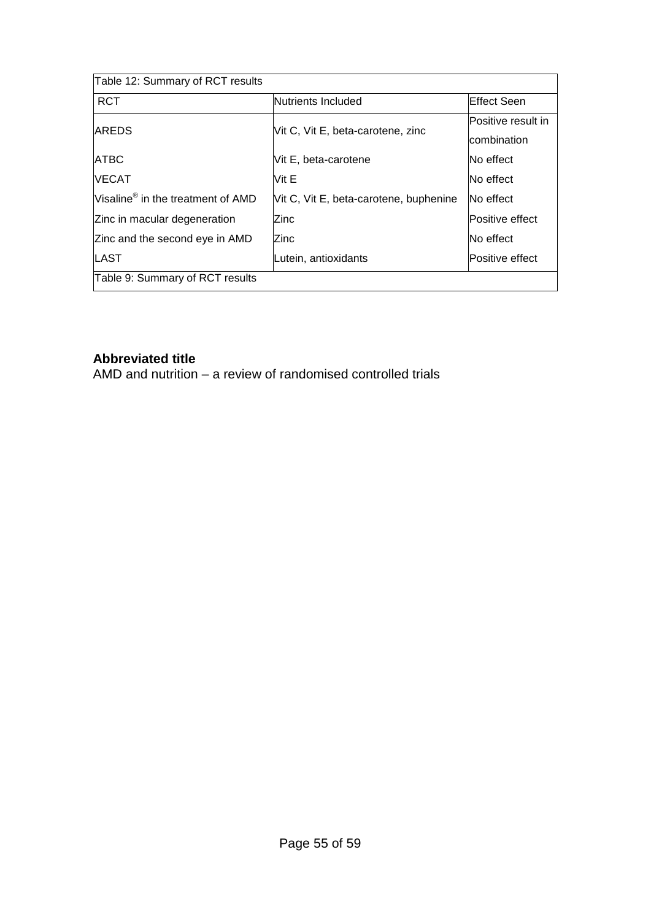Table 12: Summary of RCT results

| RCT | Nutrients Included | Effect Seen |
|---|---|---|
| AREDS | Vit C, Vit E, beta-carotene, zinc | Positive result in combination |
| ATBC | Vit E, beta-carotene | No effect |
| VECAT | Vit E | No effect |
| Visaline® in the treatment of AMD | Vit C, Vit E, beta-carotene, buphenine | No effect |
| Zinc in macular degeneration | Zinc | Positive effect |
| Zinc and the second eye in AMD | Zinc | No effect |
| LAST | Lutein, antioxidants | Positive effect |

Table 9: Summary of RCT results

**Abbreviated title**

AMD and nutrition – a review of randomised controlled trials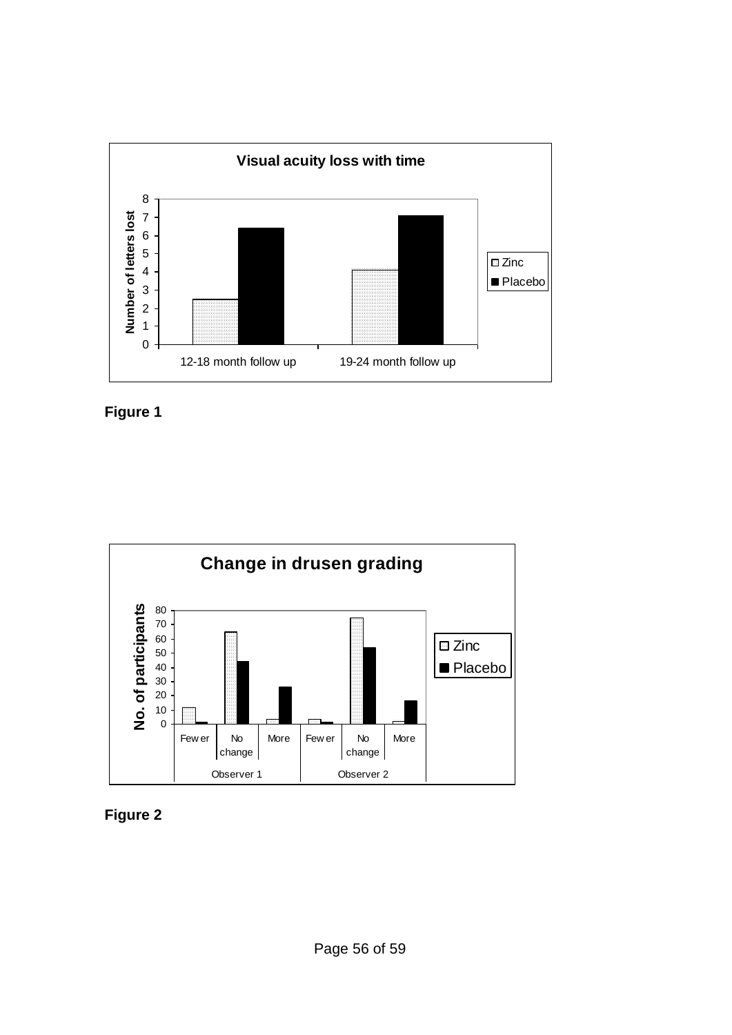**Visual acuity loss with time**

Number of letters lost

| | Zinc | Placebo |
|---|---|---|
| 12-18 month follow up | 2.5 | 6.4 |
| 19-24 month follow up | 4.1 | 7.1 |

**Figure 1**

**Change in drusen grading**

No. of participants

| | | Zinc | Placebo |
|---|---|---|---|
| Observer 1 | Fewer | 11 | 1 |
| | No change | 65 | 44 |
| | More | 3 | 26 |
| Observer 2 | Fewer | 3 | 1 |
| | No change | 75 | 54 |
| | More | 2 | 16 |

**Figure 2**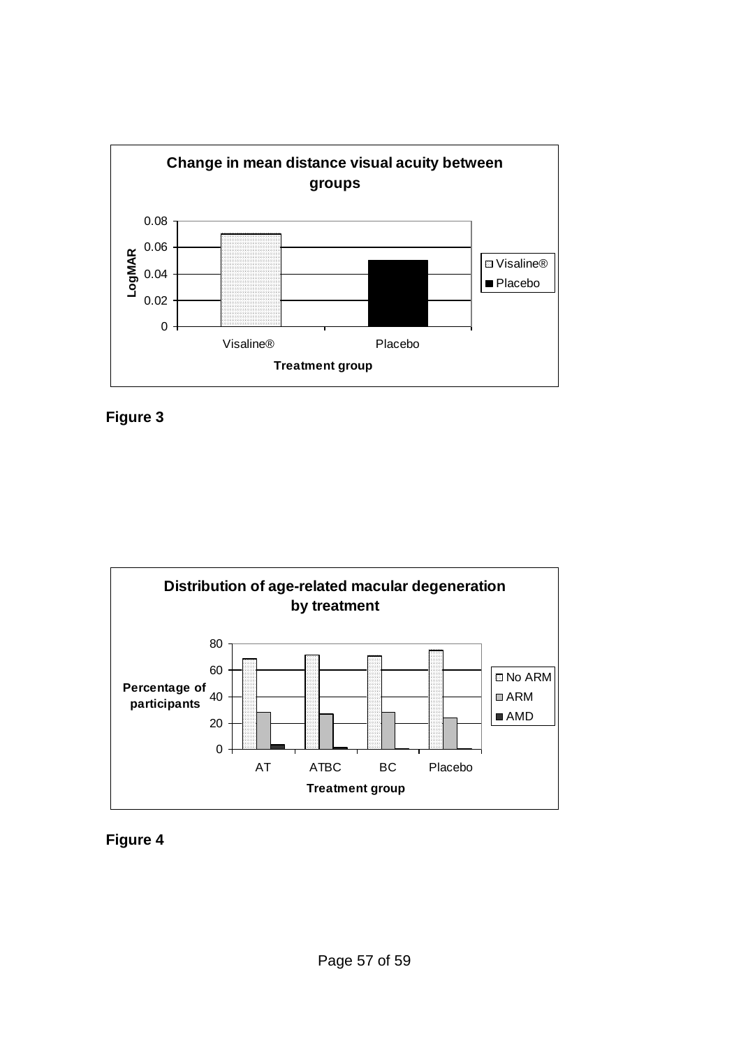**Change in mean distance visual acuity between groups**

LogMAR

0.08
0.06
0.04
0.02
0

Visaline®   Placebo

Treatment group

□ Visaline®
■ Placebo

**Figure 3**

**Distribution of age-related macular degeneration by treatment**

Percentage of participants

80
60
40
20
0

AT   ATBC   BC   Placebo

Treatment group

□ No ARM
□ ARM
■ AMD

**Figure 4**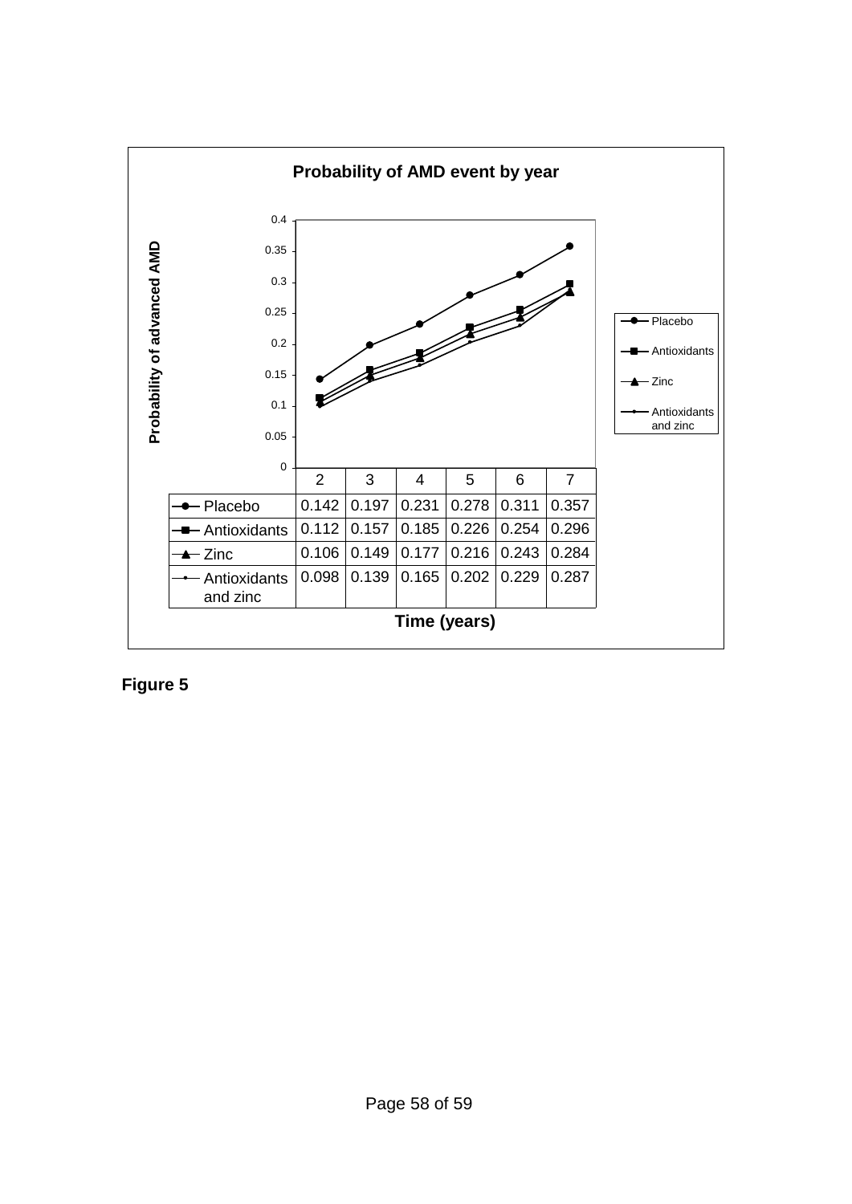**Probability of AMD event by year**

| Time (years) | 2 | 3 | 4 | 5 | 6 | 7 |
|---|---|---|---|---|---|---|
| Placebo | 0.142 | 0.197 | 0.231 | 0.278 | 0.311 | 0.357 |
| Antioxidants | 0.112 | 0.157 | 0.185 | 0.226 | 0.254 | 0.296 |
| Zinc | 0.106 | 0.149 | 0.177 | 0.216 | 0.243 | 0.284 |
| Antioxidants and zinc | 0.098 | 0.139 | 0.165 | 0.202 | 0.229 | 0.287 |

**Figure 5**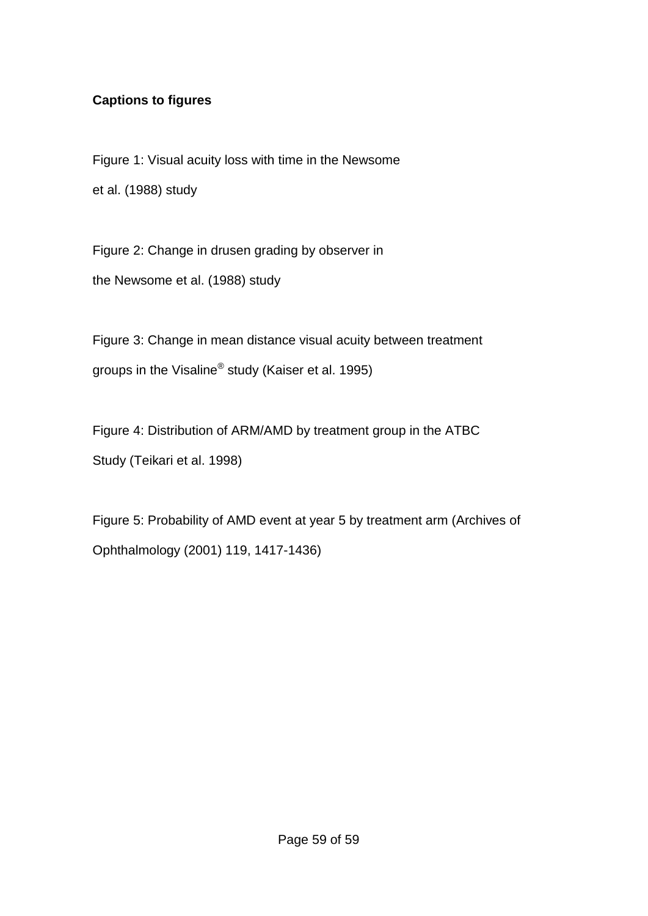**Captions to figures**

Figure 1: Visual acuity loss with time in the Newsome et al. (1988) study

Figure 2: Change in drusen grading by observer in the Newsome et al. (1988) study

Figure 3: Change in mean distance visual acuity between treatment groups in the Visaline® study (Kaiser et al. 1995)

Figure 4: Distribution of ARM/AMD by treatment group in the ATBC Study (Teikari et al. 1998)

Figure 5: Probability of AMD event at year 5 by treatment arm (Archives of Ophthalmology (2001) 119, 1417-1436)